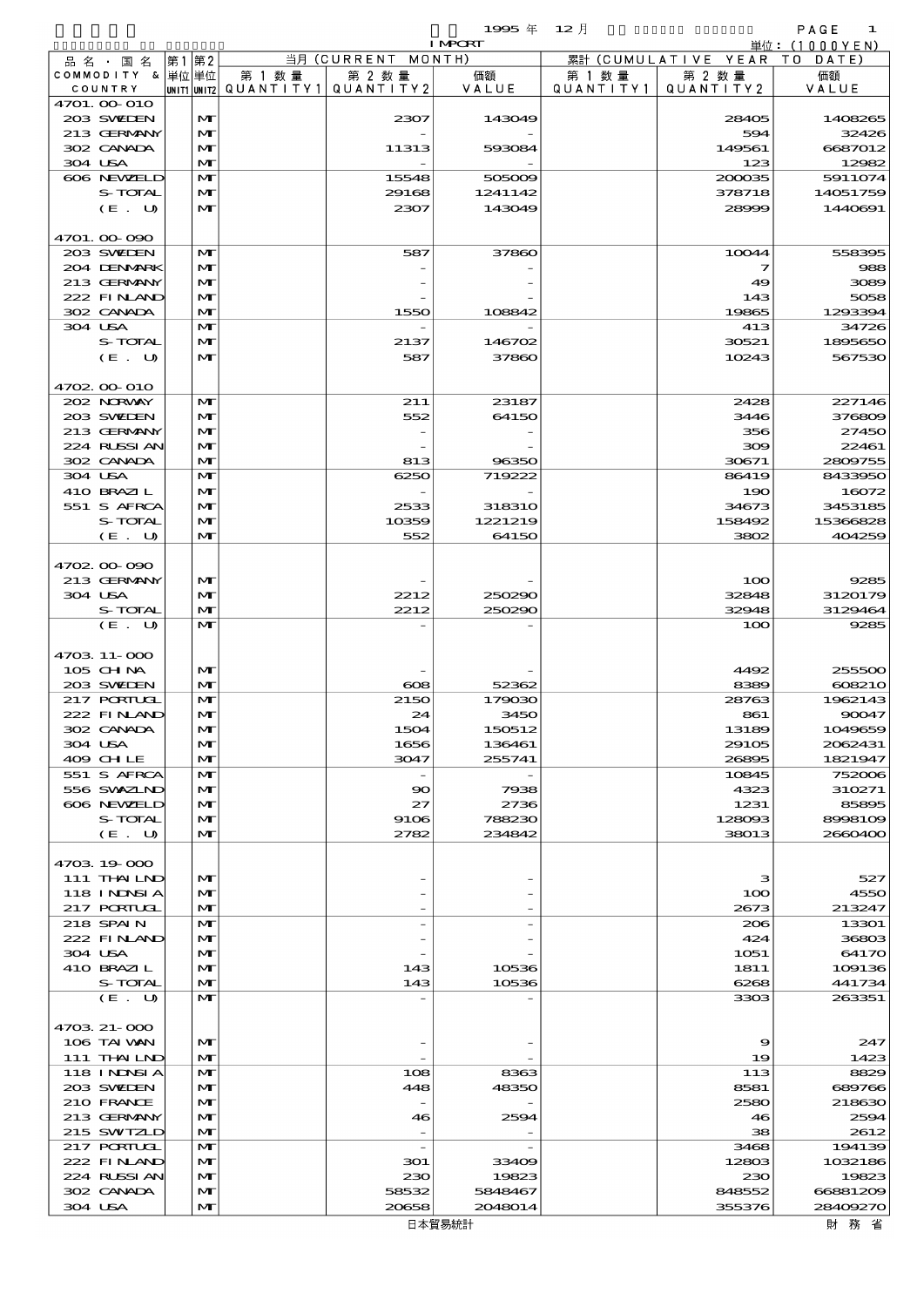1995 年 12 月 IMPORT

単位：(1000YEN)

| 品名・国名 COMMODITY & COUNTRY | 第1 単位 UNIT1 | 第2 単位 UNIT2 | 当月 (CURRENT MONTH) 第1数量 QUANTITY1 | 第2数量 QUANTITY2 | 価額 VALUE | 累計 (CUMULATIVE YEAR TO DATE) 第1数量 QUANTITY1 | 第2数量 QUANTITY2 | 価額 VALUE |
|---|---|---|---|---|---|---|---|---|
| 4701.00-010 | | | | | | | | |
| 203 SWEDEN | | MT | | 2307 | 143049 | | 28405 | 1408265 |
| 213 GERMANY | | MT | | - | - | | 594 | 32426 |
| 302 CANADA | | MT | | 11313 | 593084 | | 149561 | 6687012 |
| 304 USA | | MT | | - | - | | 123 | 12982 |
| 606 NEWZELD | | MT | | 15548 | 505009 | | 200035 | 5911074 |
| S-TOTAL | | MT | | 29168 | 1241142 | | 378718 | 14051759 |
| (E. U) | | MT | | 2307 | 143049 | | 28999 | 1440691 |
| 4701.00-090 | | | | | | | | |
| 203 SWEDEN | | MT | | 587 | 37860 | | 10044 | 558395 |
| 204 DENMARK | | MT | | - | - | | 7 | 988 |
| 213 GERMANY | | MT | | - | - | | 49 | 3089 |
| 222 FINLAND | | MT | | - | - | | 143 | 5058 |
| 302 CANADA | | MT | | 1550 | 108842 | | 19865 | 1293394 |
| 304 USA | | MT | | - | - | | 413 | 34726 |
| S-TOTAL | | MT | | 2137 | 146702 | | 30521 | 1895650 |
| (E. U) | | MT | | 587 | 37860 | | 10243 | 567530 |
| 4702.00-010 | | | | | | | | |
| 202 NORWAY | | MT | | 211 | 23187 | | 2428 | 227146 |
| 203 SWEDEN | | MT | | 552 | 64150 | | 3446 | 376809 |
| 213 GERMANY | | MT | | - | - | | 356 | 27450 |
| 224 RUSSIAN | | MT | | - | - | | 309 | 22461 |
| 302 CANADA | | MT | | 813 | 96350 | | 30671 | 2809755 |
| 304 USA | | MT | | 6250 | 719222 | | 86419 | 8433950 |
| 410 BRAZIL | | MT | | - | - | | 190 | 16072 |
| 551 S AFRCA | | MT | | 2533 | 318310 | | 34673 | 3453185 |
| S-TOTAL | | MT | | 10359 | 1221219 | | 158492 | 15366828 |
| (E. U) | | MT | | 552 | 64150 | | 3802 | 404259 |
| 4702.00-090 | | | | | | | | |
| 213 GERMANY | | MT | | - | - | | 100 | 9285 |
| 304 USA | | MT | | 2212 | 250290 | | 32848 | 3120179 |
| S-TOTAL | | MT | | 2212 | 250290 | | 32948 | 3129464 |
| (E. U) | | MT | | - | - | | 100 | 9285 |
| 4703.11-000 | | | | | | | | |
| 105 CHINA | | MT | | - | - | | 4492 | 255500 |
| 203 SWEDEN | | MT | | 608 | 52362 | | 8389 | 608210 |
| 217 PORTUGL | | MT | | 2150 | 179030 | | 28763 | 1962143 |
| 222 FINLAND | | MT | | 24 | 3450 | | 861 | 90047 |
| 302 CANADA | | MT | | 1504 | 150512 | | 13189 | 1049659 |
| 304 USA | | MT | | 1656 | 136461 | | 29105 | 2062431 |
| 409 CHILE | | MT | | 3047 | 255741 | | 26895 | 1821947 |
| 551 S AFRCA | | MT | | - | - | | 10845 | 752006 |
| 556 SWAZLND | | MT | | 90 | 7938 | | 4323 | 310271 |
| 606 NEWZELD | | MT | | 27 | 2736 | | 1231 | 85895 |
| S-TOTAL | | MT | | 9106 | 788230 | | 128093 | 8998109 |
| (E. U) | | MT | | 2782 | 234842 | | 38013 | 2660400 |
| 4703.19-000 | | | | | | | | |
| 111 THAILND | | MT | | - | - | | 3 | 527 |
| 118 INDNSIA | | MT | | - | - | | 100 | 4550 |
| 217 PORTUGL | | MT | | - | - | | 2673 | 213247 |
| 218 SPAIN | | MT | | - | - | | 206 | 13301 |
| 222 FINLAND | | MT | | - | - | | 424 | 36803 |
| 304 USA | | MT | | - | - | | 1051 | 64170 |
| 410 BRAZIL | | MT | | 143 | 10536 | | 1811 | 109136 |
| S-TOTAL | | MT | | 143 | 10536 | | 6268 | 441734 |
| (E. U) | | MT | | - | - | | 3303 | 263351 |
| 4703.21-000 | | | | | | | | |
| 106 TAIWAN | | MT | | - | - | | 9 | 247 |
| 111 THAILND | | MT | | - | - | | 19 | 1423 |
| 118 INDNSIA | | MT | | 108 | 8363 | | 113 | 8829 |
| 203 SWEDEN | | MT | | 448 | 48350 | | 8581 | 689766 |
| 210 FRANCE | | MT | | - | - | | 2580 | 218630 |
| 213 GERMANY | | MT | | 46 | 2594 | | 46 | 2594 |
| 215 SWITZLD | | MT | | - | - | | 38 | 2612 |
| 217 PORTUGL | | MT | | - | - | | 3468 | 194139 |
| 222 FINLAND | | MT | | 301 | 33409 | | 12803 | 1032186 |
| 224 RUSSIAN | | MT | | 230 | 19823 | | 230 | 19823 |
| 302 CANADA | | MT | | 58532 | 5848467 | | 848552 | 66881209 |
| 304 USA | | MT | | 20658 | 2048014 | | 355376 | 28409270 |

日本貿易統計　財務省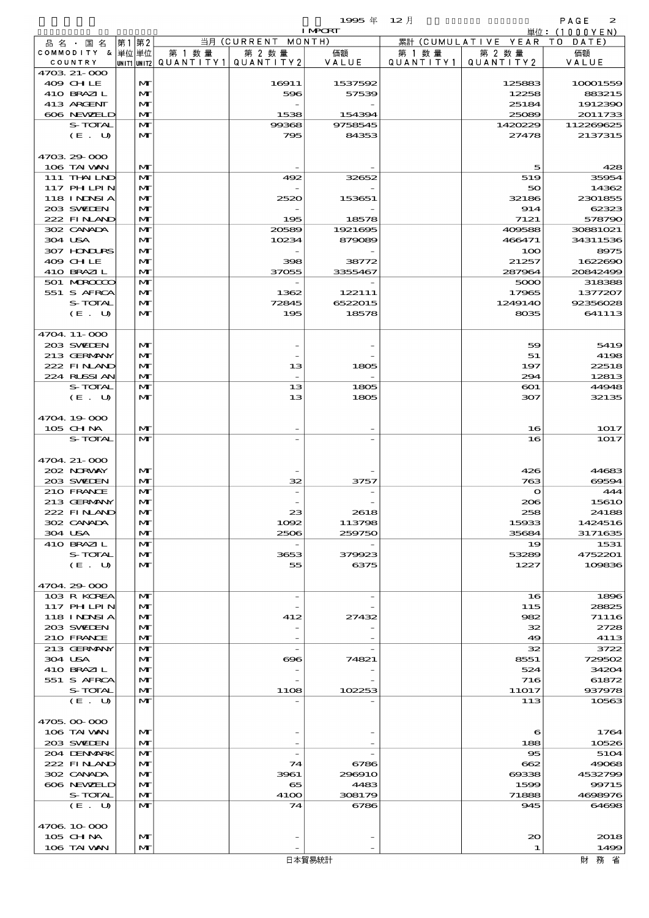| 品名・国名 COMMODITY & COUNTRY | 第1 単位 UNIT1 | 第2 単位 UNIT2 | 当月 (CURRENT MONTH) 第1数量 QUANTITY1 | 第2数量 QUANTITY2 | 価額 VALUE | 累計 (CUMULATIVE YEAR TO DATE) 第1数量 QUANTITY1 | 第2数量 QUANTITY2 | 価額 VALUE |
|---|---|---|---|---|---|---|---|---|
| 4703.21-000 | | | | | | | | |
| 409 CHILE | | MT | | 16911 | 1537592 | | 125883 | 10001559 |
| 410 BRAZIL | | MT | | 596 | 57539 | | 12258 | 883215 |
| 413 ARGENT | | MT | | - | - | | 25184 | 1912390 |
| 606 NEWZELD | | MT | | 1538 | 154394 | | 25089 | 2011733 |
| S-TOTAL | | MT | | 99368 | 9758545 | | 1420229 | 112269625 |
| (E. U) | | MT | | 795 | 84353 | | 27478 | 2137315 |
| 4703.29-000 | | | | | | | | |
| 106 TAIWAN | | MT | | - | - | | 5 | 428 |
| 111 THAILND | | MT | | 492 | 32652 | | 519 | 35954 |
| 117 PHILPIN | | MT | | - | - | | 50 | 14362 |
| 118 INDNSIA | | MT | | 2520 | 153651 | | 32186 | 2301855 |
| 203 SWEDEN | | MT | | - | - | | 914 | 62323 |
| 222 FINLAND | | MT | | 195 | 18578 | | 7121 | 578790 |
| 302 CANADA | | MT | | 20589 | 1921695 | | 409588 | 30881021 |
| 304 USA | | MT | | 10234 | 879089 | | 466471 | 34311536 |
| 307 HONDURS | | MT | | - | - | | 100 | 8975 |
| 409 CHILE | | MT | | 398 | 38772 | | 21257 | 1622690 |
| 410 BRAZIL | | MT | | 37055 | 3355467 | | 287964 | 20842499 |
| 501 MOROCCO | | MT | | - | - | | 5000 | 318388 |
| 551 S AFRCA | | MT | | 1362 | 122111 | | 17965 | 1377207 |
| S-TOTAL | | MT | | 72845 | 6522015 | | 1249140 | 92356028 |
| (E. U) | | MT | | 195 | 18578 | | 8035 | 641113 |
| 4704.11-000 | | | | | | | | |
| 203 SWEDEN | | MT | | - | - | | 59 | 5419 |
| 213 GERMANY | | MT | | - | - | | 51 | 4198 |
| 222 FINLAND | | MT | | 13 | 1805 | | 197 | 22518 |
| 224 RUSSIAN | | MT | | - | - | | 294 | 12813 |
| S-TOTAL | | MT | | 13 | 1805 | | 601 | 44948 |
| (E. U) | | MT | | 13 | 1805 | | 307 | 32135 |
| 4704.19-000 | | | | | | | | |
| 105 CHINA | | MT | | - | - | | 16 | 1017 |
| S-TOTAL | | MT | | - | - | | 16 | 1017 |
| 4704.21-000 | | | | | | | | |
| 202 NORWAY | | MT | | - | - | | 426 | 44683 |
| 203 SWEDEN | | MT | | 32 | 3757 | | 763 | 69594 |
| 210 FRANCE | | MT | | - | - | | 0 | 444 |
| 213 GERMANY | | MT | | - | - | | 206 | 15610 |
| 222 FINLAND | | MT | | 23 | 2618 | | 258 | 24188 |
| 302 CANADA | | MT | | 1092 | 113798 | | 15933 | 1424516 |
| 304 USA | | MT | | 2506 | 259750 | | 35684 | 3171635 |
| 410 BRAZIL | | MT | | - | - | | 19 | 1531 |
| S-TOTAL | | MT | | 3653 | 379923 | | 53289 | 4752201 |
| (E. U) | | MT | | 55 | 6375 | | 1227 | 109836 |
| 4704.29-000 | | | | | | | | |
| 103 R KOREA | | MT | | - | - | | 16 | 1896 |
| 117 PHILPIN | | MT | | - | - | | 115 | 28825 |
| 118 INDNSIA | | MT | | 412 | 27432 | | 982 | 71116 |
| 203 SWEDEN | | MT | | - | - | | 32 | 2728 |
| 210 FRANCE | | MT | | - | - | | 49 | 4113 |
| 213 GERMANY | | MT | | - | - | | 32 | 3722 |
| 304 USA | | MT | | 696 | 74821 | | 8551 | 729502 |
| 410 BRAZIL | | MT | | - | - | | 524 | 34204 |
| 551 S AFRCA | | MT | | - | - | | 716 | 61872 |
| S-TOTAL | | MT | | 1108 | 102253 | | 11017 | 937978 |
| (E. U) | | MT | | - | - | | 113 | 10563 |
| 4705.00-000 | | | | | | | | |
| 106 TAIWAN | | MT | | - | - | | 6 | 1764 |
| 203 SWEDEN | | MT | | - | - | | 188 | 10526 |
| 204 DENMARK | | MT | | - | - | | 95 | 5104 |
| 222 FINLAND | | MT | | 74 | 6786 | | 662 | 49068 |
| 302 CANADA | | MT | | 3961 | 296910 | | 69338 | 4532799 |
| 606 NEWZELD | | MT | | 65 | 4483 | | 1599 | 99715 |
| S-TOTAL | | MT | | 4100 | 308179 | | 71888 | 4698976 |
| (E. U) | | MT | | 74 | 6786 | | 945 | 64698 |
| 4706.10-000 | | | | | | | | |
| 105 CHINA | | MT | | - | - | | 20 | 2018 |
| 106 TAIWAN | | MT | | - | - | | 1 | 1499 |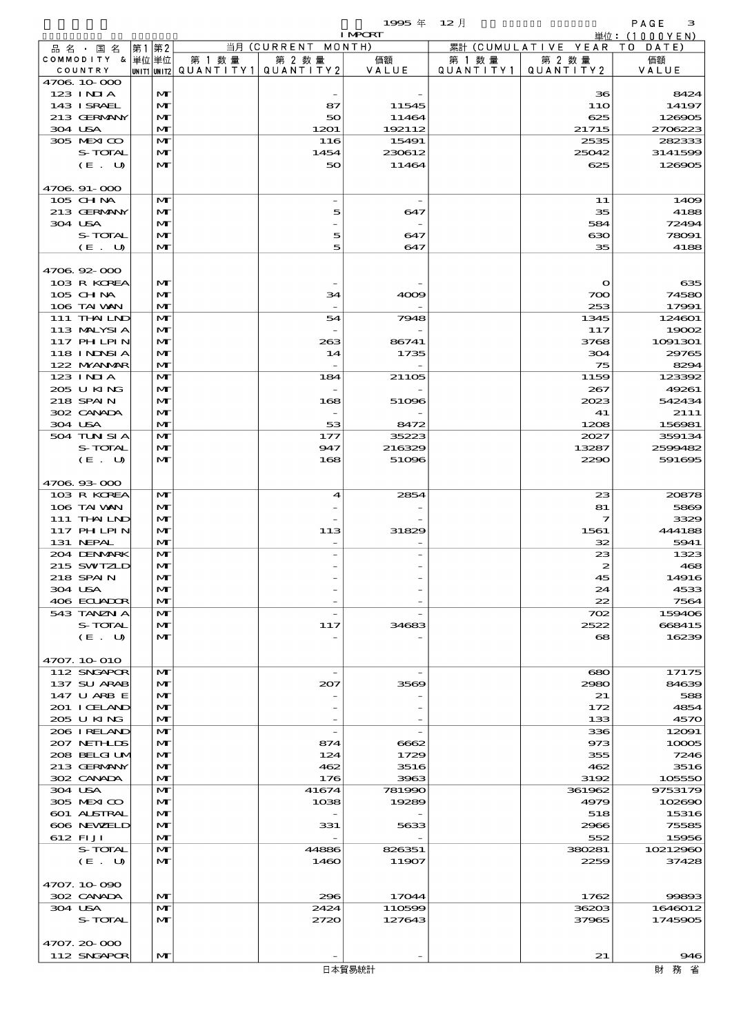| 品名・国名 COMMODITY & COUNTRY | 第1 単位 UNIT1 | 第2 単位 UNIT2 | 当月 (CURRENT MONTH) 第1数量 QUANTITY1 | 第2数量 QUANTITY2 | 価額 VALUE | 累計 (CUMULATIVE YEAR TO DATE) 第1数量 QUANTITY1 | 第2数量 QUANTITY2 | 価額 VALUE |
|---|---|---|---|---|---|---|---|---|
| 4706.10-000 | | | | | | | | |
| 123 INDIA | | MT | | - | - | | 36 | 8424 |
| 143 ISRAEL | | MT | | 87 | 11545 | | 110 | 14197 |
| 213 GERMANY | | MT | | 50 | 11464 | | 625 | 126905 |
| 304 USA | | MT | | 1201 | 192112 | | 21715 | 2706223 |
| 305 MEXICO | | MT | | 116 | 15491 | | 2535 | 282333 |
| S-TOTAL | | MT | | 1454 | 230612 | | 25042 | 3141599 |
| (E. U) | | MT | | 50 | 11464 | | 625 | 126905 |
| 4706.91-000 | | | | | | | | |
| 105 CHINA | | MT | | - | - | | 11 | 1409 |
| 213 GERMANY | | MT | | 5 | 647 | | 35 | 4188 |
| 304 USA | | MT | | - | - | | 584 | 72494 |
| S-TOTAL | | MT | | 5 | 647 | | 630 | 78091 |
| (E. U) | | MT | | 5 | 647 | | 35 | 4188 |
| 4706.92-000 | | | | | | | | |
| 103 R KOREA | | MT | | - | - | | 0 | 635 |
| 105 CHINA | | MT | | 34 | 4009 | | 700 | 74580 |
| 106 TAIWAN | | MT | | - | - | | 253 | 17991 |
| 111 THAILND | | MT | | 54 | 7948 | | 1345 | 124601 |
| 113 MALYSIA | | MT | | - | - | | 117 | 19002 |
| 117 PHLPIN | | MT | | 263 | 86741 | | 3768 | 1091301 |
| 118 INDNSIA | | MT | | 14 | 1735 | | 304 | 29765 |
| 122 MYANMAR | | MT | | - | - | | 75 | 8294 |
| 123 INDIA | | MT | | 184 | 21105 | | 1159 | 123392 |
| 205 U KING | | MT | | - | - | | 267 | 49261 |
| 218 SPAIN | | MT | | 168 | 51096 | | 2023 | 542434 |
| 302 CANADA | | MT | | - | - | | 41 | 2111 |
| 304 USA | | MT | | 53 | 8472 | | 1208 | 156981 |
| 504 TUNISIA | | MT | | 177 | 35223 | | 2027 | 359134 |
| S-TOTAL | | MT | | 947 | 216329 | | 13287 | 2599482 |
| (E. U) | | MT | | 168 | 51096 | | 2290 | 591695 |
| 4706.93-000 | | | | | | | | |
| 103 R KOREA | | MT | | 4 | 2854 | | 23 | 20878 |
| 106 TAIWAN | | MT | | - | - | | 81 | 5869 |
| 111 THAILND | | MT | | - | - | | 7 | 3329 |
| 117 PHLPIN | | MT | | 113 | 31829 | | 1561 | 444188 |
| 131 NEPAL | | MT | | - | - | | 32 | 5941 |
| 204 DENMARK | | MT | | - | - | | 23 | 1323 |
| 215 SWITZLD | | MT | | - | - | | 2 | 468 |
| 218 SPAIN | | MT | | - | - | | 45 | 14916 |
| 304 USA | | MT | | - | - | | 24 | 4533 |
| 406 ECUADOR | | MT | | - | - | | 22 | 7564 |
| 543 TANZNIA | | MT | | - | - | | 702 | 159406 |
| S-TOTAL | | MT | | 117 | 34683 | | 2522 | 668415 |
| (E. U) | | MT | | - | - | | 68 | 16239 |
| 4707.10-010 | | | | | | | | |
| 112 SNGAPOR | | MT | | - | - | | 680 | 17175 |
| 137 SU ARAB | | MT | | 207 | 3569 | | 2980 | 84639 |
| 147 U ARB E | | MT | | - | - | | 21 | 588 |
| 201 ICELAND | | MT | | - | - | | 172 | 4854 |
| 205 U KING | | MT | | - | - | | 133 | 4570 |
| 206 IRELAND | | MT | | - | - | | 336 | 12091 |
| 207 NETHLDS | | MT | | 874 | 6662 | | 973 | 10005 |
| 208 BELGIUM | | MT | | 124 | 1729 | | 355 | 7246 |
| 213 GERMANY | | MT | | 462 | 3516 | | 462 | 3516 |
| 302 CANADA | | MT | | 176 | 3963 | | 3192 | 105550 |
| 304 USA | | MT | | 41674 | 781990 | | 361962 | 9753179 |
| 305 MEXICO | | MT | | 1038 | 19289 | | 4979 | 102690 |
| 601 AUSTRAL | | MT | | - | - | | 518 | 15316 |
| 606 NEWZELD | | MT | | 331 | 5633 | | 2966 | 75585 |
| 612 FIJI | | MT | | - | - | | 552 | 15956 |
| S-TOTAL | | MT | | 44886 | 826351 | | 380281 | 10212960 |
| (E. U) | | MT | | 1460 | 11907 | | 2259 | 37428 |
| 4707.10-090 | | | | | | | | |
| 302 CANADA | | MT | | 296 | 17044 | | 1762 | 99893 |
| 304 USA | | MT | | 2424 | 110599 | | 36203 | 1646012 |
| S-TOTAL | | MT | | 2720 | 127643 | | 37965 | 1745905 |
| 4707.20-000 | | | | | | | | |
| 112 SNGAPOR | | MT | | - | - | | 21 | 946 |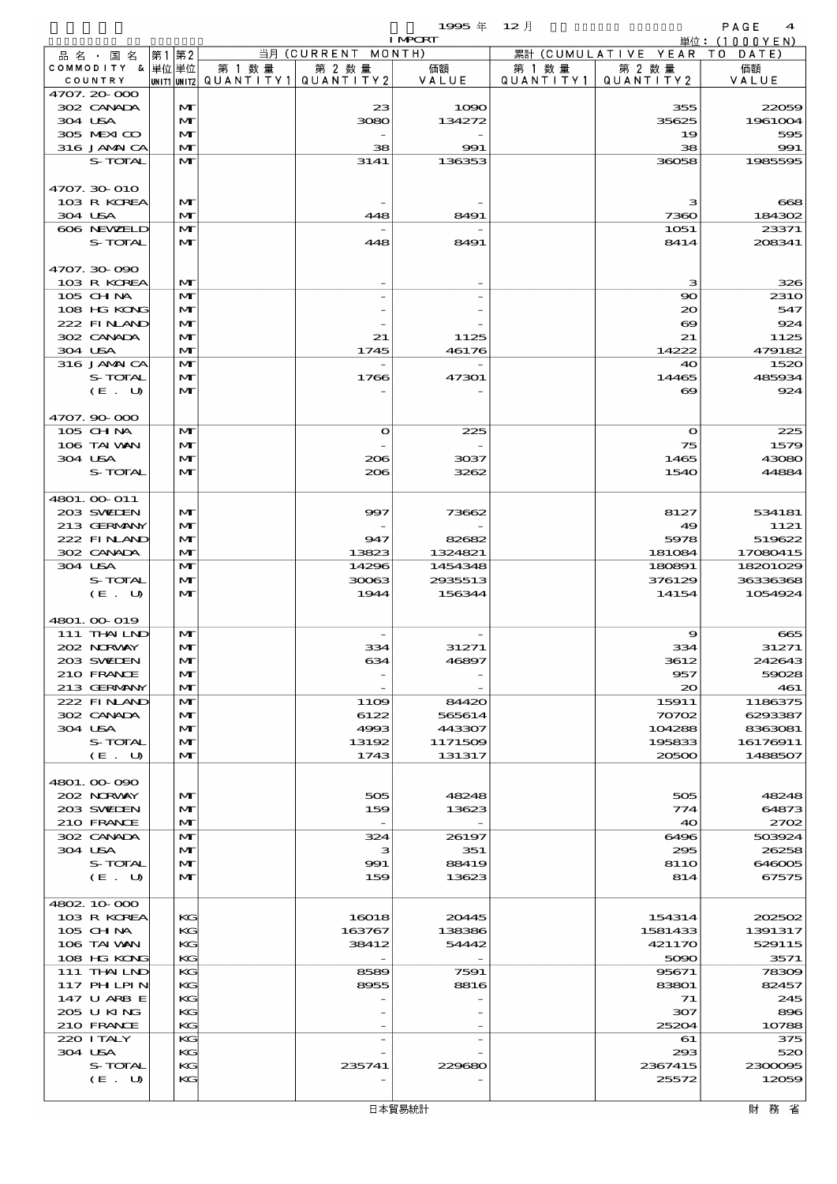1995 年 12 月 IMPORT

単位：(1000YEN)

| 品名・国名 COMMODITY & COUNTRY | 第1 単位 UNIT1 | 第2 単位 UNIT2 | 当月 (CURRENT MONTH) 第1数量 QUANTITY1 | 第2数量 QUANTITY2 | 価額 VALUE | 累計 (CUMULATIVE YEAR TO DATE) 第1数量 QUANTITY1 | 第2数量 QUANTITY2 | 価額 VALUE |
|---|---|---|---|---|---|---|---|---|
| 4707.20-000 | | | | | | | | |
| 302 CANADA | | MT | | 23 | 1090 | | 355 | 22059 |
| 304 USA | | MT | | 3080 | 134272 | | 35625 | 1961004 |
| 305 MEXICO | | MT | | - | - | | 19 | 595 |
| 316 JAMAICA | | MT | | 38 | 991 | | 38 | 991 |
| S-TOTAL | | MT | | 3141 | 136353 | | 36058 | 1985595 |
| 4707.30-010 | | | | | | | | |
| 103 R KOREA | | MT | | - | - | | 3 | 668 |
| 304 USA | | MT | | 448 | 8491 | | 7360 | 184302 |
| 606 NEWZELD | | MT | | - | - | | 1051 | 23371 |
| S-TOTAL | | MT | | 448 | 8491 | | 8414 | 208341 |
| 4707.30-090 | | | | | | | | |
| 103 R KOREA | | MT | | - | - | | 3 | 326 |
| 105 CHINA | | MT | | - | - | | 90 | 2310 |
| 108 HG KONG | | MT | | - | - | | 20 | 547 |
| 222 FINLAND | | MT | | - | - | | 69 | 924 |
| 302 CANADA | | MT | | 21 | 1125 | | 21 | 1125 |
| 304 USA | | MT | | 1745 | 46176 | | 14222 | 479182 |
| 316 JAMAICA | | MT | | - | - | | 40 | 1520 |
| S-TOTAL | | MT | | 1766 | 47301 | | 14465 | 485934 |
| (E. U) | | MT | | - | - | | 69 | 924 |
| 4707.90-000 | | | | | | | | |
| 105 CHINA | | MT | | 0 | 225 | | 0 | 225 |
| 106 TAIWAN | | MT | | - | - | | 75 | 1579 |
| 304 USA | | MT | | 206 | 3037 | | 1465 | 43080 |
| S-TOTAL | | MT | | 206 | 3262 | | 1540 | 44884 |
| 4801.00-011 | | | | | | | | |
| 203 SWEDEN | | MT | | 997 | 73662 | | 8127 | 534181 |
| 213 GERMANY | | MT | | - | - | | 49 | 1121 |
| 222 FINLAND | | MT | | 947 | 82682 | | 5978 | 519622 |
| 302 CANADA | | MT | | 13823 | 1324821 | | 181084 | 17080415 |
| 304 USA | | MT | | 14296 | 1454348 | | 180891 | 18201029 |
| S-TOTAL | | MT | | 30063 | 2935513 | | 376129 | 36336368 |
| (E. U) | | MT | | 1944 | 156344 | | 14154 | 1054924 |
| 4801.00-019 | | | | | | | | |
| 111 THAILND | | MT | | - | - | | 9 | 665 |
| 202 NORWAY | | MT | | 334 | 31271 | | 334 | 31271 |
| 203 SWEDEN | | MT | | 634 | 46897 | | 3612 | 242643 |
| 210 FRANCE | | MT | | - | - | | 957 | 59028 |
| 213 GERMANY | | MT | | - | - | | 20 | 461 |
| 222 FINLAND | | MT | | 1109 | 84420 | | 15911 | 1186375 |
| 302 CANADA | | MT | | 6122 | 565614 | | 70702 | 6293387 |
| 304 USA | | MT | | 4993 | 443307 | | 104288 | 8363081 |
| S-TOTAL | | MT | | 13192 | 1171509 | | 195833 | 16176911 |
| (E. U) | | MT | | 1743 | 131317 | | 20500 | 1488507 |
| 4801.00-090 | | | | | | | | |
| 202 NORWAY | | MT | | 505 | 48248 | | 505 | 48248 |
| 203 SWEDEN | | MT | | 159 | 13623 | | 774 | 64873 |
| 210 FRANCE | | MT | | - | - | | 40 | 2702 |
| 302 CANADA | | MT | | 324 | 26197 | | 6496 | 503924 |
| 304 USA | | MT | | 3 | 351 | | 295 | 26258 |
| S-TOTAL | | MT | | 991 | 88419 | | 8110 | 646005 |
| (E. U) | | MT | | 159 | 13623 | | 814 | 67575 |
| 4802.10-000 | | | | | | | | |
| 103 R KOREA | | KG | | 16018 | 20445 | | 154314 | 202502 |
| 105 CHINA | | KG | | 163767 | 138386 | | 1581433 | 1391317 |
| 106 TAIWAN | | KG | | 38412 | 54442 | | 421170 | 529115 |
| 108 HG KONG | | KG | | - | - | | 5090 | 3571 |
| 111 THAILND | | KG | | 8589 | 7591 | | 95671 | 78309 |
| 117 PHILPIN | | KG | | 8955 | 8816 | | 83801 | 82457 |
| 147 U ARB E | | KG | | - | - | | 71 | 245 |
| 205 U KING | | KG | | - | - | | 307 | 896 |
| 210 FRANCE | | KG | | - | - | | 25204 | 10788 |
| 220 ITALY | | KG | | - | - | | 61 | 375 |
| 304 USA | | KG | | - | - | | 293 | 520 |
| S-TOTAL | | KG | | 235741 | 229680 | | 2367415 | 2300095 |
| (E. U) | | KG | | - | - | | 25572 | 12059 |

日本貿易統計　　財務省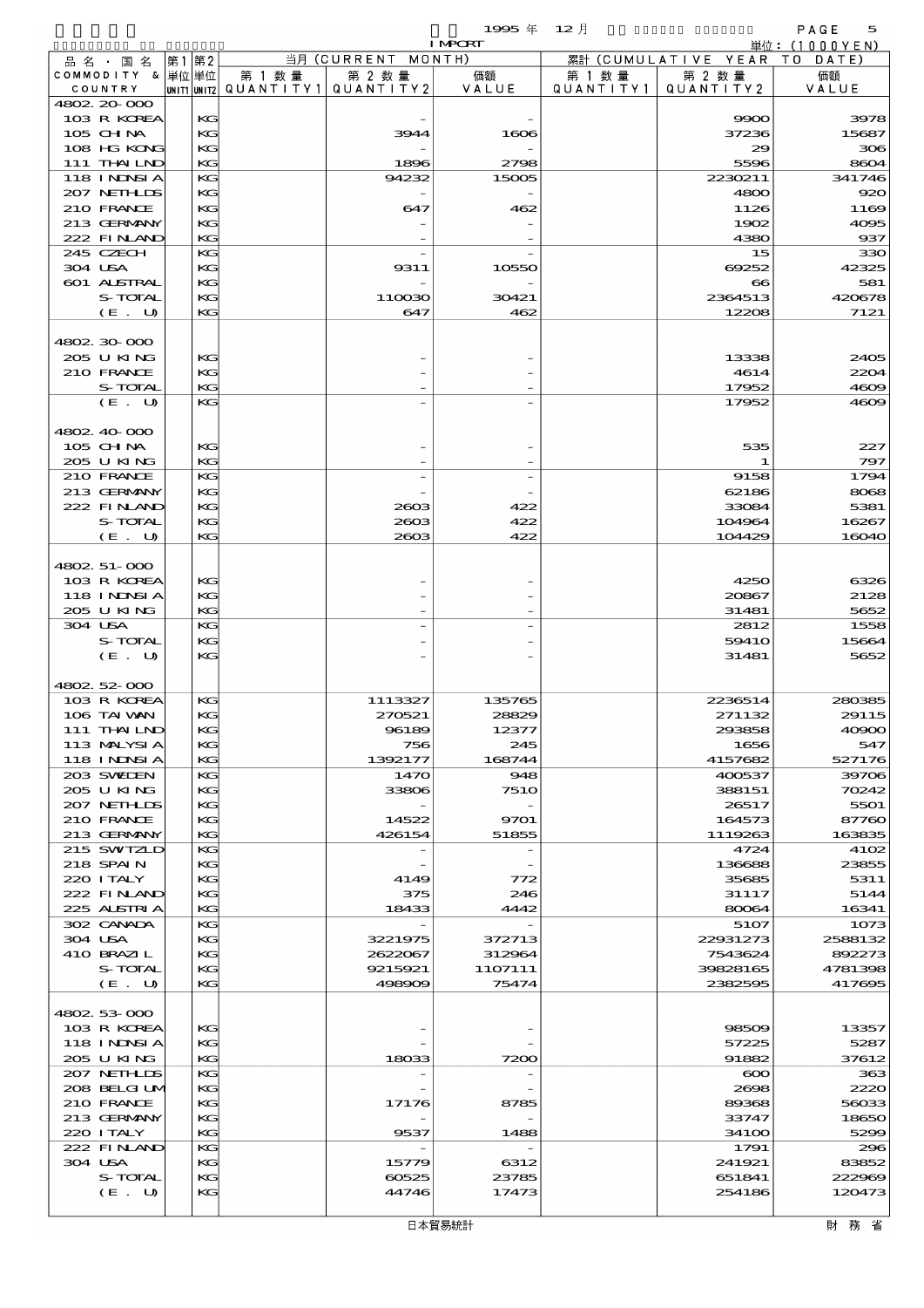1995 年 12 月 IMPORT

単位：(1000YEN)

| 品名・国名 COMMODITY & COUNTRY | 第1 単位 UNIT1 | 第2 単位 UNIT2 | 当月 (CURRENT MONTH) 第1数量 QUANTITY1 | 第2数量 QUANTITY2 | 価額 VALUE | 累計 (CUMULATIVE YEAR TO DATE) 第1数量 QUANTITY1 | 第2数量 QUANTITY2 | 価額 VALUE |
|---|---|---|---|---|---|---|---|---|
| 4802.20-000 | | | | | | | | |
| 103 R KOREA | | KG | | - | - | | 9900 | 3978 |
| 105 CHINA | | KG | | 3944 | 1606 | | 37236 | 15687 |
| 108 HG KONG | | KG | | - | - | | 29 | 306 |
| 111 THAILND | | KG | | 1896 | 2798 | | 5596 | 8604 |
| 118 INDNSIA | | KG | | 94232 | 15005 | | 2230211 | 341746 |
| 207 NETHLDS | | KG | | - | - | | 4800 | 920 |
| 210 FRANCE | | KG | | 647 | 462 | | 1126 | 1169 |
| 213 GERMANY | | KG | | - | - | | 1902 | 4095 |
| 222 FINLAND | | KG | | - | - | | 4380 | 937 |
| 245 CZECH | | KG | | - | - | | 15 | 330 |
| 304 USA | | KG | | 9311 | 10550 | | 69252 | 42325 |
| 601 AUSTRAL | | KG | | - | - | | 66 | 581 |
| S-TOTAL | | KG | | 110030 | 30421 | | 2364513 | 420678 |
| (E. U) | | KG | | 647 | 462 | | 12208 | 7121 |
| 4802.30-000 | | | | | | | | |
| 205 U KING | | KG | | - | - | | 13338 | 2405 |
| 210 FRANCE | | KG | | - | - | | 4614 | 2204 |
| S-TOTAL | | KG | | - | - | | 17952 | 4609 |
| (E. U) | | KG | | - | - | | 17952 | 4609 |
| 4802.40-000 | | | | | | | | |
| 105 CHINA | | KG | | - | - | | 535 | 227 |
| 205 U KING | | KG | | - | - | | 1 | 797 |
| 210 FRANCE | | KG | | - | - | | 9158 | 1794 |
| 213 GERMANY | | KG | | - | - | | 62186 | 8068 |
| 222 FINLAND | | KG | | 2603 | 422 | | 33084 | 5381 |
| S-TOTAL | | KG | | 2603 | 422 | | 104964 | 16267 |
| (E. U) | | KG | | 2603 | 422 | | 104429 | 16040 |
| 4802.51-000 | | | | | | | | |
| 103 R KOREA | | KG | | - | - | | 4250 | 6326 |
| 118 INDNSIA | | KG | | - | - | | 20867 | 2128 |
| 205 U KING | | KG | | - | - | | 31481 | 5652 |
| 304 USA | | KG | | - | - | | 2812 | 1558 |
| S-TOTAL | | KG | | - | - | | 59410 | 15664 |
| (E. U) | | KG | | - | - | | 31481 | 5652 |
| 4802.52-000 | | | | | | | | |
| 103 R KOREA | | KG | | 1113327 | 135765 | | 2236514 | 280385 |
| 106 TAIWAN | | KG | | 270521 | 28829 | | 271132 | 29115 |
| 111 THAILND | | KG | | 96189 | 12377 | | 293858 | 40900 |
| 113 MALYSIA | | KG | | 756 | 245 | | 1656 | 547 |
| 118 INDNSIA | | KG | | 1392177 | 168744 | | 4157682 | 527176 |
| 203 SWEDEN | | KG | | 1470 | 948 | | 400537 | 39706 |
| 205 U KING | | KG | | 33806 | 7510 | | 388151 | 70242 |
| 207 NETHLDS | | KG | | - | - | | 26517 | 5501 |
| 210 FRANCE | | KG | | 14522 | 9701 | | 164573 | 87760 |
| 213 GERMANY | | KG | | 426154 | 51855 | | 1119263 | 163835 |
| 215 SWITZLD | | KG | | - | - | | 4724 | 4102 |
| 218 SPAIN | | KG | | - | - | | 136688 | 23855 |
| 220 ITALY | | KG | | 4149 | 772 | | 35685 | 5311 |
| 222 FINLAND | | KG | | 375 | 246 | | 31117 | 5144 |
| 225 AUSTRIA | | KG | | 18433 | 4442 | | 80064 | 16341 |
| 302 CANADA | | KG | | - | - | | 5107 | 1073 |
| 304 USA | | KG | | 3221975 | 372713 | | 22931273 | 2588132 |
| 410 BRAZIL | | KG | | 2622067 | 312964 | | 7543624 | 892273 |
| S-TOTAL | | KG | | 9215921 | 1107111 | | 39828165 | 4781398 |
| (E. U) | | KG | | 498909 | 75474 | | 2382595 | 417695 |
| 4802.53-000 | | | | | | | | |
| 103 R KOREA | | KG | | - | - | | 98509 | 13357 |
| 118 INDNSIA | | KG | | - | - | | 57225 | 5287 |
| 205 U KING | | KG | | 18033 | 7200 | | 91882 | 37612 |
| 207 NETHLDS | | KG | | - | - | | 600 | 363 |
| 208 BELGIUM | | KG | | - | - | | 2698 | 2220 |
| 210 FRANCE | | KG | | 17176 | 8785 | | 89368 | 56033 |
| 213 GERMANY | | KG | | - | - | | 33747 | 18650 |
| 220 ITALY | | KG | | 9537 | 1488 | | 34100 | 5299 |
| 222 FINLAND | | KG | | - | - | | 1791 | 296 |
| 304 USA | | KG | | 15779 | 6312 | | 241921 | 83852 |
| S-TOTAL | | KG | | 60525 | 23785 | | 651841 | 222969 |
| (E. U) | | KG | | 44746 | 17473 | | 254186 | 120473 |

日本貿易統計　　財務省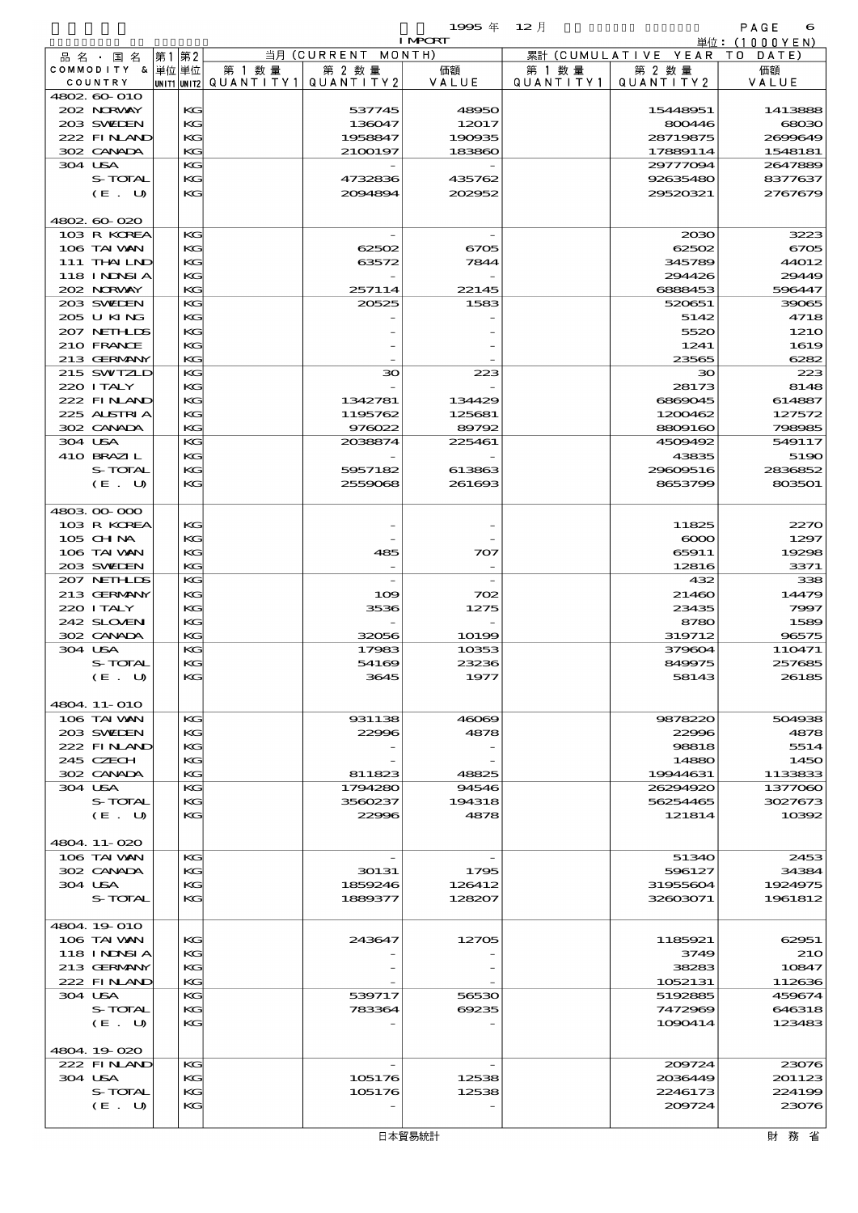1995 年 12 月 IMPORT

単位：(1000YEN)

| 品名・国名 COMMODITY & COUNTRY | 第1 単位 UNIT1 | 第2 単位 UNIT2 | 当月 (CURRENT MONTH) 第1数量 QUANTITY1 | 第2数量 QUANTITY2 | 価額 VALUE | 累計 (CUMULATIVE YEAR TO DATE) 第1数量 QUANTITY1 | 第2数量 QUANTITY2 | 価額 VALUE |
|---|---|---|---|---|---|---|---|---|
| 4802.60-010 | | | | | | | | |
| 202 NORWAY | | KG | | 537745 | 48950 | | 15448951 | 1413888 |
| 203 SWEDEN | | KG | | 136047 | 12017 | | 800446 | 68030 |
| 222 FINLAND | | KG | | 1958847 | 190935 | | 28719875 | 2699649 |
| 302 CANADA | | KG | | 2100197 | 183860 | | 17889114 | 1548181 |
| 304 USA | | KG | | - | - | | 29777094 | 2647889 |
| S-TOTAL | | KG | | 4732836 | 435762 | | 92635480 | 8377637 |
| (E. U) | | KG | | 2094894 | 202952 | | 29520321 | 2767679 |
| 4802.60-020 | | | | | | | | |
| 103 R KOREA | | KG | | - | - | | 2030 | 3223 |
| 106 TAIWAN | | KG | | 62502 | 6705 | | 62502 | 6705 |
| 111 THAILND | | KG | | 63572 | 7844 | | 345789 | 44012 |
| 118 INDNSIA | | KG | | - | - | | 294426 | 29449 |
| 202 NORWAY | | KG | | 257114 | 22145 | | 6888453 | 596447 |
| 203 SWEDEN | | KG | | 20525 | 1583 | | 520651 | 39065 |
| 205 U KING | | KG | | - | - | | 5142 | 4718 |
| 207 NETHLDS | | KG | | - | - | | 5520 | 1210 |
| 210 FRANCE | | KG | | - | - | | 1241 | 1619 |
| 213 GERMANY | | KG | | - | - | | 23565 | 6282 |
| 215 SWTZLD | | KG | | 30 | 223 | | 30 | 223 |
| 220 ITALY | | KG | | - | - | | 28173 | 8148 |
| 222 FINLAND | | KG | | 1342781 | 134429 | | 6869045 | 614887 |
| 225 AUSTRIA | | KG | | 1195762 | 125681 | | 1200462 | 127572 |
| 302 CANADA | | KG | | 976022 | 89792 | | 8809160 | 798985 |
| 304 USA | | KG | | 2038874 | 225461 | | 4509492 | 549117 |
| 410 BRAZIL | | KG | | - | - | | 43835 | 5190 |
| S-TOTAL | | KG | | 5957182 | 613863 | | 29609516 | 2836852 |
| (E. U) | | KG | | 2559068 | 261693 | | 8653799 | 803501 |
| 4803.00-000 | | | | | | | | |
| 103 R KOREA | | KG | | - | - | | 11825 | 2270 |
| 105 CHINA | | KG | | - | - | | 6000 | 1297 |
| 106 TAIWAN | | KG | | 485 | 707 | | 65911 | 19298 |
| 203 SWEDEN | | KG | | - | - | | 12816 | 3371 |
| 207 NETHLDS | | KG | | - | - | | 432 | 338 |
| 213 GERMANY | | KG | | 109 | 702 | | 21460 | 14479 |
| 220 ITALY | | KG | | 3536 | 1275 | | 23435 | 7997 |
| 242 SLOVEN | | KG | | - | - | | 8780 | 1589 |
| 302 CANADA | | KG | | 32056 | 10199 | | 319712 | 96575 |
| 304 USA | | KG | | 17983 | 10353 | | 379604 | 110471 |
| S-TOTAL | | KG | | 54169 | 23236 | | 849975 | 257685 |
| (E. U) | | KG | | 3645 | 1977 | | 58143 | 26185 |
| 4804.11-010 | | | | | | | | |
| 106 TAIWAN | | KG | | 931138 | 46069 | | 9878220 | 504938 |
| 203 SWEDEN | | KG | | 22996 | 4878 | | 22996 | 4878 |
| 222 FINLAND | | KG | | - | - | | 98818 | 5514 |
| 245 CZECH | | KG | | - | - | | 14880 | 1450 |
| 302 CANADA | | KG | | 811823 | 48825 | | 19944631 | 1133833 |
| 304 USA | | KG | | 1794280 | 94546 | | 26294920 | 1377060 |
| S-TOTAL | | KG | | 3560237 | 194318 | | 56254465 | 3027673 |
| (E. U) | | KG | | 22996 | 4878 | | 121814 | 10392 |
| 4804.11-020 | | | | | | | | |
| 106 TAIWAN | | KG | | - | - | | 51340 | 2453 |
| 302 CANADA | | KG | | 30131 | 1795 | | 596127 | 34384 |
| 304 USA | | KG | | 1859246 | 126412 | | 31955604 | 1924975 |
| S-TOTAL | | KG | | 1889377 | 128207 | | 32603071 | 1961812 |
| 4804.19-010 | | | | | | | | |
| 106 TAIWAN | | KG | | 243647 | 12705 | | 1185921 | 62951 |
| 118 INDNSIA | | KG | | - | - | | 3749 | 210 |
| 213 GERMANY | | KG | | - | - | | 38283 | 10847 |
| 222 FINLAND | | KG | | - | - | | 1052131 | 112636 |
| 304 USA | | KG | | 539717 | 56530 | | 5192885 | 459674 |
| S-TOTAL | | KG | | 783364 | 69235 | | 7472969 | 646318 |
| (E. U) | | KG | | - | - | | 1090414 | 123483 |
| 4804.19-020 | | | | | | | | |
| 222 FINLAND | | KG | | - | - | | 209724 | 23076 |
| 304 USA | | KG | | 105176 | 12538 | | 2036449 | 201123 |
| S-TOTAL | | KG | | 105176 | 12538 | | 2246173 | 224199 |
| (E. U) | | KG | | - | - | | 209724 | 23076 |

日本貿易統計　　財務省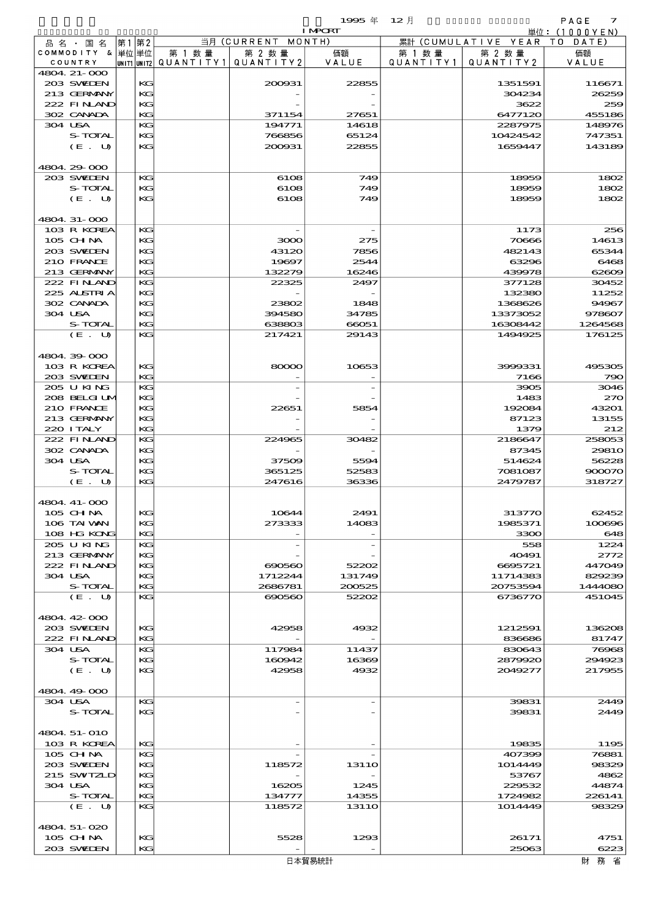| 品名・国名 COMMODITY & COUNTRY | 第1単位 UNIT1 | 第2単位 UNIT2 | 当月 (CURRENT MONTH) 第1数量 QUANTITY1 | 第2数量 QUANTITY2 | 価額 VALUE | 累計 (CUMULATIVE YEAR TO DATE) 第1数量 QUANTITY1 | 第2数量 QUANTITY2 | 価額 VALUE |
|---|---|---|---|---|---|---|---|---|
| 4804.21-000 | | | | | | | | |
| 203 SWEDEN | | KG | | 200931 | 22855 | | 1351591 | 116671 |
| 213 GERMANY | | KG | | - | - | | 304234 | 26259 |
| 222 FINLAND | | KG | | - | - | | 3622 | 259 |
| 302 CANADA | | KG | | 371154 | 27651 | | 6477120 | 455186 |
| 304 USA | | KG | | 194771 | 14618 | | 2287975 | 148976 |
| S-TOTAL | | KG | | 766856 | 65124 | | 10424542 | 747351 |
| (E. U) | | KG | | 200931 | 22855 | | 1659447 | 143189 |
| 4804.29-000 | | | | | | | | |
| 203 SWEDEN | | KG | | 6108 | 749 | | 18959 | 1802 |
| S-TOTAL | | KG | | 6108 | 749 | | 18959 | 1802 |
| (E. U) | | KG | | 6108 | 749 | | 18959 | 1802 |
| 4804.31-000 | | | | | | | | |
| 103 R KOREA | | KG | | - | - | | 1173 | 256 |
| 105 CHINA | | KG | | 3000 | 275 | | 70666 | 14613 |
| 203 SWEDEN | | KG | | 43120 | 7856 | | 482143 | 65344 |
| 210 FRANCE | | KG | | 19697 | 2544 | | 63296 | 6468 |
| 213 GERMANY | | KG | | 132279 | 16246 | | 439978 | 62609 |
| 222 FINLAND | | KG | | 22325 | 2497 | | 377128 | 30452 |
| 225 AUSTRIA | | KG | | - | - | | 132380 | 11252 |
| 302 CANADA | | KG | | 23802 | 1848 | | 1368626 | 94967 |
| 304 USA | | KG | | 394580 | 34785 | | 13373052 | 978607 |
| S-TOTAL | | KG | | 638803 | 66051 | | 16308442 | 1264568 |
| (E. U) | | KG | | 217421 | 29143 | | 1494925 | 176125 |
| 4804.39-000 | | | | | | | | |
| 103 R KOREA | | KG | | 80000 | 10653 | | 3999331 | 495305 |
| 203 SWEDEN | | KG | | - | - | | 7166 | 790 |
| 205 U KING | | KG | | - | - | | 3905 | 3046 |
| 208 BELGIUM | | KG | | - | - | | 1483 | 270 |
| 210 FRANCE | | KG | | 22651 | 5854 | | 192084 | 43201 |
| 213 GERMANY | | KG | | - | - | | 87123 | 13155 |
| 220 ITALY | | KG | | - | - | | 1379 | 212 |
| 222 FINLAND | | KG | | 224965 | 30482 | | 2186647 | 258053 |
| 302 CANADA | | KG | | - | - | | 87345 | 29810 |
| 304 USA | | KG | | 37509 | 5594 | | 514624 | 56228 |
| S-TOTAL | | KG | | 365125 | 52583 | | 7081087 | 900070 |
| (E. U) | | KG | | 247616 | 36336 | | 2479787 | 318727 |
| 4804.41-000 | | | | | | | | |
| 105 CHINA | | KG | | 10644 | 2491 | | 313770 | 62452 |
| 106 TAIWAN | | KG | | 273333 | 14083 | | 1985371 | 100696 |
| 108 HG KONG | | KG | | - | - | | 3300 | 648 |
| 205 U KING | | KG | | - | - | | 558 | 1224 |
| 213 GERMANY | | KG | | - | - | | 40491 | 2772 |
| 222 FINLAND | | KG | | 690560 | 52202 | | 6695721 | 447049 |
| 304 USA | | KG | | 1712244 | 131749 | | 11714383 | 829239 |
| S-TOTAL | | KG | | 2686781 | 200525 | | 20753594 | 1444080 |
| (E. U) | | KG | | 690560 | 52202 | | 6736770 | 451045 |
| 4804.42-000 | | | | | | | | |
| 203 SWEDEN | | KG | | 42958 | 4932 | | 1212591 | 136208 |
| 222 FINLAND | | KG | | - | - | | 836686 | 81747 |
| 304 USA | | KG | | 117984 | 11437 | | 830643 | 76968 |
| S-TOTAL | | KG | | 160942 | 16369 | | 2879920 | 294923 |
| (E. U) | | KG | | 42958 | 4932 | | 2049277 | 217955 |
| 4804.49-000 | | | | | | | | |
| 304 USA | | KG | | - | - | | 39831 | 2449 |
| S-TOTAL | | KG | | - | - | | 39831 | 2449 |
| 4804.51-010 | | | | | | | | |
| 103 R KOREA | | KG | | - | - | | 19835 | 1195 |
| 105 CHINA | | KG | | - | - | | 407399 | 76881 |
| 203 SWEDEN | | KG | | 118572 | 13110 | | 1014449 | 98329 |
| 215 SWITZLD | | KG | | - | - | | 53767 | 4862 |
| 304 USA | | KG | | 16205 | 1245 | | 229532 | 44874 |
| S-TOTAL | | KG | | 134777 | 14355 | | 1724982 | 226141 |
| (E. U) | | KG | | 118572 | 13110 | | 1014449 | 98329 |
| 4804.51-020 | | | | | | | | |
| 105 CHINA | | KG | | 5528 | 1293 | | 26171 | 4751 |
| 203 SWEDEN | | KG | | - | - | | 25063 | 6223 |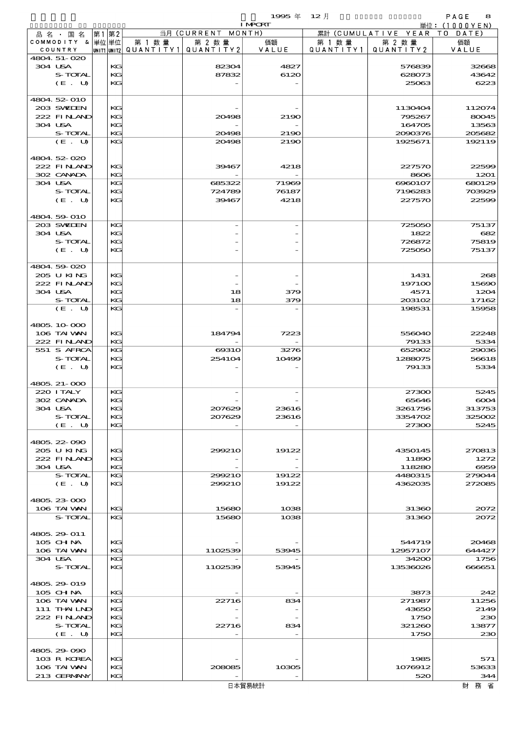1995 年 12 月 IMPORT

単位：(1000YEN)

| 品名・国名 COMMODITY & COUNTRY | 第1 単位 UNIT1 | 第2 単位 UNIT2 | 当月 (CURRENT MONTH) 第1数量 QUANTITY1 | 第2数量 QUANTITY2 | 価額 VALUE | 累計 (CUMULATIVE YEAR TO DATE) 第1数量 QUANTITY1 | 第2数量 QUANTITY2 | 価額 VALUE |
|---|---|---|---|---|---|---|---|---|
| 4804.51-020 | | | | | | | | |
| 304 USA | | KG | | 82304 | 4827 | | 576839 | 32668 |
| S-TOTAL | | KG | | 87832 | 6120 | | 628073 | 43642 |
| (E. U) | | KG | | - | - | | 25063 | 6223 |
| 4804.52-010 | | | | | | | | |
| 203 SWEDEN | | KG | | - | - | | 1130404 | 112074 |
| 222 FINLAND | | KG | | 20498 | 2190 | | 795267 | 80045 |
| 304 USA | | KG | | - | - | | 164705 | 13563 |
| S-TOTAL | | KG | | 20498 | 2190 | | 2090376 | 205682 |
| (E. U) | | KG | | 20498 | 2190 | | 1925671 | 192119 |
| 4804.52-020 | | | | | | | | |
| 222 FINLAND | | KG | | 39467 | 4218 | | 227570 | 22599 |
| 302 CANADA | | KG | | - | - | | 8606 | 1201 |
| 304 USA | | KG | | 685322 | 71969 | | 6960107 | 680129 |
| S-TOTAL | | KG | | 724789 | 76187 | | 7196283 | 703929 |
| (E. U) | | KG | | 39467 | 4218 | | 227570 | 22599 |
| 4804.59-010 | | | | | | | | |
| 203 SWEDEN | | KG | | - | - | | 725050 | 75137 |
| 304 USA | | KG | | - | - | | 1822 | 682 |
| S-TOTAL | | KG | | - | - | | 726872 | 75819 |
| (E. U) | | KG | | - | - | | 725050 | 75137 |
| 4804.59-020 | | | | | | | | |
| 205 U KING | | KG | | - | - | | 1431 | 268 |
| 222 FINLAND | | KG | | - | - | | 197100 | 15690 |
| 304 USA | | KG | | 18 | 379 | | 4571 | 1204 |
| S-TOTAL | | KG | | 18 | 379 | | 203102 | 17162 |
| (E. U) | | KG | | - | - | | 198531 | 15958 |
| 4805.10-000 | | | | | | | | |
| 106 TAIWAN | | KG | | 184794 | 7223 | | 556040 | 22248 |
| 222 FINLAND | | KG | | - | - | | 79133 | 5334 |
| 551 S AFRCA | | KG | | 69310 | 3276 | | 652902 | 29036 |
| S-TOTAL | | KG | | 254104 | 10499 | | 1288075 | 56618 |
| (E. U) | | KG | | - | - | | 79133 | 5334 |
| 4805.21-000 | | | | | | | | |
| 220 ITALY | | KG | | - | - | | 27300 | 5245 |
| 302 CANADA | | KG | | - | - | | 65646 | 6004 |
| 304 USA | | KG | | 207629 | 23616 | | 3261756 | 313753 |
| S-TOTAL | | KG | | 207629 | 23616 | | 3354702 | 325002 |
| (E. U) | | KG | | - | - | | 27300 | 5245 |
| 4805.22-090 | | | | | | | | |
| 205 U KING | | KG | | 299210 | 19122 | | 4350145 | 270813 |
| 222 FINLAND | | KG | | - | - | | 11890 | 1272 |
| 304 USA | | KG | | - | - | | 118280 | 6959 |
| S-TOTAL | | KG | | 299210 | 19122 | | 4480315 | 279044 |
| (E. U) | | KG | | 299210 | 19122 | | 4362035 | 272085 |
| 4805.23-000 | | | | | | | | |
| 106 TAIWAN | | KG | | 15680 | 1038 | | 31360 | 2072 |
| S-TOTAL | | KG | | 15680 | 1038 | | 31360 | 2072 |
| 4805.29-011 | | | | | | | | |
| 105 CHINA | | KG | | - | - | | 544719 | 20468 |
| 106 TAIWAN | | KG | | 1102539 | 53945 | | 12957107 | 644427 |
| 304 USA | | KG | | - | - | | 34200 | 1756 |
| S-TOTAL | | KG | | 1102539 | 53945 | | 13536026 | 666651 |
| 4805.29-019 | | | | | | | | |
| 105 CHINA | | KG | | - | - | | 3873 | 242 |
| 106 TAIWAN | | KG | | 22716 | 834 | | 271987 | 11256 |
| 111 THAILND | | KG | | - | - | | 43650 | 2149 |
| 222 FINLAND | | KG | | - | - | | 1750 | 230 |
| S-TOTAL | | KG | | 22716 | 834 | | 321260 | 13877 |
| (E. U) | | KG | | - | - | | 1750 | 230 |
| 4805.29-090 | | | | | | | | |
| 103 R KOREA | | KG | | - | - | | 1985 | 571 |
| 106 TAIWAN | | KG | | 208085 | 10305 | | 1076912 | 53633 |
| 213 GERMANY | | KG | | - | - | | 520 | 344 |

日本貿易統計　財務省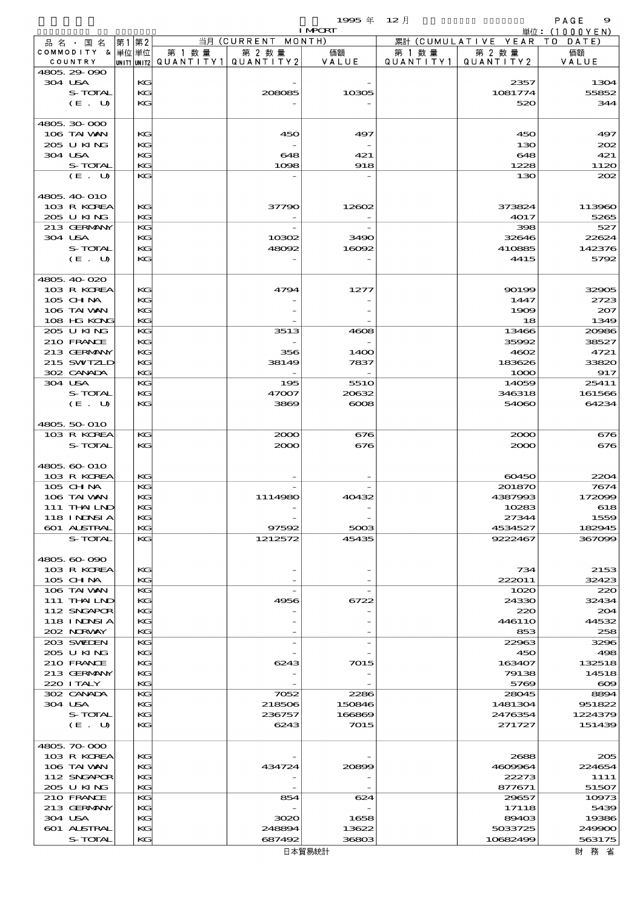1995 年 12 月 IMPORT

単位：(1000YEN)

| 品名・国名 COMMODITY & COUNTRY | 第1 単位 UNIT1 | 第2 単位 UNIT2 | 当月 (CURRENT MONTH) 第1数量 QUANTITY1 | 第2数量 QUANTITY2 | 価額 VALUE | 累計 (CUMULATIVE YEAR TO DATE) 第1数量 QUANTITY1 | 第2数量 QUANTITY2 | 価額 VALUE |
|---|---|---|---|---|---|---|---|---|
| 4805.29-090 | | | | | | | | |
| 304 USA | | KG | | - | - | | 2357 | 1304 |
| S-TOTAL | | KG | | 208085 | 10305 | | 1081774 | 55852 |
| (E. U) | | KG | | - | - | | 520 | 344 |
| 4805.30-000 | | | | | | | | |
| 106 TAIWAN | | KG | | 450 | 497 | | 450 | 497 |
| 205 U KING | | KG | | - | - | | 130 | 202 |
| 304 USA | | KG | | 648 | 421 | | 648 | 421 |
| S-TOTAL | | KG | | 1098 | 918 | | 1228 | 1120 |
| (E. U) | | KG | | - | - | | 130 | 202 |
| 4805.40-010 | | | | | | | | |
| 103 R KOREA | | KG | | 37790 | 12602 | | 373824 | 113960 |
| 205 U KING | | KG | | - | - | | 4017 | 5265 |
| 213 GERMANY | | KG | | - | - | | 398 | 527 |
| 304 USA | | KG | | 10302 | 3490 | | 32646 | 22624 |
| S-TOTAL | | KG | | 48092 | 16092 | | 410885 | 142376 |
| (E. U) | | KG | | - | - | | 4415 | 5792 |
| 4805.40-020 | | | | | | | | |
| 103 R KOREA | | KG | | 4794 | 1277 | | 90199 | 32905 |
| 105 CHINA | | KG | | - | - | | 1447 | 2723 |
| 106 TAIWAN | | KG | | - | - | | 1909 | 207 |
| 108 HG KONG | | KG | | - | - | | 18 | 1349 |
| 205 U KING | | KG | | 3513 | 4608 | | 13466 | 20986 |
| 210 FRANCE | | KG | | - | - | | 35992 | 38527 |
| 213 GERMANY | | KG | | 356 | 1400 | | 4602 | 4721 |
| 215 SWITZLD | | KG | | 38149 | 7837 | | 183626 | 33820 |
| 302 CANADA | | KG | | - | - | | 1000 | 917 |
| 304 USA | | KG | | 195 | 5510 | | 14059 | 25411 |
| S-TOTAL | | KG | | 47007 | 20632 | | 346318 | 161566 |
| (E. U) | | KG | | 3869 | 6008 | | 54060 | 64234 |
| 4805.50-010 | | | | | | | | |
| 103 R KOREA | | KG | | 2000 | 676 | | 2000 | 676 |
| S-TOTAL | | KG | | 2000 | 676 | | 2000 | 676 |
| 4805.60-010 | | | | | | | | |
| 103 R KOREA | | KG | | - | - | | 60450 | 2204 |
| 105 CHINA | | KG | | - | - | | 201870 | 7674 |
| 106 TAIWAN | | KG | | 1114980 | 40432 | | 4387993 | 172099 |
| 111 THAILND | | KG | | - | - | | 10283 | 618 |
| 118 INDNSIA | | KG | | - | - | | 27344 | 1559 |
| 601 AUSTRAL | | KG | | 97592 | 5003 | | 4534527 | 182945 |
| S-TOTAL | | KG | | 1212572 | 45435 | | 9222467 | 367099 |
| 4805.60-090 | | | | | | | | |
| 103 R KOREA | | KG | | - | - | | 734 | 2153 |
| 105 CHINA | | KG | | - | - | | 222011 | 32423 |
| 106 TAIWAN | | KG | | - | - | | 1020 | 220 |
| 111 THAILND | | KG | | 4956 | 6722 | | 24330 | 32434 |
| 112 SNGAPOR | | KG | | - | - | | 220 | 204 |
| 118 INDNSIA | | KG | | - | - | | 446110 | 44532 |
| 202 NORWAY | | KG | | - | - | | 853 | 258 |
| 203 SWEDEN | | KG | | - | - | | 22963 | 3296 |
| 205 U KING | | KG | | - | - | | 450 | 498 |
| 210 FRANCE | | KG | | 6243 | 7015 | | 163407 | 132518 |
| 213 GERMANY | | KG | | - | - | | 79138 | 14518 |
| 220 ITALY | | KG | | - | - | | 5769 | 609 |
| 302 CANADA | | KG | | 7052 | 2286 | | 28045 | 8894 |
| 304 USA | | KG | | 218506 | 150846 | | 1481304 | 951822 |
| S-TOTAL | | KG | | 236757 | 166869 | | 2476354 | 1224379 |
| (E. U) | | KG | | 6243 | 7015 | | 271727 | 151439 |
| 4805.70-000 | | | | | | | | |
| 103 R KOREA | | KG | | - | - | | 2688 | 205 |
| 106 TAIWAN | | KG | | 434724 | 20899 | | 4609964 | 224654 |
| 112 SNGAPOR | | KG | | - | - | | 22273 | 1111 |
| 205 U KING | | KG | | - | - | | 877671 | 51507 |
| 210 FRANCE | | KG | | 854 | 624 | | 29657 | 10973 |
| 213 GERMANY | | KG | | - | - | | 17118 | 5439 |
| 304 USA | | KG | | 3020 | 1658 | | 89403 | 19386 |
| 601 AUSTRAL | | KG | | 248894 | 13622 | | 5033725 | 249900 |
| S-TOTAL | | KG | | 687492 | 36803 | | 10682499 | 563175 |

日本貿易統計 財務省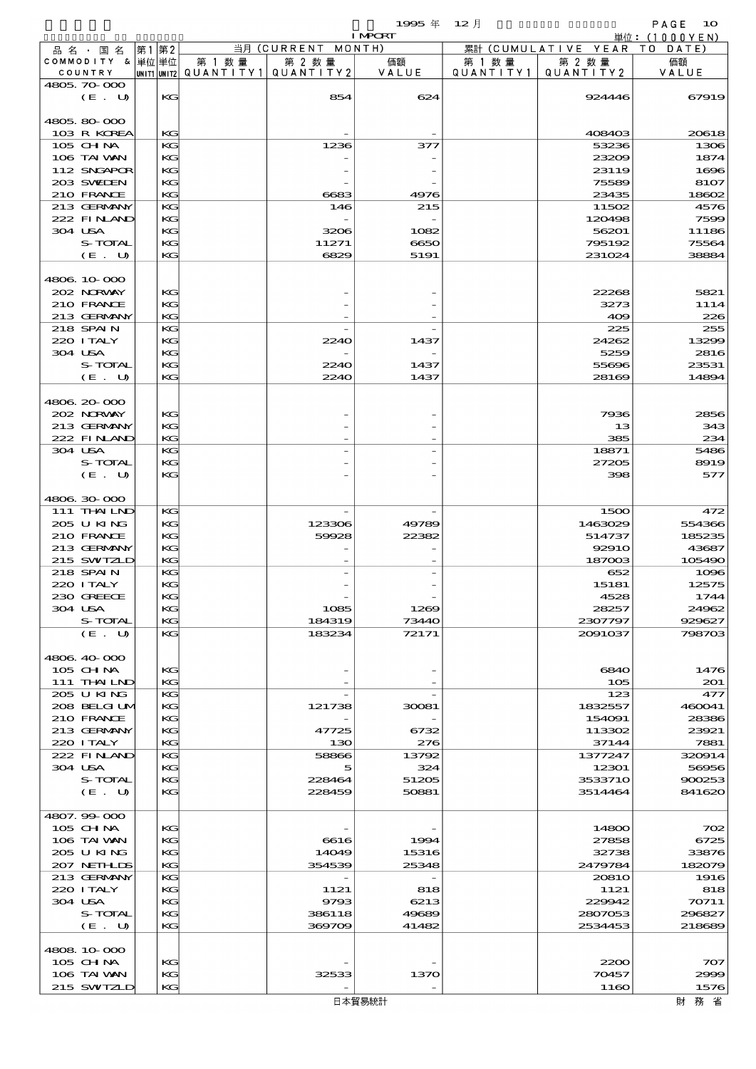1995年 12月 IMPORT

単位：(1000YEN)

| 品名・国名 COMMODITY & COUNTRY | 第1 単位 UNIT1 | 第2 単位 UNIT2 | 当月 (CURRENT MONTH) 第1数量 QUANTITY1 | 第2数量 QUANTITY2 | 価額 VALUE | 累計 (CUMULATIVE YEAR TO DATE) 第1数量 QUANTITY1 | 第2数量 QUANTITY2 | 価額 VALUE |
|---|---|---|---|---|---|---|---|---|
| 4805.70-000 | | | | | | | | |
| (E. U) | | KG | | 854 | 624 | | 924446 | 67919 |
| 4805.80-000 | | | | | | | | |
| 103 R KOREA | | KG | | - | - | | 408403 | 20618 |
| 105 CHINA | | KG | | 1236 | 377 | | 53236 | 1306 |
| 106 TAIWAN | | KG | | - | - | | 23209 | 1874 |
| 112 SNGAPOR | | KG | | - | - | | 23119 | 1696 |
| 203 SWEDEN | | KG | | - | - | | 75589 | 8107 |
| 210 FRANCE | | KG | | 6683 | 4976 | | 23435 | 18602 |
| 213 GERMANY | | KG | | 146 | 215 | | 11502 | 4576 |
| 222 FINLAND | | KG | | - | - | | 120498 | 7599 |
| 304 USA | | KG | | 3206 | 1082 | | 56201 | 11186 |
| S-TOTAL | | KG | | 11271 | 6650 | | 795192 | 75564 |
| (E. U) | | KG | | 6829 | 5191 | | 231024 | 38884 |
| 4806.10-000 | | | | | | | | |
| 202 NORWAY | | KG | | - | - | | 22268 | 5821 |
| 210 FRANCE | | KG | | - | - | | 3273 | 1114 |
| 213 GERMANY | | KG | | - | - | | 409 | 226 |
| 218 SPAIN | | KG | | - | - | | 225 | 255 |
| 220 ITALY | | KG | | 2240 | 1437 | | 24262 | 13299 |
| 304 USA | | KG | | - | - | | 5259 | 2816 |
| S-TOTAL | | KG | | 2240 | 1437 | | 55696 | 23531 |
| (E. U) | | KG | | 2240 | 1437 | | 28169 | 14894 |
| 4806.20-000 | | | | | | | | |
| 202 NORWAY | | KG | | - | - | | 7936 | 2856 |
| 213 GERMANY | | KG | | - | - | | 13 | 343 |
| 222 FINLAND | | KG | | - | - | | 385 | 234 |
| 304 USA | | KG | | - | - | | 18871 | 5486 |
| S-TOTAL | | KG | | - | - | | 27205 | 8919 |
| (E. U) | | KG | | - | - | | 398 | 577 |
| 4806.30-000 | | | | | | | | |
| 111 THAILND | | KG | | - | - | | 1500 | 472 |
| 205 U KING | | KG | | 123306 | 49789 | | 1463029 | 554366 |
| 210 FRANCE | | KG | | 59928 | 22382 | | 514737 | 185235 |
| 213 GERMANY | | KG | | - | - | | 92910 | 43687 |
| 215 SWITZLD | | KG | | - | - | | 187003 | 105490 |
| 218 SPAIN | | KG | | - | - | | 652 | 1096 |
| 220 ITALY | | KG | | - | - | | 15181 | 12575 |
| 230 GREECE | | KG | | - | - | | 4528 | 1744 |
| 304 USA | | KG | | 1085 | 1269 | | 28257 | 24962 |
| S-TOTAL | | KG | | 184319 | 73440 | | 2307797 | 929627 |
| (E. U) | | KG | | 183234 | 72171 | | 2091037 | 798703 |
| 4806.40-000 | | | | | | | | |
| 105 CHINA | | KG | | - | - | | 6840 | 1476 |
| 111 THAILND | | KG | | - | - | | 105 | 201 |
| 205 U KING | | KG | | - | - | | 123 | 477 |
| 208 BELGIUM | | KG | | 121738 | 30081 | | 1832557 | 460041 |
| 210 FRANCE | | KG | | - | - | | 154091 | 28386 |
| 213 GERMANY | | KG | | 47725 | 6732 | | 113302 | 23921 |
| 220 ITALY | | KG | | 130 | 276 | | 37144 | 7881 |
| 222 FINLAND | | KG | | 58866 | 13792 | | 1377247 | 320914 |
| 304 USA | | KG | | 5 | 324 | | 12301 | 56956 |
| S-TOTAL | | KG | | 228464 | 51205 | | 3533710 | 900253 |
| (E. U) | | KG | | 228459 | 50881 | | 3514464 | 841620 |
| 4807.99-000 | | | | | | | | |
| 105 CHINA | | KG | | - | - | | 14800 | 702 |
| 106 TAIWAN | | KG | | 6616 | 1994 | | 27858 | 6725 |
| 205 U KING | | KG | | 14049 | 15316 | | 32738 | 33876 |
| 207 NETHLDS | | KG | | 354539 | 25348 | | 2479784 | 182079 |
| 213 GERMANY | | KG | | - | - | | 20810 | 1916 |
| 220 ITALY | | KG | | 1121 | 818 | | 1121 | 818 |
| 304 USA | | KG | | 9793 | 6213 | | 229942 | 70711 |
| S-TOTAL | | KG | | 386118 | 49689 | | 2807053 | 296827 |
| (E. U) | | KG | | 369709 | 41482 | | 2534453 | 218689 |
| 4808.10-000 | | | | | | | | |
| 105 CHINA | | KG | | - | - | | 2200 | 707 |
| 106 TAIWAN | | KG | | 32533 | 1370 | | 70457 | 2999 |
| 215 SWITZLD | | KG | | - | - | | 1160 | 1576 |

日本貿易統計　財務省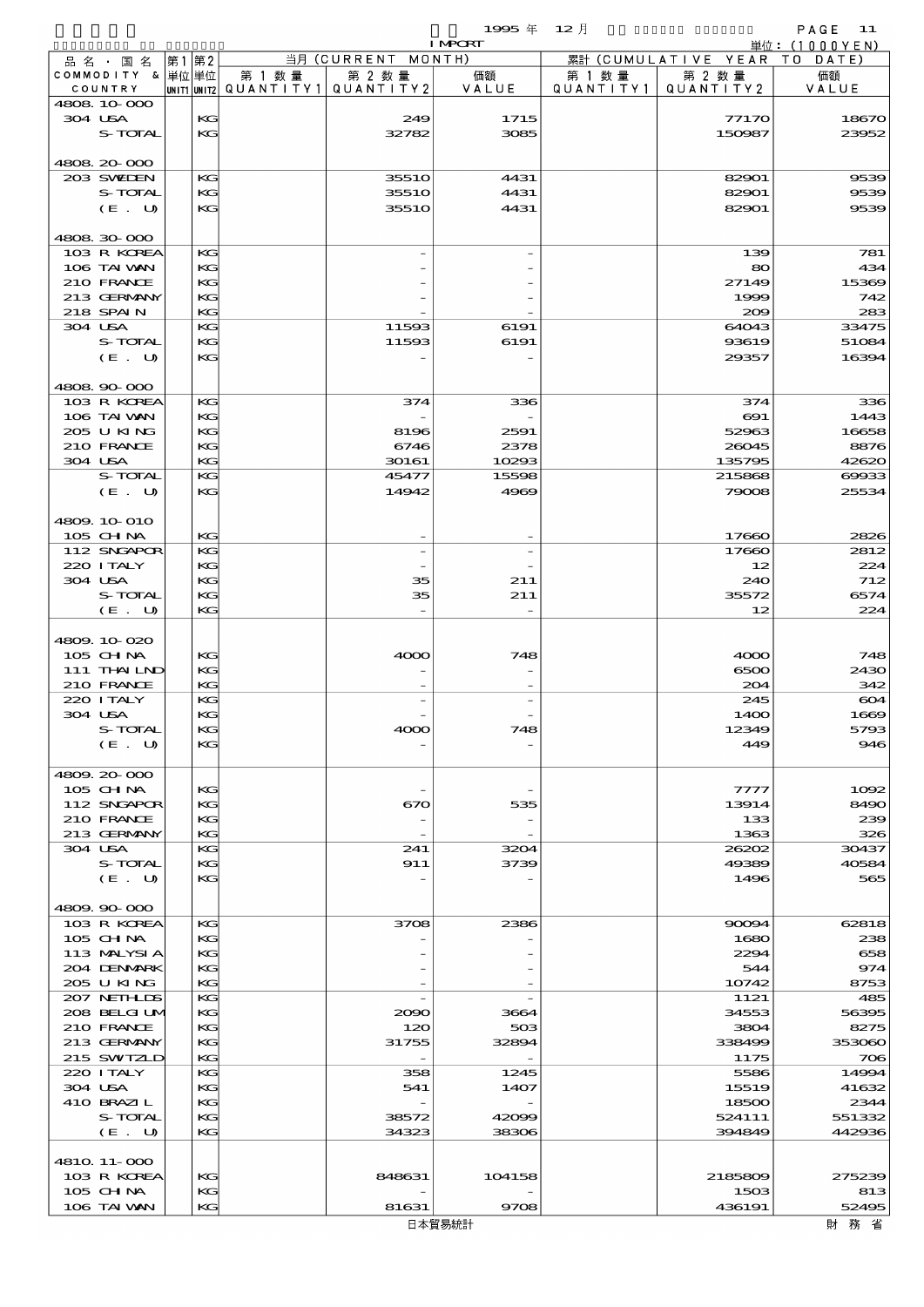| 品名・国名 COMMODITY & COUNTRY | 第1 単位 UNIT1 | 第2 単位 UNIT2 | 当月 (CURRENT MONTH) 第1数量 QUANTITY1 | 第2数量 QUANTITY2 | 価額 VALUE | 累計 (CUMULATIVE YEAR TO DATE) 第1数量 QUANTITY1 | 第2数量 QUANTITY2 | 価額 VALUE |
|---|---|---|---|---|---|---|---|---|
| 4808.10-000 | | | | | | | | |
| 304 USA | | KG | | 249 | 1715 | | 77170 | 18670 |
| S-TOTAL | | KG | | 32782 | 3085 | | 150987 | 23952 |
| 4808.20-000 | | | | | | | | |
| 203 SWEDEN | | KG | | 35510 | 4431 | | 82901 | 9539 |
| S-TOTAL | | KG | | 35510 | 4431 | | 82901 | 9539 |
| (E. U) | | KG | | 35510 | 4431 | | 82901 | 9539 |
| 4808.30-000 | | | | | | | | |
| 103 R KOREA | | KG | | - | - | | 139 | 781 |
| 106 TAIWAN | | KG | | - | - | | 80 | 434 |
| 210 FRANCE | | KG | | - | - | | 27149 | 15369 |
| 213 GERMANY | | KG | | - | - | | 1999 | 742 |
| 218 SPAIN | | KG | | - | - | | 209 | 283 |
| 304 USA | | KG | | 11593 | 6191 | | 64043 | 33475 |
| S-TOTAL | | KG | | 11593 | 6191 | | 93619 | 51084 |
| (E. U) | | KG | | - | - | | 29357 | 16394 |
| 4808.90-000 | | | | | | | | |
| 103 R KOREA | | KG | | 374 | 336 | | 374 | 336 |
| 106 TAIWAN | | KG | | - | - | | 691 | 1443 |
| 205 U KING | | KG | | 8196 | 2591 | | 52963 | 16658 |
| 210 FRANCE | | KG | | 6746 | 2378 | | 26045 | 8876 |
| 304 USA | | KG | | 30161 | 10293 | | 135795 | 42620 |
| S-TOTAL | | KG | | 45477 | 15598 | | 215868 | 69933 |
| (E. U) | | KG | | 14942 | 4969 | | 79008 | 25534 |
| 4809.10-010 | | | | | | | | |
| 105 CHINA | | KG | | - | - | | 17660 | 2826 |
| 112 SNGAPOR | | KG | | - | - | | 17660 | 2812 |
| 220 ITALY | | KG | | - | - | | 12 | 224 |
| 304 USA | | KG | | 35 | 211 | | 240 | 712 |
| S-TOTAL | | KG | | 35 | 211 | | 35572 | 6574 |
| (E. U) | | KG | | - | - | | 12 | 224 |
| 4809.10-020 | | | | | | | | |
| 105 CHINA | | KG | | 4000 | 748 | | 4000 | 748 |
| 111 THAILND | | KG | | - | - | | 6500 | 2430 |
| 210 FRANCE | | KG | | - | - | | 204 | 342 |
| 220 ITALY | | KG | | - | - | | 245 | 604 |
| 304 USA | | KG | | - | - | | 1400 | 1669 |
| S-TOTAL | | KG | | 4000 | 748 | | 12349 | 5793 |
| (E. U) | | KG | | - | - | | 449 | 946 |
| 4809.20-000 | | | | | | | | |
| 105 CHINA | | KG | | - | - | | 7777 | 1092 |
| 112 SNGAPOR | | KG | | 670 | 535 | | 13914 | 8490 |
| 210 FRANCE | | KG | | - | - | | 133 | 239 |
| 213 GERMANY | | KG | | - | - | | 1363 | 326 |
| 304 USA | | KG | | 241 | 3204 | | 26202 | 30437 |
| S-TOTAL | | KG | | 911 | 3739 | | 49389 | 40584 |
| (E. U) | | KG | | - | - | | 1496 | 565 |
| 4809.90-000 | | | | | | | | |
| 103 R KOREA | | KG | | 3708 | 2386 | | 90094 | 62818 |
| 105 CHINA | | KG | | - | - | | 1680 | 238 |
| 113 MALYSIA | | KG | | - | - | | 2294 | 658 |
| 204 DENMARK | | KG | | - | - | | 544 | 974 |
| 205 U KING | | KG | | - | - | | 10742 | 8753 |
| 207 NETHLDS | | KG | | - | - | | 1121 | 485 |
| 208 BELGIUM | | KG | | 2090 | 3664 | | 34553 | 56395 |
| 210 FRANCE | | KG | | 120 | 503 | | 3804 | 8275 |
| 213 GERMANY | | KG | | 31755 | 32894 | | 338499 | 353060 |
| 215 SWITZLD | | KG | | - | - | | 1175 | 706 |
| 220 ITALY | | KG | | 358 | 1245 | | 5586 | 14994 |
| 304 USA | | KG | | 541 | 1407 | | 15519 | 41632 |
| 410 BRAZIL | | KG | | - | - | | 18500 | 2344 |
| S-TOTAL | | KG | | 38572 | 42099 | | 524111 | 551332 |
| (E. U) | | KG | | 34323 | 38306 | | 394849 | 442936 |
| 4810.11-000 | | | | | | | | |
| 103 R KOREA | | KG | | 848631 | 104158 | | 2185809 | 275239 |
| 105 CHINA | | KG | | - | - | | 1503 | 813 |
| 106 TAIWAN | | KG | | 81631 | 9708 | | 436191 | 52495 |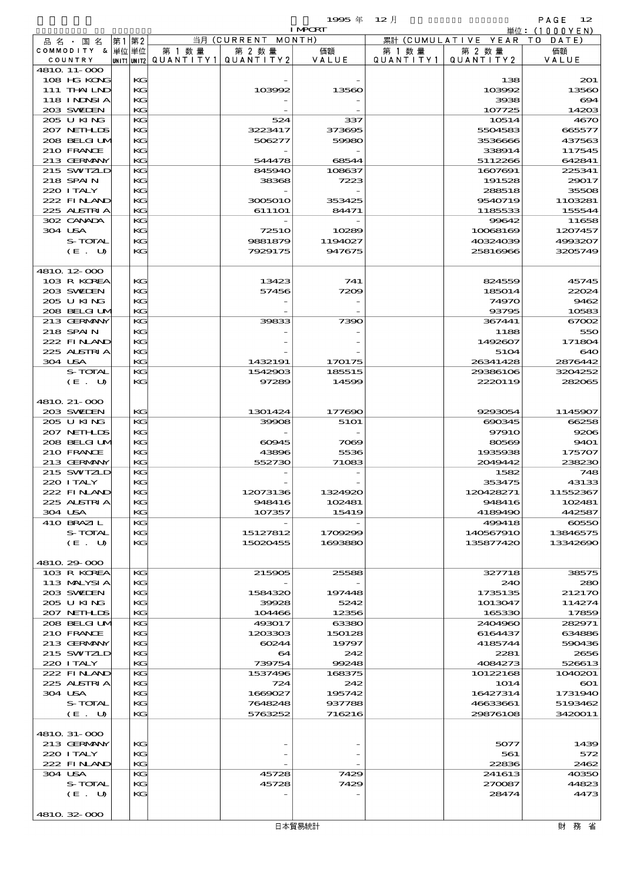1995 年 12 月 IMPORT 単位：(1000YEN)

| 品名・国名 COMMODITY & COUNTRY | 第1単位 UNIT1 | 第2単位 UNIT2 | 当月 (CURRENT MONTH) 第1数量 QUANTITY1 | 第2数量 QUANTITY2 | 価額 VALUE | 累計 (CUMULATIVE YEAR TO DATE) 第1数量 QUANTITY1 | 第2数量 QUANTITY2 | 価額 VALUE |
|---|---|---|---|---|---|---|---|---|
| 4810.11-000 | | | | | | | | |
| 108 HG KONG | | KG | | - | - | | 138 | 201 |
| 111 THAILND | | KG | | 103992 | 13560 | | 103992 | 13560 |
| 118 INDNSIA | | KG | | - | - | | 3938 | 694 |
| 203 SWEDEN | | KG | | - | - | | 107725 | 14203 |
| 205 U KING | | KG | | 524 | 337 | | 10514 | 4670 |
| 207 NETHLDS | | KG | | 3223417 | 373695 | | 5504583 | 665577 |
| 208 BELGIUM | | KG | | 506277 | 59980 | | 3536666 | 437563 |
| 210 FRANCE | | KG | | - | - | | 338914 | 117545 |
| 213 GERMANY | | KG | | 544478 | 68544 | | 5112266 | 642841 |
| 215 SWITZLD | | KG | | 845940 | 108637 | | 1607691 | 225341 |
| 218 SPAIN | | KG | | 38368 | 7223 | | 191528 | 29017 |
| 220 ITALY | | KG | | - | - | | 288518 | 35508 |
| 222 FINLAND | | KG | | 3005010 | 353425 | | 9540719 | 1103281 |
| 225 AUSTRIA | | KG | | 611101 | 84471 | | 1185533 | 155544 |
| 302 CANADA | | KG | | - | - | | 99642 | 11658 |
| 304 USA | | KG | | 72510 | 10289 | | 10068169 | 1207457 |
| S-TOTAL | | KG | | 9881879 | 1194027 | | 40324039 | 4993207 |
| (E. U) | | KG | | 7929175 | 947675 | | 25816966 | 3205749 |
| 4810.12-000 | | | | | | | | |
| 103 R KOREA | | KG | | 13423 | 741 | | 824559 | 45745 |
| 203 SWEDEN | | KG | | 57456 | 7209 | | 185014 | 22024 |
| 205 U KING | | KG | | - | - | | 74970 | 9462 |
| 208 BELGIUM | | KG | | - | - | | 93795 | 10583 |
| 213 GERMANY | | KG | | 39833 | 7390 | | 367441 | 67002 |
| 218 SPAIN | | KG | | - | - | | 1188 | 550 |
| 222 FINLAND | | KG | | - | - | | 1492607 | 171804 |
| 225 AUSTRIA | | KG | | - | - | | 5104 | 640 |
| 304 USA | | KG | | 1432191 | 170175 | | 26341428 | 2876442 |
| S-TOTAL | | KG | | 1542903 | 185515 | | 29386106 | 3204252 |
| (E. U) | | KG | | 97289 | 14599 | | 2220119 | 282065 |
| 4810.21-000 | | | | | | | | |
| 203 SWEDEN | | KG | | 1301424 | 177690 | | 9293054 | 1145907 |
| 205 U KING | | KG | | 39908 | 5101 | | 690345 | 66258 |
| 207 NETHLDS | | KG | | - | - | | 97910 | 9206 |
| 208 BELGIUM | | KG | | 60945 | 7069 | | 80569 | 9401 |
| 210 FRANCE | | KG | | 43896 | 5536 | | 1935938 | 175707 |
| 213 GERMANY | | KG | | 552730 | 71083 | | 2049442 | 238230 |
| 215 SWITZLD | | KG | | - | - | | 1582 | 748 |
| 220 ITALY | | KG | | - | - | | 353475 | 43133 |
| 222 FINLAND | | KG | | 12073136 | 1324920 | | 120428271 | 11552367 |
| 225 AUSTRIA | | KG | | 948416 | 102481 | | 948416 | 102481 |
| 304 USA | | KG | | 107357 | 15419 | | 4189490 | 442587 |
| 410 BRAZIL | | KG | | - | - | | 499418 | 60550 |
| S-TOTAL | | KG | | 15127812 | 1709299 | | 140567910 | 13846575 |
| (E. U) | | KG | | 15020455 | 1693880 | | 135877420 | 13342690 |
| 4810.29-000 | | | | | | | | |
| 103 R KOREA | | KG | | 215905 | 25588 | | 327718 | 38575 |
| 113 MALYSIA | | KG | | - | - | | 240 | 280 |
| 203 SWEDEN | | KG | | 1584320 | 197448 | | 1735135 | 212170 |
| 205 U KING | | KG | | 39928 | 5242 | | 1013047 | 114274 |
| 207 NETHLDS | | KG | | 104466 | 12356 | | 165330 | 17859 |
| 208 BELGIUM | | KG | | 493017 | 63380 | | 2404960 | 282971 |
| 210 FRANCE | | KG | | 1203303 | 150128 | | 6164437 | 634886 |
| 213 GERMANY | | KG | | 60244 | 19797 | | 4185744 | 590436 |
| 215 SWITZLD | | KG | | 64 | 242 | | 2281 | 2656 |
| 220 ITALY | | KG | | 739754 | 99248 | | 4084273 | 526613 |
| 222 FINLAND | | KG | | 1537496 | 168375 | | 10122168 | 1040201 |
| 225 AUSTRIA | | KG | | 724 | 242 | | 1014 | 601 |
| 304 USA | | KG | | 1669027 | 195742 | | 16427314 | 1731940 |
| S-TOTAL | | KG | | 7648248 | 937788 | | 46633661 | 5193462 |
| (E. U) | | KG | | 5763252 | 716216 | | 29876108 | 3420011 |
| 4810.31-000 | | | | | | | | |
| 213 GERMANY | | KG | | - | - | | 5077 | 1439 |
| 220 ITALY | | KG | | - | - | | 561 | 572 |
| 222 FINLAND | | KG | | - | - | | 22836 | 2462 |
| 304 USA | | KG | | 45728 | 7429 | | 241613 | 40350 |
| S-TOTAL | | KG | | 45728 | 7429 | | 270087 | 44823 |
| (E. U) | | KG | | - | - | | 28474 | 4473 |
| 4810.32-000 | | | | | | | | |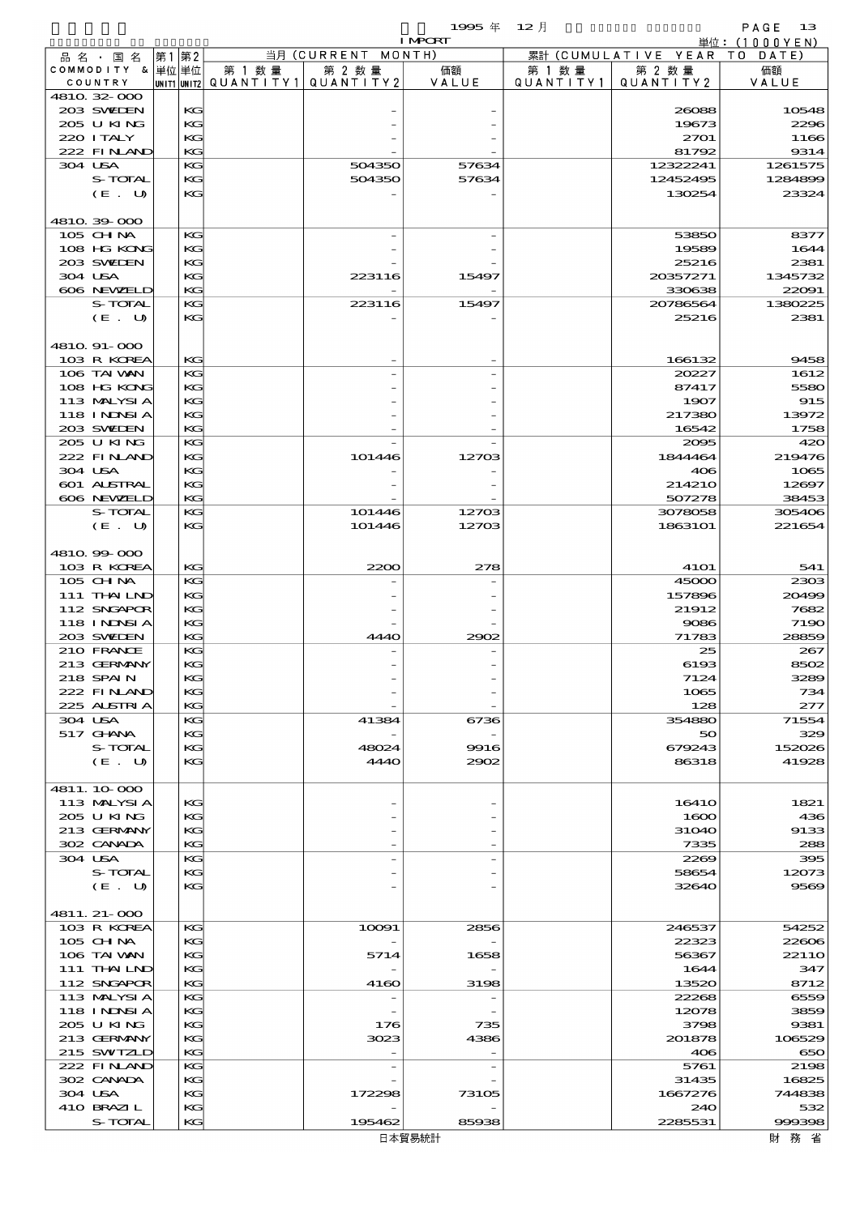1995 年 12 月 IMPORT

単位：(1000YEN)

| 品名・国名 COMMODITY & COUNTRY | 第1 単位 UNIT1 | 第2 単位 UNIT2 | 当月 (CURRENT MONTH) 第1数量 QUANTITY1 | 第2数量 QUANTITY2 | 価額 VALUE | 累計 (CUMULATIVE YEAR TO DATE) 第1数量 QUANTITY1 | 第2数量 QUANTITY2 | 価額 VALUE |
|---|---|---|---|---|---|---|---|---|
| 4810.32-000 | | | | | | | | |
| 203 SWEDEN | | KG | | - | - | | 26088 | 10548 |
| 205 U KING | | KG | | - | - | | 19673 | 2296 |
| 220 ITALY | | KG | | - | - | | 2701 | 1166 |
| 222 FINLAND | | KG | | - | - | | 81792 | 9314 |
| 304 USA | | KG | | 504350 | 57634 | | 12322241 | 1261575 |
| S-TOTAL | | KG | | 504350 | 57634 | | 12452495 | 1284899 |
| (E. U) | | KG | | - | - | | 130254 | 23324 |
| 4810.39-000 | | | | | | | | |
| 105 CHINA | | KG | | - | - | | 53850 | 8377 |
| 108 HG KONG | | KG | | - | - | | 19589 | 1644 |
| 203 SWEDEN | | KG | | - | - | | 25216 | 2381 |
| 304 USA | | KG | | 223116 | 15497 | | 20357271 | 1345732 |
| 606 NEWZELD | | KG | | - | - | | 330638 | 22091 |
| S-TOTAL | | KG | | 223116 | 15497 | | 20786564 | 1380225 |
| (E. U) | | KG | | - | - | | 25216 | 2381 |
| 4810.91-000 | | | | | | | | |
| 103 R KOREA | | KG | | - | - | | 166132 | 9458 |
| 106 TAIWAN | | KG | | - | - | | 20227 | 1612 |
| 108 HG KONG | | KG | | - | - | | 87417 | 5580 |
| 113 MALYSIA | | KG | | - | - | | 1907 | 915 |
| 118 INDNSIA | | KG | | - | - | | 217380 | 13972 |
| 203 SWEDEN | | KG | | - | - | | 16542 | 1758 |
| 205 U KING | | KG | | - | - | | 2095 | 420 |
| 222 FINLAND | | KG | | 101446 | 12703 | | 1844464 | 219476 |
| 304 USA | | KG | | - | - | | 406 | 1065 |
| 601 AUSTRAL | | KG | | - | - | | 214210 | 12697 |
| 606 NEWZELD | | KG | | - | - | | 507278 | 38453 |
| S-TOTAL | | KG | | 101446 | 12703 | | 3078058 | 305406 |
| (E. U) | | KG | | 101446 | 12703 | | 1863101 | 221654 |
| 4810.99-000 | | | | | | | | |
| 103 R KOREA | | KG | | 2200 | 278 | | 4101 | 541 |
| 105 CHINA | | KG | | - | - | | 45000 | 2303 |
| 111 THAILND | | KG | | - | - | | 157896 | 20499 |
| 112 SNGAPOR | | KG | | - | - | | 21912 | 7682 |
| 118 INDNSIA | | KG | | - | - | | 9086 | 7190 |
| 203 SWEDEN | | KG | | 4440 | 2902 | | 71783 | 28859 |
| 210 FRANCE | | KG | | - | - | | 25 | 267 |
| 213 GERMANY | | KG | | - | - | | 6193 | 8502 |
| 218 SPAIN | | KG | | - | - | | 7124 | 3289 |
| 222 FINLAND | | KG | | - | - | | 1065 | 734 |
| 225 AUSTRIA | | KG | | - | - | | 128 | 277 |
| 304 USA | | KG | | 41384 | 6736 | | 354880 | 71554 |
| 517 GHANA | | KG | | - | - | | 50 | 329 |
| S-TOTAL | | KG | | 48024 | 9916 | | 679243 | 152026 |
| (E. U) | | KG | | 4440 | 2902 | | 86318 | 41928 |
| 4811.10-000 | | | | | | | | |
| 113 MALYSIA | | KG | | - | - | | 16410 | 1821 |
| 205 U KING | | KG | | - | - | | 1600 | 436 |
| 213 GERMANY | | KG | | - | - | | 31040 | 9133 |
| 302 CANADA | | KG | | - | - | | 7335 | 288 |
| 304 USA | | KG | | - | - | | 2269 | 395 |
| S-TOTAL | | KG | | - | - | | 58654 | 12073 |
| (E. U) | | KG | | - | - | | 32640 | 9569 |
| 4811.21-000 | | | | | | | | |
| 103 R KOREA | | KG | | 10091 | 2856 | | 246537 | 54252 |
| 105 CHINA | | KG | | - | - | | 22323 | 22606 |
| 106 TAIWAN | | KG | | 5714 | 1658 | | 56367 | 22110 |
| 111 THAILND | | KG | | - | - | | 1644 | 347 |
| 112 SNGAPOR | | KG | | 4160 | 3198 | | 13520 | 8712 |
| 113 MALYSIA | | KG | | - | - | | 22268 | 6559 |
| 118 INDNSIA | | KG | | - | - | | 12078 | 3859 |
| 205 U KING | | KG | | 176 | 735 | | 3798 | 9381 |
| 213 GERMANY | | KG | | 3023 | 4386 | | 201878 | 106529 |
| 215 SWITZLD | | KG | | - | - | | 406 | 650 |
| 222 FINLAND | | KG | | - | - | | 5761 | 2198 |
| 302 CANADA | | KG | | - | - | | 31435 | 16825 |
| 304 USA | | KG | | 172298 | 73105 | | 1667276 | 744838 |
| 410 BRAZIL | | KG | | - | - | | 240 | 532 |
| S-TOTAL | | KG | | 195462 | 85938 | | 2285531 | 999398 |

日本貿易統計　財務省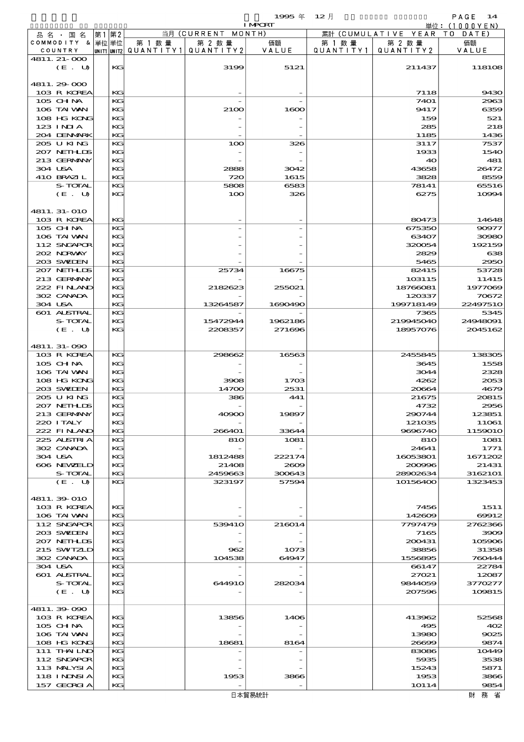| 品名・国名 COMMODITY & COUNTRY | 第1 単位 UNIT1 | 第2 単位 UNIT2 | 当月 (CURRENT MONTH) 第1数量 QUANTITY1 | 第2数量 QUANTITY2 | 価額 VALUE | 累計 (CUMULATIVE YEAR TO DATE) 第1数量 QUANTITY1 | 第2数量 QUANTITY2 | 価額 VALUE |
|---|---|---|---|---|---|---|---|---|
| 4811.21-000 | | | | | | | | |
| (E. U) | | KG | | 3199 | 5121 | | 211437 | 118108 |
| 4811.29-000 | | | | | | | | |
| 103 R KOREA | | KG | | - | - | | 7118 | 9430 |
| 105 CHINA | | KG | | - | - | | 7401 | 2963 |
| 106 TAIWAN | | KG | | 2100 | 1600 | | 9417 | 6359 |
| 108 HG KONG | | KG | | - | - | | 159 | 521 |
| 123 INDIA | | KG | | - | - | | 285 | 218 |
| 204 DENMARK | | KG | | - | - | | 1185 | 1436 |
| 205 U KING | | KG | | 100 | 326 | | 3117 | 7537 |
| 207 NETHLDS | | KG | | - | - | | 1933 | 1540 |
| 213 GERMANY | | KG | | - | - | | 40 | 481 |
| 304 USA | | KG | | 2888 | 3042 | | 43658 | 26472 |
| 410 BRAZIL | | KG | | 720 | 1615 | | 3828 | 8559 |
| S-TOTAL | | KG | | 5808 | 6583 | | 78141 | 65516 |
| (E. U) | | KG | | 100 | 326 | | 6275 | 10994 |
| 4811.31-010 | | | | | | | | |
| 103 R KOREA | | KG | | - | - | | 80473 | 14648 |
| 105 CHINA | | KG | | - | - | | 675350 | 90977 |
| 106 TAIWAN | | KG | | - | - | | 63407 | 30980 |
| 112 SNGAPOR | | KG | | - | - | | 320054 | 192159 |
| 202 NORWAY | | KG | | - | - | | 2829 | 638 |
| 203 SWEDEN | | KG | | - | - | | 5465 | 2950 |
| 207 NETHLDS | | KG | | 25734 | 16675 | | 82415 | 53728 |
| 213 GERMANY | | KG | | - | - | | 103115 | 11415 |
| 222 FINLAND | | KG | | 2182623 | 255021 | | 18766081 | 1977069 |
| 302 CANADA | | KG | | - | - | | 120337 | 70672 |
| 304 USA | | KG | | 13264587 | 1690490 | | 199718149 | 22497510 |
| 601 AUSTRAL | | KG | | - | - | | 7365 | 5345 |
| S-TOTAL | | KG | | 15472944 | 1962186 | | 219945040 | 24948091 |
| (E. U) | | KG | | 2208357 | 271696 | | 18957076 | 2045162 |
| 4811.31-090 | | | | | | | | |
| 103 R KOREA | | KG | | 298662 | 16563 | | 2455845 | 138305 |
| 105 CHINA | | KG | | - | - | | 3645 | 1558 |
| 106 TAIWAN | | KG | | - | - | | 3044 | 2328 |
| 108 HG KONG | | KG | | 3908 | 1703 | | 4262 | 2053 |
| 203 SWEDEN | | KG | | 14700 | 2531 | | 20664 | 4679 |
| 205 U KING | | KG | | 386 | 441 | | 21675 | 20815 |
| 207 NETHLDS | | KG | | - | - | | 4732 | 2956 |
| 213 GERMANY | | KG | | 40900 | 19897 | | 290744 | 123851 |
| 220 ITALY | | KG | | - | - | | 121035 | 11061 |
| 222 FINLAND | | KG | | 266401 | 33644 | | 9696740 | 1159010 |
| 225 AUSTRIA | | KG | | 810 | 1081 | | 810 | 1081 |
| 302 CANADA | | KG | | - | - | | 24641 | 1771 |
| 304 USA | | KG | | 1812488 | 222174 | | 16053801 | 1671202 |
| 606 NEWZELD | | KG | | 21408 | 2609 | | 200996 | 21431 |
| S-TOTAL | | KG | | 2459663 | 300643 | | 28902634 | 3162101 |
| (E. U) | | KG | | 323197 | 57594 | | 10156400 | 1323453 |
| 4811.39-010 | | | | | | | | |
| 103 R KOREA | | KG | | - | - | | 7456 | 1511 |
| 106 TAIWAN | | KG | | - | - | | 142609 | 69912 |
| 112 SNGAPOR | | KG | | 539410 | 216014 | | 7797479 | 2762366 |
| 203 SWEDEN | | KG | | - | - | | 7165 | 3909 |
| 207 NETHLDS | | KG | | - | - | | 200431 | 105906 |
| 215 SWITZLD | | KG | | 962 | 1073 | | 38856 | 31358 |
| 302 CANADA | | KG | | 104538 | 64947 | | 1556895 | 760444 |
| 304 USA | | KG | | - | - | | 66147 | 22784 |
| 601 AUSTRAL | | KG | | - | - | | 27021 | 12087 |
| S-TOTAL | | KG | | 644910 | 282034 | | 9844059 | 3770277 |
| (E. U) | | KG | | - | - | | 207596 | 109815 |
| 4811.39-090 | | | | | | | | |
| 103 R KOREA | | KG | | 13856 | 1406 | | 413962 | 52568 |
| 105 CHINA | | KG | | - | - | | 495 | 402 |
| 106 TAIWAN | | KG | | - | - | | 13980 | 9025 |
| 108 HG KONG | | KG | | 18681 | 8164 | | 26699 | 9874 |
| 111 THAILND | | KG | | - | - | | 83086 | 10449 |
| 112 SNGAPOR | | KG | | - | - | | 5935 | 3538 |
| 113 MALYSIA | | KG | | - | - | | 15243 | 5871 |
| 118 INDNSIA | | KG | | 1953 | 3866 | | 1953 | 3866 |
| 157 GEORGIA | | KG | | - | - | | 10114 | 9854 |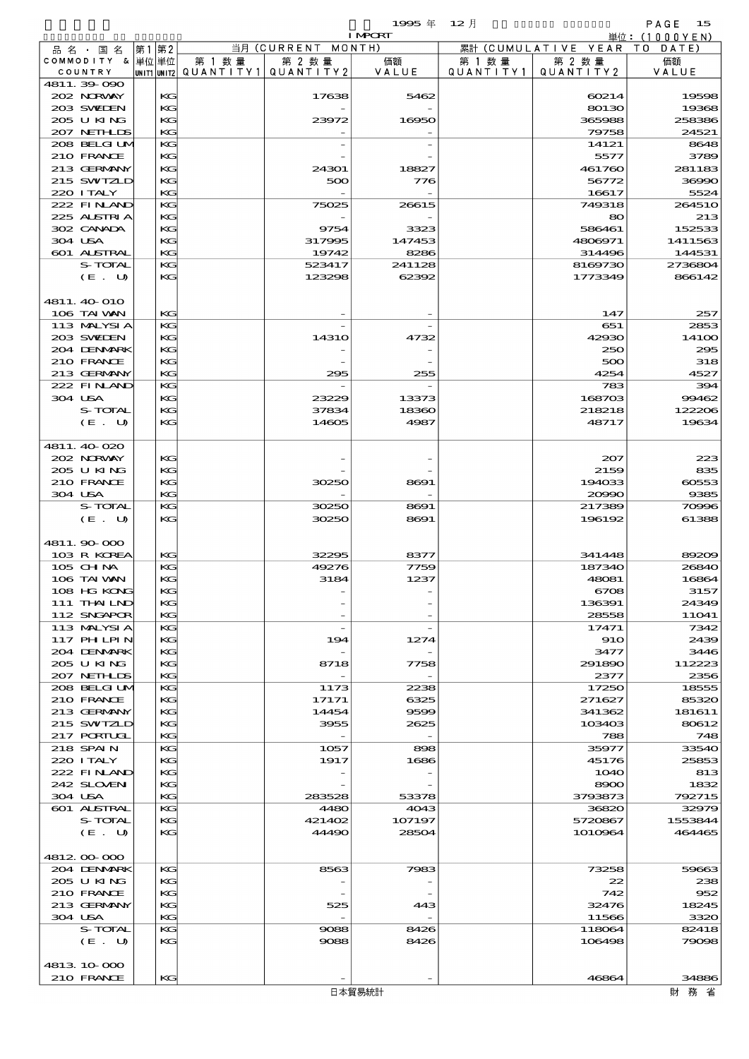1995 年 12 月 IMPORT

単位：(1000YEN)

| 品名・国名 COMMODITY & COUNTRY | 第1 単位 UNIT1 | 第2 単位 UNIT2 | 当月 (CURRENT MONTH) 第1数量 QUANTITY1 | 第2数量 QUANTITY2 | 価額 VALUE | 累計 (CUMULATIVE YEAR TO DATE) 第1数量 QUANTITY1 | 第2数量 QUANTITY2 | 価額 VALUE |
|---|---|---|---|---|---|---|---|---|
| 4811.39-090 | | | | | | | | |
| 202 NORWAY | | KG | | 17638 | 5462 | | 60214 | 19598 |
| 203 SWEDEN | | KG | | - | - | | 80130 | 19368 |
| 205 U KING | | KG | | 23972 | 16950 | | 365988 | 258386 |
| 207 NETHLDS | | KG | | - | - | | 79758 | 24521 |
| 208 BELGIUM | | KG | | - | - | | 14121 | 8648 |
| 210 FRANCE | | KG | | - | - | | 5577 | 3789 |
| 213 GERMANY | | KG | | 24301 | 18827 | | 461760 | 281183 |
| 215 SWITZLD | | KG | | 500 | 776 | | 56772 | 36990 |
| 220 ITALY | | KG | | - | - | | 16617 | 5524 |
| 222 FINLAND | | KG | | 75025 | 26615 | | 749318 | 264510 |
| 225 AUSTRIA | | KG | | - | - | | 80 | 213 |
| 302 CANADA | | KG | | 9754 | 3323 | | 586461 | 152533 |
| 304 USA | | KG | | 317995 | 147453 | | 4806971 | 1411563 |
| 601 AUSTRAL | | KG | | 19742 | 8286 | | 314496 | 144531 |
| S-TOTAL | | KG | | 523417 | 241128 | | 8169730 | 2736804 |
| (E. U) | | KG | | 123298 | 62392 | | 1773349 | 866142 |
| 4811.40-010 | | | | | | | | |
| 106 TAIWAN | | KG | | - | - | | 147 | 257 |
| 113 MALYSIA | | KG | | - | - | | 651 | 2853 |
| 203 SWEDEN | | KG | | 14310 | 4732 | | 42930 | 14100 |
| 204 DENMARK | | KG | | - | - | | 250 | 295 |
| 210 FRANCE | | KG | | - | - | | 500 | 318 |
| 213 GERMANY | | KG | | 295 | 255 | | 4254 | 4527 |
| 222 FINLAND | | KG | | - | - | | 783 | 394 |
| 304 USA | | KG | | 23229 | 13373 | | 168703 | 99462 |
| S-TOTAL | | KG | | 37834 | 18360 | | 218218 | 122206 |
| (E. U) | | KG | | 14605 | 4987 | | 48717 | 19634 |
| 4811.40-020 | | | | | | | | |
| 202 NORWAY | | KG | | - | - | | 207 | 223 |
| 205 U KING | | KG | | - | - | | 2159 | 835 |
| 210 FRANCE | | KG | | 30250 | 8691 | | 194033 | 60553 |
| 304 USA | | KG | | - | - | | 20990 | 9385 |
| S-TOTAL | | KG | | 30250 | 8691 | | 217389 | 70996 |
| (E. U) | | KG | | 30250 | 8691 | | 196192 | 61388 |
| 4811.90-000 | | | | | | | | |
| 103 R KOREA | | KG | | 32295 | 8377 | | 341448 | 89209 |
| 105 CHINA | | KG | | 49276 | 7759 | | 187340 | 26840 |
| 106 TAIWAN | | KG | | 3184 | 1237 | | 48081 | 16864 |
| 108 HG KONG | | KG | | - | - | | 6708 | 3157 |
| 111 THAILND | | KG | | - | - | | 136391 | 24349 |
| 112 SNGAPOR | | KG | | - | - | | 28558 | 11041 |
| 113 MALYSIA | | KG | | - | - | | 17471 | 7342 |
| 117 PHLPIN | | KG | | 194 | 1274 | | 910 | 2439 |
| 204 DENMARK | | KG | | - | - | | 3477 | 3446 |
| 205 U KING | | KG | | 8718 | 7758 | | 291890 | 112223 |
| 207 NETHLDS | | KG | | - | - | | 2377 | 2356 |
| 208 BELGIUM | | KG | | 1173 | 2238 | | 17250 | 18555 |
| 210 FRANCE | | KG | | 17171 | 6325 | | 271627 | 85320 |
| 213 GERMANY | | KG | | 14454 | 9599 | | 341362 | 181611 |
| 215 SWITZLD | | KG | | 3955 | 2625 | | 103403 | 80612 |
| 217 PORTUGL | | KG | | - | - | | 788 | 748 |
| 218 SPAIN | | KG | | 1057 | 898 | | 35977 | 33540 |
| 220 ITALY | | KG | | 1917 | 1686 | | 45176 | 25853 |
| 222 FINLAND | | KG | | - | - | | 1040 | 813 |
| 242 SLOVEN | | KG | | - | - | | 8900 | 1832 |
| 304 USA | | KG | | 283528 | 53378 | | 3793873 | 792715 |
| 601 AUSTRAL | | KG | | 4480 | 4043 | | 36820 | 32979 |
| S-TOTAL | | KG | | 421402 | 107197 | | 5720867 | 1553844 |
| (E. U) | | KG | | 44490 | 28504 | | 1010964 | 464465 |
| 4812.00-000 | | | | | | | | |
| 204 DENMARK | | KG | | 8563 | 7983 | | 73258 | 59663 |
| 205 U KING | | KG | | - | - | | 22 | 238 |
| 210 FRANCE | | KG | | - | - | | 742 | 952 |
| 213 GERMANY | | KG | | 525 | 443 | | 32476 | 18245 |
| 304 USA | | KG | | - | - | | 11566 | 3320 |
| S-TOTAL | | KG | | 9088 | 8426 | | 118064 | 82418 |
| (E. U) | | KG | | 9088 | 8426 | | 106498 | 79098 |
| 4813.10-000 | | | | | | | | |
| 210 FRANCE | | KG | | - | - | | 46864 | 34886 |

日本貿易統計　財務省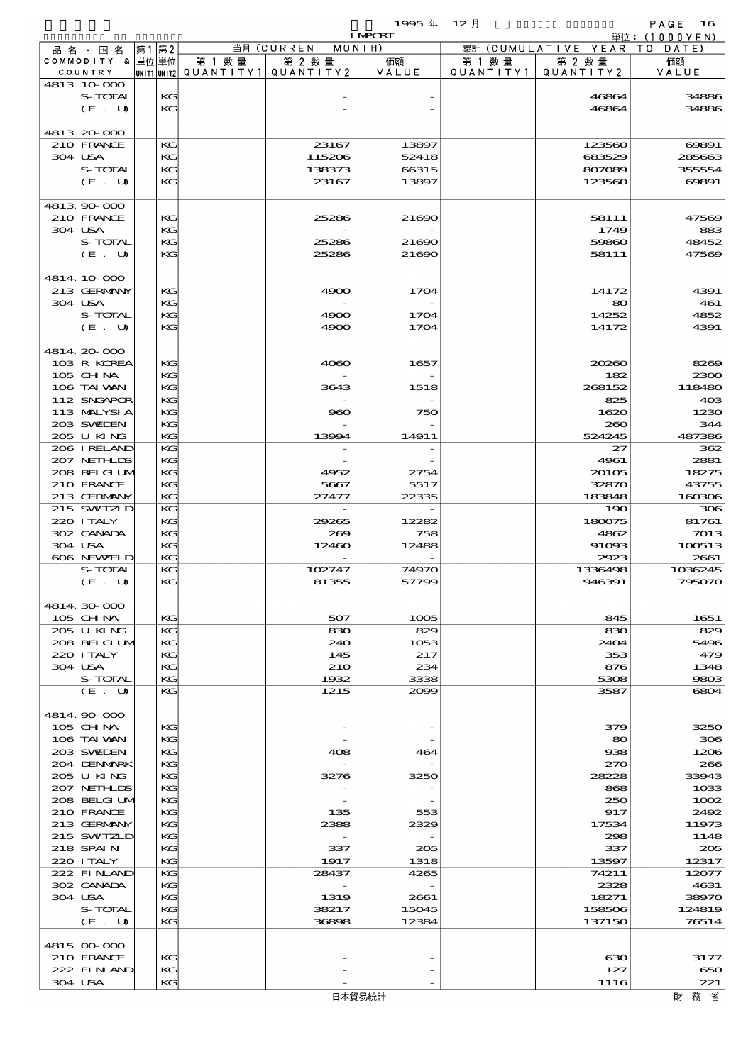1995 年 12 月 IMPORT

単位：(1000YEN)

| 品名・国名 COMMODITY & COUNTRY | 第1単位 UNIT1 | 第2単位 UNIT2 | 当月 (CURRENT MONTH) 第1数量 QUANTITY1 | 第2数量 QUANTITY2 | 価額 VALUE | 累計 (CUMULATIVE YEAR TO DATE) 第1数量 QUANTITY1 | 第2数量 QUANTITY2 | 価額 VALUE |
|---|---|---|---|---|---|---|---|---|
| 4813.10-000 | | | | | | | | |
| S-TOTAL | | KG | | - | - | | 46864 | 34886 |
| (E. U) | | KG | | - | - | | 46864 | 34886 |
| 4813.20-000 | | | | | | | | |
| 210 FRANCE | | KG | | 23167 | 13897 | | 123560 | 69891 |
| 304 USA | | KG | | 115206 | 52418 | | 683529 | 285663 |
| S-TOTAL | | KG | | 138373 | 66315 | | 807089 | 355554 |
| (E. U) | | KG | | 23167 | 13897 | | 123560 | 69891 |
| 4813.90-000 | | | | | | | | |
| 210 FRANCE | | KG | | 25286 | 21690 | | 58111 | 47569 |
| 304 USA | | KG | | - | - | | 1749 | 883 |
| S-TOTAL | | KG | | 25286 | 21690 | | 59860 | 48452 |
| (E. U) | | KG | | 25286 | 21690 | | 58111 | 47569 |
| 4814.10-000 | | | | | | | | |
| 213 GERMANY | | KG | | 4900 | 1704 | | 14172 | 4391 |
| 304 USA | | KG | | - | - | | 80 | 461 |
| S-TOTAL | | KG | | 4900 | 1704 | | 14252 | 4852 |
| (E. U) | | KG | | 4900 | 1704 | | 14172 | 4391 |
| 4814.20-000 | | | | | | | | |
| 103 R KOREA | | KG | | 4060 | 1657 | | 20260 | 8269 |
| 105 CHINA | | KG | | - | - | | 182 | 2300 |
| 106 TAIWAN | | KG | | 3643 | 1518 | | 268152 | 118480 |
| 112 SNGAPOR | | KG | | - | - | | 825 | 403 |
| 113 MALYSIA | | KG | | 960 | 750 | | 1620 | 1230 |
| 203 SWEDEN | | KG | | - | - | | 260 | 344 |
| 205 U KING | | KG | | 13994 | 14911 | | 524245 | 487386 |
| 206 IRELAND | | KG | | - | - | | 27 | 362 |
| 207 NETHLDS | | KG | | - | - | | 4961 | 2881 |
| 208 BELGIUM | | KG | | 4952 | 2754 | | 20105 | 18275 |
| 210 FRANCE | | KG | | 5667 | 5517 | | 32870 | 43755 |
| 213 GERMANY | | KG | | 27477 | 22335 | | 183848 | 160306 |
| 215 SWITZLD | | KG | | - | - | | 190 | 306 |
| 220 ITALY | | KG | | 29265 | 12282 | | 180075 | 81761 |
| 302 CANADA | | KG | | 269 | 758 | | 4862 | 7013 |
| 304 USA | | KG | | 12460 | 12488 | | 91093 | 100513 |
| 606 NEWZELD | | KG | | - | - | | 2923 | 2661 |
| S-TOTAL | | KG | | 102747 | 74970 | | 1336498 | 1036245 |
| (E. U) | | KG | | 81355 | 57799 | | 946391 | 795070 |
| 4814.30-000 | | | | | | | | |
| 105 CHINA | | KG | | 507 | 1005 | | 845 | 1651 |
| 205 U KING | | KG | | 830 | 829 | | 830 | 829 |
| 208 BELGIUM | | KG | | 240 | 1053 | | 2404 | 5496 |
| 220 ITALY | | KG | | 145 | 217 | | 353 | 479 |
| 304 USA | | KG | | 210 | 234 | | 876 | 1348 |
| S-TOTAL | | KG | | 1932 | 3338 | | 5308 | 9803 |
| (E. U) | | KG | | 1215 | 2099 | | 3587 | 6804 |
| 4814.90-000 | | | | | | | | |
| 105 CHINA | | KG | | - | - | | 379 | 3250 |
| 106 TAIWAN | | KG | | - | - | | 80 | 306 |
| 203 SWEDEN | | KG | | 408 | 464 | | 938 | 1206 |
| 204 DENMARK | | KG | | - | - | | 270 | 266 |
| 205 U KING | | KG | | 3276 | 3250 | | 28228 | 33943 |
| 207 NETHLDS | | KG | | - | - | | 868 | 1033 |
| 208 BELGIUM | | KG | | - | - | | 250 | 1002 |
| 210 FRANCE | | KG | | 135 | 553 | | 917 | 2492 |
| 213 GERMANY | | KG | | 2388 | 2329 | | 17534 | 11973 |
| 215 SWITZLD | | KG | | - | - | | 298 | 1148 |
| 218 SPAIN | | KG | | 337 | 205 | | 337 | 205 |
| 220 ITALY | | KG | | 1917 | 1318 | | 13597 | 12317 |
| 222 FINLAND | | KG | | 28437 | 4265 | | 74211 | 12077 |
| 302 CANADA | | KG | | - | - | | 2328 | 4631 |
| 304 USA | | KG | | 1319 | 2661 | | 18271 | 38970 |
| S-TOTAL | | KG | | 38217 | 15045 | | 158506 | 124819 |
| (E. U) | | KG | | 36898 | 12384 | | 137150 | 76514 |
| 4815.00-000 | | | | | | | | |
| 210 FRANCE | | KG | | - | - | | 630 | 3177 |
| 222 FINLAND | | KG | | - | - | | 127 | 650 |
| 304 USA | | KG | | - | - | | 1116 | 221 |

日本貿易統計　　財務省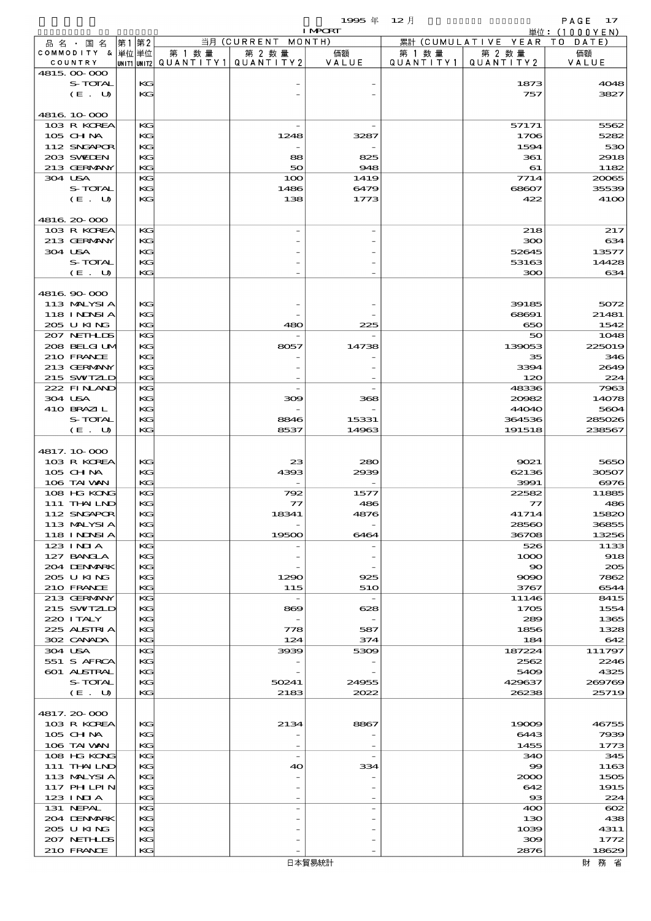1995 年 12 月 IMPORT

単位：(1000YEN)

| 品名・国名 COMMODITY & COUNTRY | 第1 単位 UNIT1 | 第2 単位 UNIT2 | 当月 (CURRENT MONTH) 第1数量 QUANTITY1 | 第2数量 QUANTITY2 | 価額 VALUE | 累計 (CUMULATIVE YEAR TO DATE) 第1数量 QUANTITY1 | 第2数量 QUANTITY2 | 価額 VALUE |
|---|---|---|---|---|---|---|---|---|
| 4815.00-000 | | | | | | | | |
| S-TOTAL | | KG | | - | - | | 1873 | 4048 |
| (E. U) | | KG | | - | - | | 757 | 3827 |
| | | | | | | | | |
| 4816.10-000 | | | | | | | | |
| 103 R KOREA | | KG | | - | - | | 57171 | 5562 |
| 105 CHINA | | KG | | 1248 | 3287 | | 1706 | 5282 |
| 112 SNGAPOR | | KG | | - | - | | 1594 | 530 |
| 203 SWEDEN | | KG | | 88 | 825 | | 361 | 2918 |
| 213 GERMANY | | KG | | 50 | 948 | | 61 | 1182 |
| 304 USA | | KG | | 100 | 1419 | | 7714 | 20065 |
| S-TOTAL | | KG | | 1486 | 6479 | | 68607 | 35539 |
| (E. U) | | KG | | 138 | 1773 | | 422 | 4100 |
| | | | | | | | | |
| 4816.20-000 | | | | | | | | |
| 103 R KOREA | | KG | | - | - | | 218 | 217 |
| 213 GERMANY | | KG | | - | - | | 300 | 634 |
| 304 USA | | KG | | - | - | | 52645 | 13577 |
| S-TOTAL | | KG | | - | - | | 53163 | 14428 |
| (E. U) | | KG | | - | - | | 300 | 634 |
| | | | | | | | | |
| 4816.90-000 | | | | | | | | |
| 113 MALYSIA | | KG | | - | - | | 39185 | 5072 |
| 118 INDNSIA | | KG | | - | - | | 68691 | 21481 |
| 205 U KING | | KG | | 480 | 225 | | 650 | 1542 |
| 207 NETHLDS | | KG | | - | - | | 50 | 1048 |
| 208 BELGIUM | | KG | | 8057 | 14738 | | 139053 | 225019 |
| 210 FRANCE | | KG | | - | - | | 35 | 346 |
| 213 GERMANY | | KG | | - | - | | 3394 | 2649 |
| 215 SWITZLD | | KG | | - | - | | 120 | 224 |
| 222 FINLAND | | KG | | - | - | | 48336 | 7963 |
| 304 USA | | KG | | 309 | 368 | | 20982 | 14078 |
| 410 BRAZIL | | KG | | - | - | | 44040 | 5604 |
| S-TOTAL | | KG | | 8846 | 15331 | | 364536 | 285026 |
| (E. U) | | KG | | 8537 | 14963 | | 191518 | 238567 |
| | | | | | | | | |
| 4817.10-000 | | | | | | | | |
| 103 R KOREA | | KG | | 23 | 280 | | 9021 | 5650 |
| 105 CHINA | | KG | | 4393 | 2939 | | 62136 | 30507 |
| 106 TAIWAN | | KG | | - | - | | 3991 | 6976 |
| 108 HG KONG | | KG | | 792 | 1577 | | 22582 | 11885 |
| 111 THAILND | | KG | | 77 | 486 | | 77 | 486 |
| 112 SNGAPOR | | KG | | 18341 | 4876 | | 41714 | 15820 |
| 113 MALYSIA | | KG | | - | - | | 28560 | 36855 |
| 118 INDNSIA | | KG | | 19500 | 6464 | | 36708 | 13256 |
| 123 INDIA | | KG | | - | - | | 526 | 1133 |
| 127 BANGLA | | KG | | - | - | | 1000 | 918 |
| 204 DENMARK | | KG | | - | - | | 90 | 205 |
| 205 U KING | | KG | | 1290 | 925 | | 9090 | 7862 |
| 210 FRANCE | | KG | | 115 | 510 | | 3767 | 6544 |
| 213 GERMANY | | KG | | - | - | | 11146 | 8415 |
| 215 SWITZLD | | KG | | 869 | 628 | | 1705 | 1554 |
| 220 ITALY | | KG | | - | - | | 289 | 1365 |
| 225 AUSTRIA | | KG | | 778 | 587 | | 1856 | 1328 |
| 302 CANADA | | KG | | 124 | 374 | | 184 | 642 |
| 304 USA | | KG | | 3939 | 5309 | | 187224 | 111797 |
| 551 S AFRCA | | KG | | - | - | | 2562 | 2246 |
| 601 AUSTRAL | | KG | | - | - | | 5409 | 4325 |
| S-TOTAL | | KG | | 50241 | 24955 | | 429637 | 269769 |
| (E. U) | | KG | | 2183 | 2022 | | 26238 | 25719 |
| | | | | | | | | |
| 4817.20-000 | | | | | | | | |
| 103 R KOREA | | KG | | 2134 | 8867 | | 19009 | 46755 |
| 105 CHINA | | KG | | - | - | | 6443 | 7939 |
| 106 TAIWAN | | KG | | - | - | | 1455 | 1773 |
| 108 HG KONG | | KG | | - | - | | 340 | 345 |
| 111 THAILND | | KG | | 40 | 334 | | 99 | 1163 |
| 113 MALYSIA | | KG | | - | - | | 2000 | 1505 |
| 117 PHLPIN | | KG | | - | - | | 642 | 1915 |
| 123 INDIA | | KG | | - | - | | 93 | 224 |
| 131 NEPAL | | KG | | - | - | | 400 | 602 |
| 204 DENMARK | | KG | | - | - | | 130 | 438 |
| 205 U KING | | KG | | - | - | | 1039 | 4311 |
| 207 NETHLDS | | KG | | - | - | | 309 | 1772 |
| 210 FRANCE | | KG | | - | - | | 2876 | 18629 |

日本貿易統計　財務省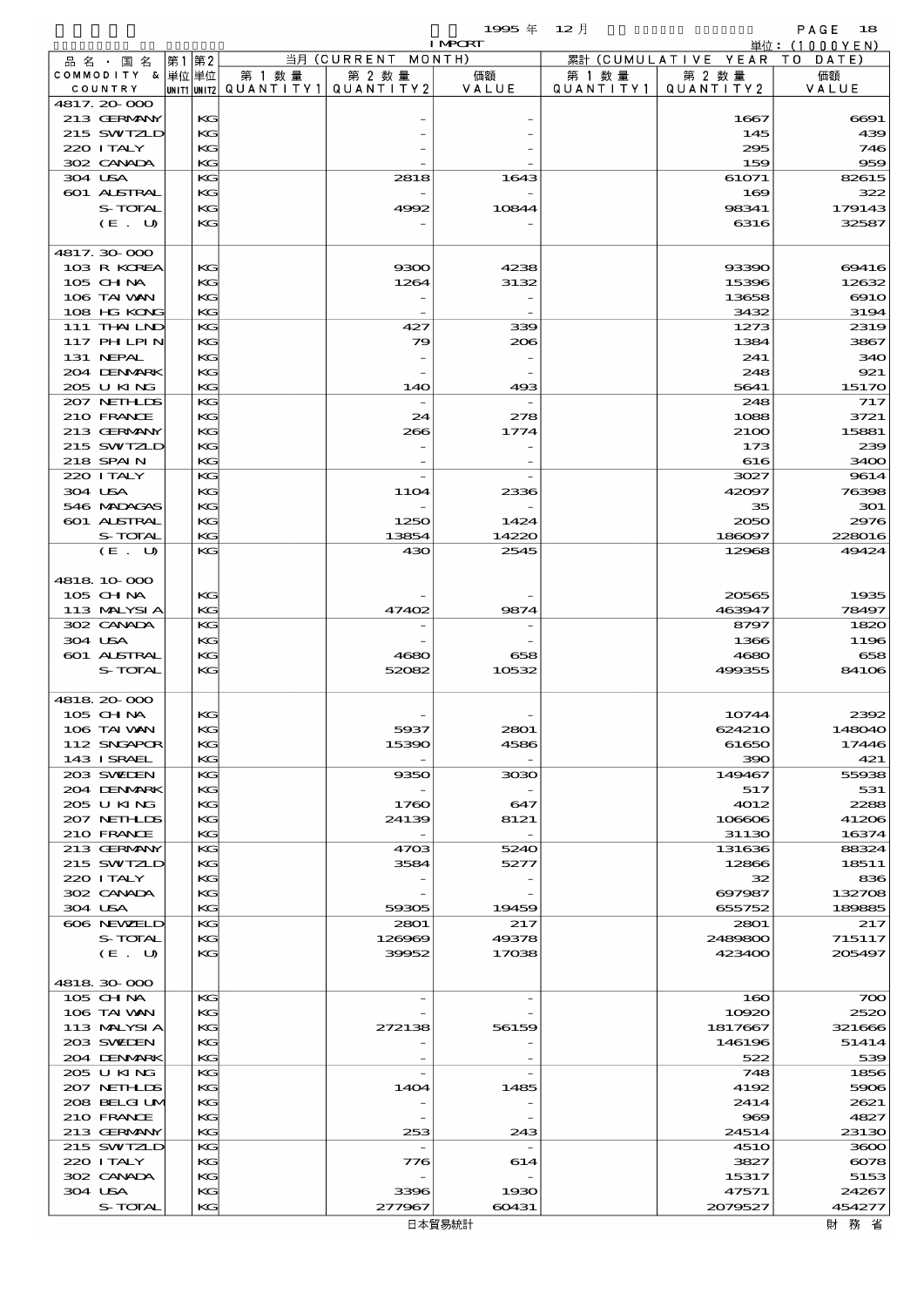1995 年 12 月 IMPORT

単位：(1000YEN)

| 品名・国名 COMMODITY & COUNTRY | 第1 単位 UNIT1 | 第2 単位 UNIT2 | 当月 (CURRENT MONTH) 第1数量 QUANTITY1 | 第2数量 QUANTITY2 | 価額 VALUE | 累計 (CUMULATIVE YEAR TO DATE) 第1数量 QUANTITY1 | 第2数量 QUANTITY2 | 価額 VALUE |
|---|---|---|---|---|---|---|---|---|
| 4817.20-000 | | | | | | | | |
| 213 GERMANY | | KG | | - | - | | 1667 | 6691 |
| 215 SWITZLD | | KG | | - | - | | 145 | 439 |
| 220 ITALY | | KG | | - | - | | 295 | 746 |
| 302 CANADA | | KG | | - | - | | 159 | 959 |
| 304 USA | | KG | | 2818 | 1643 | | 61071 | 82615 |
| 601 AUSTRAL | | KG | | - | - | | 169 | 322 |
| S-TOTAL | | KG | | 4992 | 10844 | | 98341 | 179143 |
| (E. U) | | KG | | - | - | | 6316 | 32587 |
| 4817.30-000 | | | | | | | | |
| 103 R KOREA | | KG | | 9300 | 4238 | | 93390 | 69416 |
| 105 CHINA | | KG | | 1264 | 3132 | | 15396 | 12632 |
| 106 TAIWAN | | KG | | - | - | | 13658 | 6910 |
| 108 HG KONG | | KG | | - | - | | 3432 | 3194 |
| 111 THAILND | | KG | | 427 | 339 | | 1273 | 2319 |
| 117 PHILPIN | | KG | | 79 | 206 | | 1384 | 3867 |
| 131 NEPAL | | KG | | - | - | | 241 | 340 |
| 204 DENMARK | | KG | | - | - | | 248 | 921 |
| 205 U KING | | KG | | 140 | 493 | | 5641 | 15170 |
| 207 NETHLDS | | KG | | - | - | | 248 | 717 |
| 210 FRANCE | | KG | | 24 | 278 | | 1088 | 3721 |
| 213 GERMANY | | KG | | 266 | 1774 | | 2100 | 15881 |
| 215 SWITZLD | | KG | | - | - | | 173 | 239 |
| 218 SPAIN | | KG | | - | - | | 616 | 3400 |
| 220 ITALY | | KG | | - | - | | 3027 | 9614 |
| 304 USA | | KG | | 1104 | 2336 | | 42097 | 76398 |
| 546 MADAGAS | | KG | | - | - | | 35 | 301 |
| 601 AUSTRAL | | KG | | 1250 | 1424 | | 2050 | 2976 |
| S-TOTAL | | KG | | 13854 | 14220 | | 186097 | 228016 |
| (E. U) | | KG | | 430 | 2545 | | 12968 | 49424 |
| 4818.10-000 | | | | | | | | |
| 105 CHINA | | KG | | - | - | | 20565 | 1935 |
| 113 MALYSIA | | KG | | 47402 | 9874 | | 463947 | 78497 |
| 302 CANADA | | KG | | - | - | | 8797 | 1820 |
| 304 USA | | KG | | - | - | | 1366 | 1196 |
| 601 AUSTRAL | | KG | | 4680 | 658 | | 4680 | 658 |
| S-TOTAL | | KG | | 52082 | 10532 | | 499355 | 84106 |
| 4818.20-000 | | | | | | | | |
| 105 CHINA | | KG | | - | - | | 10744 | 2392 |
| 106 TAIWAN | | KG | | 5937 | 2801 | | 624210 | 148040 |
| 112 SNGAPOR | | KG | | 15390 | 4586 | | 61650 | 17446 |
| 143 ISRAEL | | KG | | - | - | | 390 | 421 |
| 203 SWEDEN | | KG | | 9350 | 3030 | | 149467 | 55938 |
| 204 DENMARK | | KG | | - | - | | 517 | 531 |
| 205 U KING | | KG | | 1760 | 647 | | 4012 | 2288 |
| 207 NETHLDS | | KG | | 24139 | 8121 | | 106606 | 41206 |
| 210 FRANCE | | KG | | - | - | | 31130 | 16374 |
| 213 GERMANY | | KG | | 4703 | 5240 | | 131636 | 88324 |
| 215 SWITZLD | | KG | | 3584 | 5277 | | 12866 | 18511 |
| 220 ITALY | | KG | | - | - | | 32 | 836 |
| 302 CANADA | | KG | | - | - | | 697987 | 132708 |
| 304 USA | | KG | | 59305 | 19459 | | 655752 | 189885 |
| 606 NEWZELD | | KG | | 2801 | 217 | | 2801 | 217 |
| S-TOTAL | | KG | | 126969 | 49378 | | 2489800 | 715117 |
| (E. U) | | KG | | 39952 | 17038 | | 423400 | 205497 |
| 4818.30-000 | | | | | | | | |
| 105 CHINA | | KG | | - | - | | 160 | 700 |
| 106 TAIWAN | | KG | | - | - | | 10920 | 2520 |
| 113 MALYSIA | | KG | | 272138 | 56159 | | 1817667 | 321666 |
| 203 SWEDEN | | KG | | - | - | | 146196 | 51414 |
| 204 DENMARK | | KG | | - | - | | 522 | 539 |
| 205 U KING | | KG | | - | - | | 748 | 1856 |
| 207 NETHLDS | | KG | | 1404 | 1485 | | 4192 | 5906 |
| 208 BELGIUM | | KG | | - | - | | 2414 | 2621 |
| 210 FRANCE | | KG | | - | - | | 969 | 4827 |
| 213 GERMANY | | KG | | 253 | 243 | | 24514 | 23130 |
| 215 SWITZLD | | KG | | - | - | | 4510 | 3600 |
| 220 ITALY | | KG | | 776 | 614 | | 3827 | 6078 |
| 302 CANADA | | KG | | - | - | | 15317 | 5153 |
| 304 USA | | KG | | 3396 | 1930 | | 47571 | 24267 |
| S-TOTAL | | KG | | 277967 | 60431 | | 2079527 | 454277 |

日本貿易統計　　財務省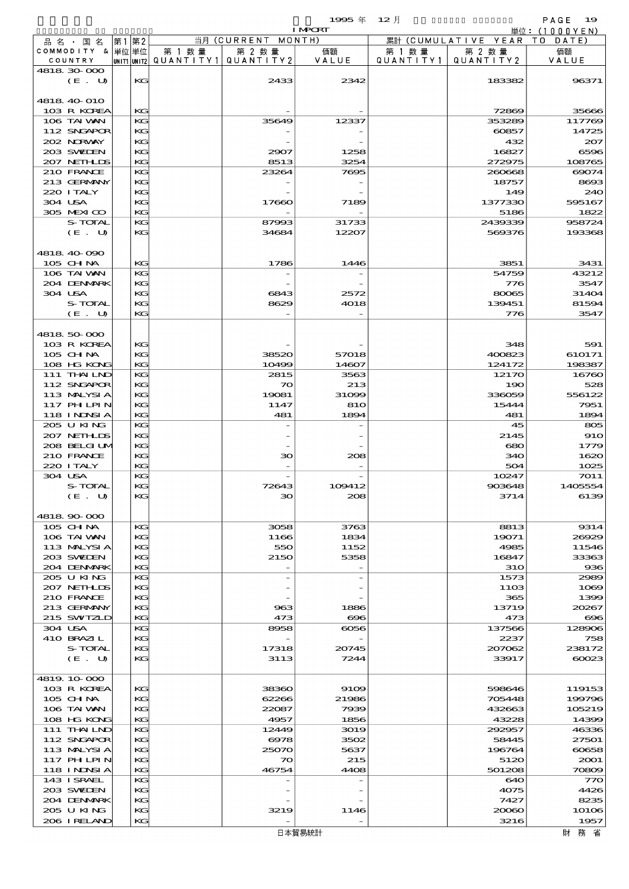| 品名・国名 COMMODITY & COUNTRY | 第1単位 UNIT1 | 第2単位 UNIT2 | 当月 (CURRENT MONTH) 第1数量 QUANTITY1 | 第2数量 QUANTITY2 | 価額 VALUE | 累計 (CUMULATIVE YEAR TO DATE) 第1数量 QUANTITY1 | 第2数量 QUANTITY2 | 価額 VALUE |
|---|---|---|---|---|---|---|---|---|
| 4818.30-000 | | | | | | | | |
| (E. U) | | KG | | 2433 | 2342 | | 183382 | 96371 |
| 4818.40-010 | | | | | | | | |
| 103 R KOREA | | KG | | - | - | | 72869 | 35666 |
| 106 TAIWAN | | KG | | 35649 | 12337 | | 353289 | 117769 |
| 112 SNGAPOR | | KG | | - | - | | 60857 | 14725 |
| 202 NORWAY | | KG | | - | - | | 432 | 207 |
| 203 SWEDEN | | KG | | 2907 | 1258 | | 16827 | 6596 |
| 207 NETHLDS | | KG | | 8513 | 3254 | | 272975 | 108765 |
| 210 FRANCE | | KG | | 23264 | 7695 | | 260668 | 69074 |
| 213 GERMANY | | KG | | - | - | | 18757 | 8693 |
| 220 ITALY | | KG | | - | - | | 149 | 240 |
| 304 USA | | KG | | 17660 | 7189 | | 1377330 | 595167 |
| 305 MEXICO | | KG | | - | - | | 5186 | 1822 |
| S-TOTAL | | KG | | 87993 | 31733 | | 2439339 | 958724 |
| (E. U) | | KG | | 34684 | 12207 | | 569376 | 193368 |
| 4818.40-090 | | | | | | | | |
| 105 CHINA | | KG | | 1786 | 1446 | | 3851 | 3431 |
| 106 TAIWAN | | KG | | - | - | | 54759 | 43212 |
| 204 DENMARK | | KG | | - | - | | 776 | 3547 |
| 304 USA | | KG | | 6843 | 2572 | | 80065 | 31404 |
| S-TOTAL | | KG | | 8629 | 4018 | | 139451 | 81594 |
| (E. U) | | KG | | - | - | | 776 | 3547 |
| 4818.50-000 | | | | | | | | |
| 103 R KOREA | | KG | | - | - | | 348 | 591 |
| 105 CHINA | | KG | | 38520 | 57018 | | 400823 | 610171 |
| 108 HG KONG | | KG | | 10499 | 14607 | | 124172 | 198387 |
| 111 THAILND | | KG | | 2815 | 3563 | | 12170 | 16760 |
| 112 SNGAPOR | | KG | | 70 | 213 | | 190 | 528 |
| 113 MALYSIA | | KG | | 19081 | 31099 | | 336059 | 556122 |
| 117 PHLPIN | | KG | | 1147 | 810 | | 15444 | 7951 |
| 118 INDNSIA | | KG | | 481 | 1894 | | 481 | 1894 |
| 205 U KING | | KG | | - | - | | 45 | 805 |
| 207 NETHLDS | | KG | | - | - | | 2145 | 910 |
| 208 BELGIUM | | KG | | - | - | | 680 | 1779 |
| 210 FRANCE | | KG | | 30 | 208 | | 340 | 1620 |
| 220 ITALY | | KG | | - | - | | 504 | 1025 |
| 304 USA | | KG | | - | - | | 10247 | 7011 |
| S-TOTAL | | KG | | 72643 | 109412 | | 903648 | 1405554 |
| (E. U) | | KG | | 30 | 208 | | 3714 | 6139 |
| 4818.90-000 | | | | | | | | |
| 105 CHINA | | KG | | 3058 | 3763 | | 8813 | 9314 |
| 106 TAIWAN | | KG | | 1166 | 1834 | | 19071 | 26929 |
| 113 MALYSIA | | KG | | 550 | 1152 | | 4985 | 11546 |
| 203 SWEDEN | | KG | | 2150 | 5358 | | 16847 | 33363 |
| 204 DENMARK | | KG | | - | - | | 310 | 936 |
| 205 U KING | | KG | | - | - | | 1573 | 2989 |
| 207 NETHLDS | | KG | | - | - | | 1103 | 1069 |
| 210 FRANCE | | KG | | - | - | | 365 | 1399 |
| 213 GERMANY | | KG | | 963 | 1886 | | 13719 | 20267 |
| 215 SWTZLD | | KG | | 473 | 696 | | 473 | 696 |
| 304 USA | | KG | | 8958 | 6056 | | 137566 | 128906 |
| 410 BRAZIL | | KG | | - | - | | 2237 | 758 |
| S-TOTAL | | KG | | 17318 | 20745 | | 207062 | 238172 |
| (E. U) | | KG | | 3113 | 7244 | | 33917 | 60023 |
| 4819.10-000 | | | | | | | | |
| 103 R KOREA | | KG | | 38360 | 9109 | | 598646 | 119153 |
| 105 CHINA | | KG | | 62266 | 21986 | | 705448 | 199796 |
| 106 TAIWAN | | KG | | 22087 | 7939 | | 432663 | 105219 |
| 108 HG KONG | | KG | | 4957 | 1856 | | 43228 | 14399 |
| 111 THAILND | | KG | | 12449 | 3019 | | 292957 | 46336 |
| 112 SNGAPOR | | KG | | 6978 | 3502 | | 58445 | 27501 |
| 113 MALYSIA | | KG | | 25070 | 5637 | | 196764 | 60658 |
| 117 PHLPIN | | KG | | 70 | 215 | | 5120 | 2001 |
| 118 INDNSIA | | KG | | 46754 | 4408 | | 501208 | 70809 |
| 143 ISRAEL | | KG | | - | - | | 640 | 770 |
| 203 SWEDEN | | KG | | - | - | | 4075 | 4426 |
| 204 DENMARK | | KG | | - | - | | 7427 | 8235 |
| 205 U KING | | KG | | 3219 | 1146 | | 20060 | 10106 |
| 206 IRELAND | | KG | | - | - | | 3216 | 1957 |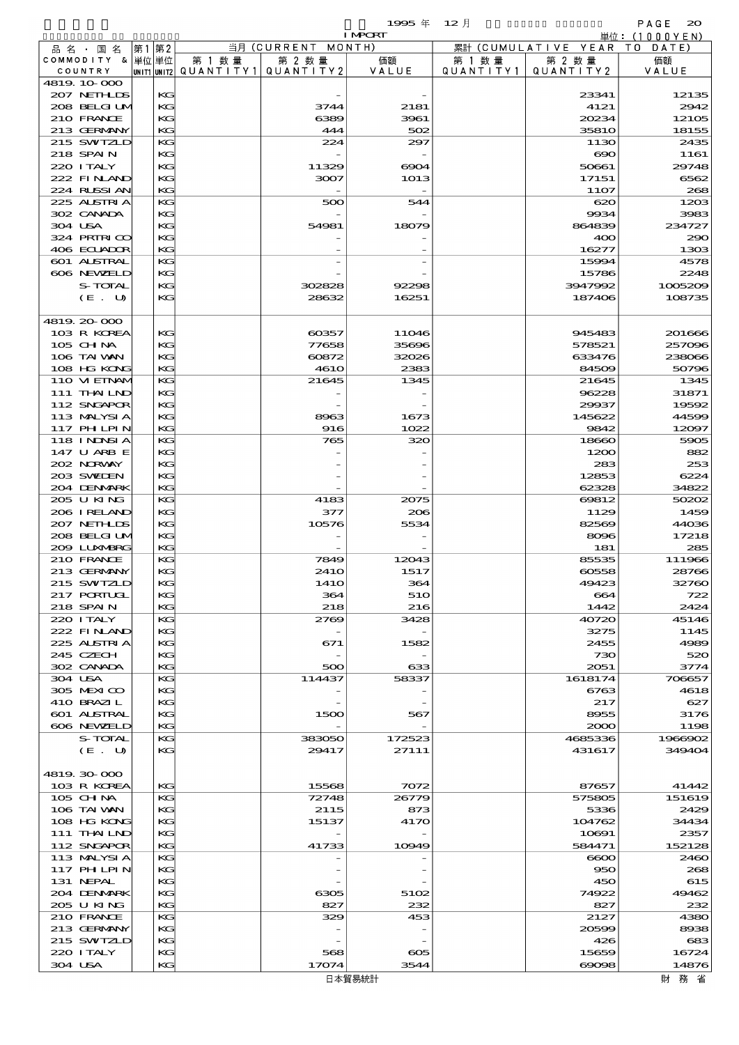1995 年 12 月 IMPORT 単位：(1000YEN)

| 品名・国名 COMMODITY & COUNTRY | 第1 単位 UNIT1 | 第2 単位 UNIT2 | 当月 (CURRENT MONTH) 第1数量 QUANTITY1 | 第2数量 QUANTITY2 | 価額 VALUE | 累計 (CUMULATIVE YEAR TO DATE) 第1数量 QUANTITY1 | 第2数量 QUANTITY2 | 価額 VALUE |
|---|---|---|---|---|---|---|---|---|
| 4819.10-000 | | | | | | | | |
| 207 NETHLDS | | KG | | - | - | | 23341 | 12135 |
| 208 BELGIUM | | KG | | 3744 | 2181 | | 4121 | 2942 |
| 210 FRANCE | | KG | | 6389 | 3961 | | 20234 | 12105 |
| 213 GERMANY | | KG | | 444 | 502 | | 35810 | 18155 |
| 215 SWITZLD | | KG | | 224 | 297 | | 1130 | 2435 |
| 218 SPAIN | | KG | | - | - | | 690 | 1161 |
| 220 ITALY | | KG | | 11329 | 6904 | | 50661 | 29748 |
| 222 FINLAND | | KG | | 3007 | 1013 | | 17151 | 6562 |
| 224 RUSSIAN | | KG | | - | - | | 1107 | 268 |
| 225 AUSTRIA | | KG | | 500 | 544 | | 620 | 1203 |
| 302 CANADA | | KG | | - | - | | 9934 | 3983 |
| 304 USA | | KG | | 54981 | 18079 | | 864839 | 234727 |
| 324 PRTRICO | | KG | | - | - | | 400 | 290 |
| 406 ECUADOR | | KG | | - | - | | 16277 | 1303 |
| 601 AUSTRAL | | KG | | - | - | | 15994 | 4578 |
| 606 NEWZELD | | KG | | - | - | | 15786 | 2248 |
| S-TOTAL | | KG | | 302828 | 92298 | | 3947992 | 1005209 |
| (E. U) | | KG | | 28632 | 16251 | | 187406 | 108735 |
| 4819.20-000 | | | | | | | | |
| 103 R KOREA | | KG | | 60357 | 11046 | | 945483 | 201666 |
| 105 CHINA | | KG | | 77658 | 35696 | | 578521 | 257096 |
| 106 TAIWAN | | KG | | 60872 | 32026 | | 633476 | 238066 |
| 108 HG KONG | | KG | | 4610 | 2383 | | 84509 | 50796 |
| 110 VIETNAM | | KG | | 21645 | 1345 | | 21645 | 1345 |
| 111 THAILND | | KG | | - | - | | 96228 | 31871 |
| 112 SNGAPOR | | KG | | - | - | | 29937 | 19592 |
| 113 MALYSIA | | KG | | 8963 | 1673 | | 145622 | 44599 |
| 117 PHILPIN | | KG | | 916 | 1022 | | 9842 | 12097 |
| 118 INDNSIA | | KG | | 765 | 320 | | 18660 | 5905 |
| 147 U ARB E | | KG | | - | - | | 1200 | 882 |
| 202 NORWAY | | KG | | - | - | | 283 | 253 |
| 203 SWEDEN | | KG | | - | - | | 12853 | 6224 |
| 204 DENMARK | | KG | | - | - | | 62328 | 34822 |
| 205 U KING | | KG | | 4183 | 2075 | | 69812 | 50202 |
| 206 IRELAND | | KG | | 377 | 206 | | 1129 | 1459 |
| 207 NETHLDS | | KG | | 10576 | 5534 | | 82569 | 44036 |
| 208 BELGIUM | | KG | | - | - | | 8096 | 17218 |
| 209 LUXMBRG | | KG | | - | - | | 181 | 285 |
| 210 FRANCE | | KG | | 7849 | 12043 | | 85535 | 111966 |
| 213 GERMANY | | KG | | 2410 | 1517 | | 60558 | 28766 |
| 215 SWITZLD | | KG | | 1410 | 364 | | 49423 | 32760 |
| 217 PORTUGL | | KG | | 364 | 510 | | 664 | 722 |
| 218 SPAIN | | KG | | 218 | 216 | | 1442 | 2424 |
| 220 ITALY | | KG | | 2769 | 3428 | | 40720 | 45146 |
| 222 FINLAND | | KG | | - | - | | 3275 | 1145 |
| 225 AUSTRIA | | KG | | 671 | 1582 | | 2455 | 4989 |
| 245 CZECH | | KG | | - | - | | 730 | 520 |
| 302 CANADA | | KG | | 500 | 633 | | 2051 | 3774 |
| 304 USA | | KG | | 114437 | 58337 | | 1618174 | 706657 |
| 305 MEXICO | | KG | | - | - | | 6763 | 4618 |
| 410 BRAZIL | | KG | | - | - | | 217 | 627 |
| 601 AUSTRAL | | KG | | 1500 | 567 | | 8955 | 3176 |
| 606 NEWZELD | | KG | | - | - | | 2000 | 1198 |
| S-TOTAL | | KG | | 383050 | 172523 | | 4685336 | 1966902 |
| (E. U) | | KG | | 29417 | 27111 | | 431617 | 349404 |
| 4819.30-000 | | | | | | | | |
| 103 R KOREA | | KG | | 15568 | 7072 | | 87657 | 41442 |
| 105 CHINA | | KG | | 72748 | 26779 | | 575805 | 151619 |
| 106 TAIWAN | | KG | | 2115 | 873 | | 5336 | 2429 |
| 108 HG KONG | | KG | | 15137 | 4170 | | 104762 | 34434 |
| 111 THAILND | | KG | | - | - | | 10691 | 2357 |
| 112 SNGAPOR | | KG | | 41733 | 10949 | | 584471 | 152128 |
| 113 MALYSIA | | KG | | - | - | | 6600 | 2460 |
| 117 PHILPIN | | KG | | - | - | | 950 | 268 |
| 131 NEPAL | | KG | | - | - | | 450 | 615 |
| 204 DENMARK | | KG | | 6305 | 5102 | | 74922 | 49462 |
| 205 U KING | | KG | | 827 | 232 | | 827 | 232 |
| 210 FRANCE | | KG | | 329 | 453 | | 2127 | 4380 |
| 213 GERMANY | | KG | | - | - | | 20599 | 8938 |
| 215 SWITZLD | | KG | | - | - | | 426 | 683 |
| 220 ITALY | | KG | | 568 | 605 | | 15659 | 16724 |
| 304 USA | | KG | | 17074 | 3544 | | 69098 | 14876 |

日本貿易統計　財務省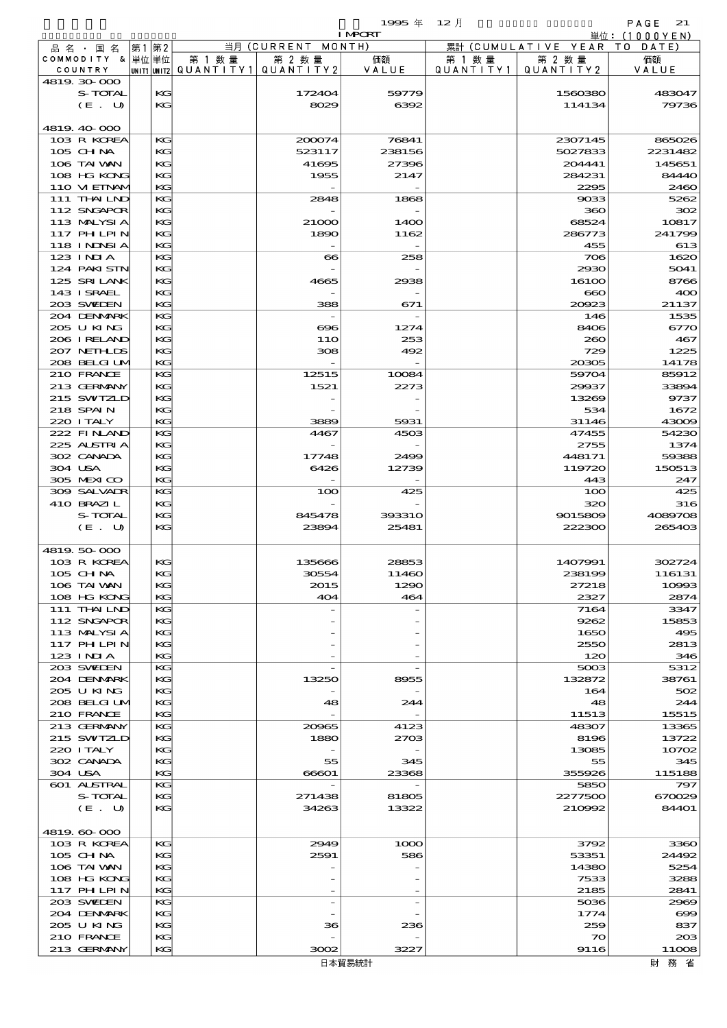| 品名・国名 COMMODITY & COUNTRY | 第1 単位 UNIT1 | 第2 単位 UNIT2 | 当月 (CURRENT MONTH) 第1数量 QUANTITY1 | 第2数量 QUANTITY2 | 価額 VALUE | 累計 (CUMULATIVE YEAR TO DATE) 第1数量 QUANTITY1 | 第2数量 QUANTITY2 | 価額 VALUE |
|---|---|---|---|---|---|---|---|---|
| 4819.30-000 | | | | | | | | |
| S-TOTAL | | KG | | 172404 | 59779 | | 1560380 | 483047 |
| (E. U) | | KG | | 8029 | 6392 | | 114134 | 79736 |
| | | | | | | | | |
| 4819.40-000 | | | | | | | | |
| 103 R KOREA | | KG | | 200074 | 76841 | | 2307145 | 865026 |
| 105 CHINA | | KG | | 523117 | 238156 | | 5027833 | 2231482 |
| 106 TAIWAN | | KG | | 41695 | 27396 | | 204441 | 145651 |
| 108 HG KONG | | KG | | 1955 | 2147 | | 284231 | 84440 |
| 110 VIETNAM | | KG | | - | - | | 2295 | 2460 |
| 111 THAILND | | KG | | 2848 | 1868 | | 9033 | 5262 |
| 112 SNGAPOR | | KG | | - | - | | 360 | 302 |
| 113 MALYSIA | | KG | | 21000 | 1400 | | 68524 | 10817 |
| 117 PHLPIN | | KG | | 1890 | 1162 | | 286773 | 241799 |
| 118 INDNSIA | | KG | | - | - | | 455 | 613 |
| 123 INDIA | | KG | | 66 | 258 | | 706 | 1620 |
| 124 PAKISTN | | KG | | - | - | | 2930 | 5041 |
| 125 SRILANK | | KG | | 4665 | 2938 | | 16100 | 8766 |
| 143 ISRAEL | | KG | | - | - | | 660 | 400 |
| 203 SWEDEN | | KG | | 388 | 671 | | 20923 | 21137 |
| 204 DENMARK | | KG | | - | - | | 146 | 1535 |
| 205 U KING | | KG | | 696 | 1274 | | 8406 | 6770 |
| 206 IRELAND | | KG | | 110 | 253 | | 260 | 467 |
| 207 NETHLDS | | KG | | 308 | 492 | | 729 | 1225 |
| 208 BELGIUM | | KG | | - | - | | 20305 | 14178 |
| 210 FRANCE | | KG | | 12515 | 10084 | | 59704 | 85912 |
| 213 GERMANY | | KG | | 1521 | 2273 | | 29937 | 33894 |
| 215 SWITZLD | | KG | | - | - | | 13269 | 9737 |
| 218 SPAIN | | KG | | - | - | | 534 | 1672 |
| 220 ITALY | | KG | | 3889 | 5931 | | 31146 | 43009 |
| 222 FINLAND | | KG | | 4467 | 4503 | | 47455 | 54230 |
| 225 AUSTRIA | | KG | | - | - | | 2755 | 1374 |
| 302 CANADA | | KG | | 17748 | 2499 | | 448171 | 59388 |
| 304 USA | | KG | | 6426 | 12739 | | 119720 | 150513 |
| 305 MEXICO | | KG | | - | - | | 443 | 247 |
| 309 SALVADR | | KG | | 100 | 425 | | 100 | 425 |
| 410 BRAZIL | | KG | | - | - | | 320 | 316 |
| S-TOTAL | | KG | | 845478 | 393310 | | 9015809 | 4089708 |
| (E. U) | | KG | | 23894 | 25481 | | 222300 | 265403 |
| | | | | | | | | |
| 4819.50-000 | | | | | | | | |
| 103 R KOREA | | KG | | 135666 | 28853 | | 1407991 | 302724 |
| 105 CHINA | | KG | | 30554 | 11460 | | 238199 | 116131 |
| 106 TAIWAN | | KG | | 2015 | 1290 | | 27218 | 10993 |
| 108 HG KONG | | KG | | 404 | 464 | | 2327 | 2874 |
| 111 THAILND | | KG | | - | - | | 7164 | 3347 |
| 112 SNGAPOR | | KG | | - | - | | 9262 | 15853 |
| 113 MALYSIA | | KG | | - | - | | 1650 | 495 |
| 117 PHLPIN | | KG | | - | - | | 2550 | 2813 |
| 123 INDIA | | KG | | - | - | | 120 | 346 |
| 203 SWEDEN | | KG | | - | - | | 5003 | 5312 |
| 204 DENMARK | | KG | | 13250 | 8955 | | 132872 | 38761 |
| 205 U KING | | KG | | - | - | | 164 | 502 |
| 208 BELGIUM | | KG | | 48 | 244 | | 48 | 244 |
| 210 FRANCE | | KG | | - | - | | 11513 | 15515 |
| 213 GERMANY | | KG | | 20965 | 4123 | | 48307 | 13365 |
| 215 SWITZLD | | KG | | 1880 | 2703 | | 8196 | 13722 |
| 220 ITALY | | KG | | - | - | | 13085 | 10702 |
| 302 CANADA | | KG | | 55 | 345 | | 55 | 345 |
| 304 USA | | KG | | 66601 | 23368 | | 355926 | 115188 |
| 601 AUSTRAL | | KG | | - | - | | 5850 | 797 |
| S-TOTAL | | KG | | 271438 | 81805 | | 2277500 | 670029 |
| (E. U) | | KG | | 34263 | 13322 | | 210992 | 84401 |
| | | | | | | | | |
| 4819.60-000 | | | | | | | | |
| 103 R KOREA | | KG | | 2949 | 1000 | | 3792 | 3360 |
| 105 CHINA | | KG | | 2591 | 586 | | 53351 | 24492 |
| 106 TAIWAN | | KG | | - | - | | 14380 | 5254 |
| 108 HG KONG | | KG | | - | - | | 7533 | 3288 |
| 117 PHLPIN | | KG | | - | - | | 2185 | 2841 |
| 203 SWEDEN | | KG | | - | - | | 5036 | 2969 |
| 204 DENMARK | | KG | | - | - | | 1774 | 699 |
| 205 U KING | | KG | | 36 | 236 | | 259 | 837 |
| 210 FRANCE | | KG | | - | - | | 70 | 203 |
| 213 GERMANY | | KG | | 3002 | 3227 | | 9116 | 11008 |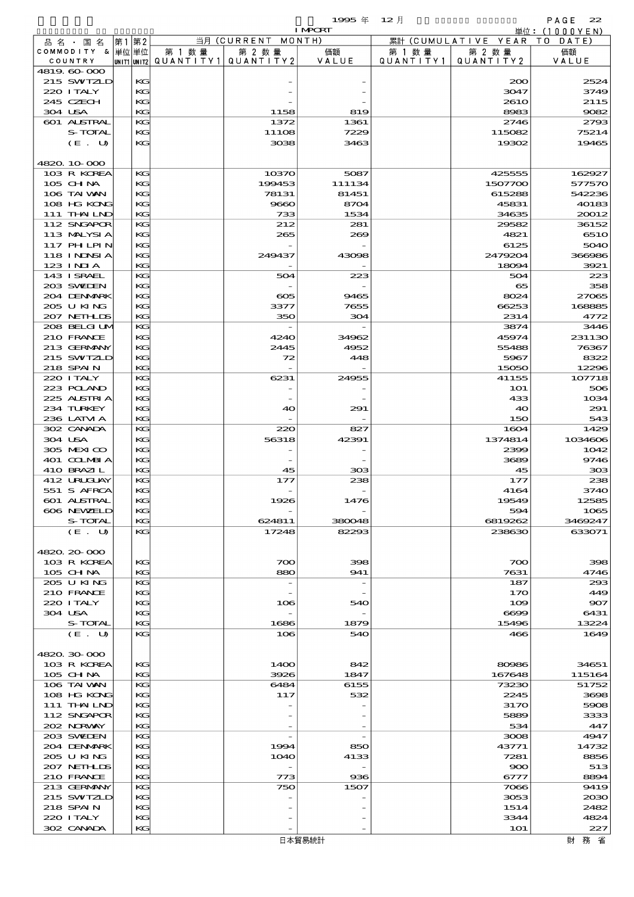| 品名・国名 COMMODITY & COUNTRY | 第1 単位 UNIT1 | 第2 単位 UNIT2 | 当月 (CURRENT MONTH) 第1数量 QUANTITY1 | 第2数量 QUANTITY2 | 価額 VALUE | 累計 (CUMULATIVE YEAR TO DATE) 第1数量 QUANTITY1 | 第2数量 QUANTITY2 | 価額 VALUE |
|---|---|---|---|---|---|---|---|---|
| 4819.60-000 | | | | | | | | |
| 215 SWTZLD | | KG | | - | - | | 200 | 2524 |
| 220 ITALY | | KG | | - | - | | 3047 | 3749 |
| 245 CZECH | | KG | | - | - | | 2610 | 2115 |
| 304 USA | | KG | | 1158 | 819 | | 8983 | 9082 |
| 601 AUSTRAL | | KG | | 1372 | 1361 | | 2746 | 2793 |
| S-TOTAL | | KG | | 11108 | 7229 | | 115082 | 75214 |
| (E. U) | | KG | | 3038 | 3463 | | 19302 | 19465 |
| 4820.10-000 | | | | | | | | |
| 103 R KOREA | | KG | | 10370 | 5087 | | 425555 | 162927 |
| 105 CHINA | | KG | | 199453 | 111134 | | 1507700 | 577570 |
| 106 TAIWAN | | KG | | 78131 | 81451 | | 615288 | 542236 |
| 108 HG KONG | | KG | | 9660 | 8704 | | 45831 | 40183 |
| 111 THAILND | | KG | | 733 | 1534 | | 34635 | 20012 |
| 112 SNGAPOR | | KG | | 212 | 281 | | 29582 | 36152 |
| 113 MALYSIA | | KG | | 265 | 269 | | 4821 | 6510 |
| 117 PHILPIN | | KG | | - | - | | 6125 | 5040 |
| 118 INDNSIA | | KG | | 249437 | 43098 | | 2479204 | 366986 |
| 123 INDIA | | KG | | - | - | | 18094 | 3921 |
| 143 ISRAEL | | KG | | 504 | 223 | | 504 | 223 |
| 203 SWEDEN | | KG | | - | - | | 65 | 358 |
| 204 DENMARK | | KG | | 605 | 9465 | | 8024 | 27065 |
| 205 U KING | | KG | | 3377 | 7655 | | 66253 | 168885 |
| 207 NETHLDS | | KG | | 350 | 304 | | 2314 | 4772 |
| 208 BELGIUM | | KG | | - | - | | 3874 | 3446 |
| 210 FRANCE | | KG | | 4240 | 34962 | | 45974 | 231130 |
| 213 GERMANY | | KG | | 2445 | 4952 | | 55488 | 76367 |
| 215 SWTZLD | | KG | | 72 | 448 | | 5967 | 8322 |
| 218 SPAIN | | KG | | - | - | | 15050 | 12296 |
| 220 ITALY | | KG | | 6231 | 24955 | | 41155 | 107718 |
| 223 POLAND | | KG | | - | - | | 101 | 506 |
| 225 AUSTRIA | | KG | | - | - | | 433 | 1034 |
| 234 TURKEY | | KG | | 40 | 291 | | 40 | 291 |
| 236 LATVIA | | KG | | - | - | | 150 | 543 |
| 302 CANADA | | KG | | 220 | 827 | | 1604 | 1429 |
| 304 USA | | KG | | 56318 | 42391 | | 1374814 | 1034606 |
| 305 MEXICO | | KG | | - | - | | 2399 | 1042 |
| 401 COLMBIA | | KG | | - | - | | 3689 | 9746 |
| 410 BRAZIL | | KG | | 45 | 303 | | 45 | 303 |
| 412 URUGUAY | | KG | | 177 | 238 | | 177 | 238 |
| 551 S AFRCA | | KG | | - | - | | 4164 | 3740 |
| 601 AUSTRAL | | KG | | 1926 | 1476 | | 19549 | 12585 |
| 606 NEWZELD | | KG | | - | - | | 594 | 1065 |
| S-TOTAL | | KG | | 624811 | 380048 | | 6819262 | 3469247 |
| (E. U) | | KG | | 17248 | 82293 | | 238630 | 633071 |
| 4820.20-000 | | | | | | | | |
| 103 R KOREA | | KG | | 700 | 398 | | 700 | 398 |
| 105 CHINA | | KG | | 880 | 941 | | 7631 | 4746 |
| 205 U KING | | KG | | - | - | | 187 | 293 |
| 210 FRANCE | | KG | | - | - | | 170 | 449 |
| 220 ITALY | | KG | | 106 | 540 | | 109 | 907 |
| 304 USA | | KG | | - | - | | 6699 | 6431 |
| S-TOTAL | | KG | | 1686 | 1879 | | 15496 | 13224 |
| (E. U) | | KG | | 106 | 540 | | 466 | 1649 |
| 4820.30-000 | | | | | | | | |
| 103 R KOREA | | KG | | 1400 | 842 | | 80986 | 34651 |
| 105 CHINA | | KG | | 3926 | 1847 | | 167648 | 115164 |
| 106 TAIWAN | | KG | | 6484 | 6155 | | 73230 | 51752 |
| 108 HG KONG | | KG | | 117 | 532 | | 2245 | 3698 |
| 111 THAILND | | KG | | - | - | | 3170 | 5908 |
| 112 SNGAPOR | | KG | | - | - | | 5889 | 3333 |
| 202 NORWAY | | KG | | - | - | | 534 | 447 |
| 203 SWEDEN | | KG | | - | - | | 3008 | 4947 |
| 204 DENMARK | | KG | | 1994 | 850 | | 43771 | 14732 |
| 205 U KING | | KG | | 1040 | 4133 | | 7281 | 8856 |
| 207 NETHLDS | | KG | | - | - | | 900 | 513 |
| 210 FRANCE | | KG | | 773 | 936 | | 6777 | 8894 |
| 213 GERMANY | | KG | | 750 | 1507 | | 7066 | 9419 |
| 215 SWTZLD | | KG | | - | - | | 3053 | 2030 |
| 218 SPAIN | | KG | | - | - | | 1514 | 2482 |
| 220 ITALY | | KG | | - | - | | 3344 | 4824 |
| 302 CANADA | | KG | | - | - | | 101 | 227 |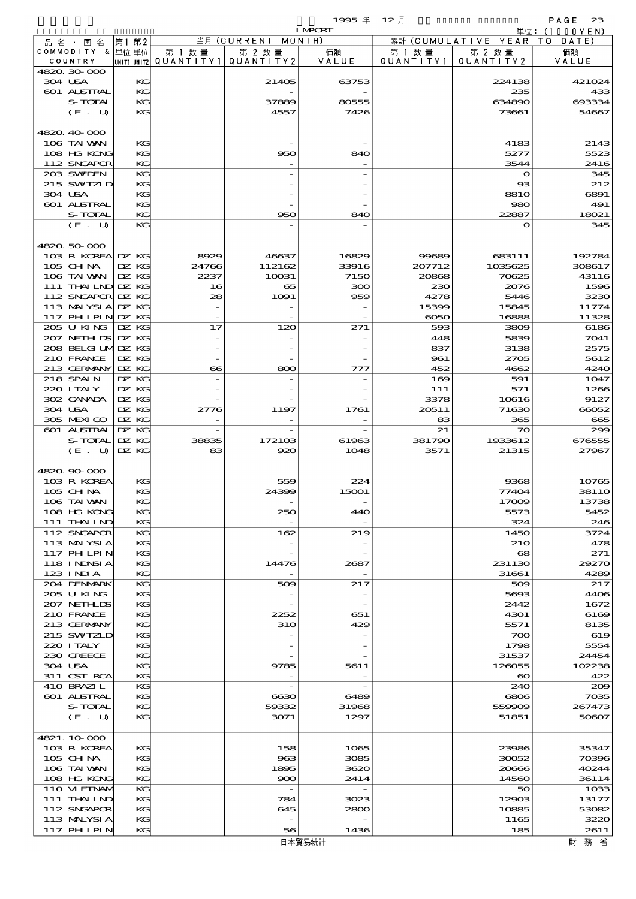1995 年 12 月 IMPORT

単位：(1000YEN)

| 品名・国名 COMMODITY & COUNTRY | 第1 単位 UNIT1 | 第2 単位 UNIT2 | 当月 (CURRENT MONTH) 第1数量 QUANTITY1 | 第2数量 QUANTITY2 | 価額 VALUE | 累計 (CUMULATIVE YEAR TO DATE) 第1数量 QUANTITY1 | 第2数量 QUANTITY2 | 価額 VALUE |
|---|---|---|---|---|---|---|---|---|
| 4820.30-000 | | | | | | | | |
| 304 USA | | KG | | 21405 | 63753 | | 224138 | 421024 |
| 601 AUSTRAL | | KG | | - | - | | 235 | 433 |
| S-TOTAL | | KG | | 37889 | 80555 | | 634890 | 693334 |
| (E. U) | | KG | | 4557 | 7426 | | 73661 | 54667 |
| 4820.40-000 | | | | | | | | |
| 106 TAIWAN | | KG | | - | - | | 4183 | 2143 |
| 108 HG KONG | | KG | | 950 | 840 | | 5277 | 5523 |
| 112 SNGAPOR | | KG | | - | - | | 3544 | 2416 |
| 203 SWEDEN | | KG | | - | - | | 0 | 345 |
| 215 SWTZLD | | KG | | - | - | | 93 | 212 |
| 304 USA | | KG | | - | - | | 8810 | 6891 |
| 601 AUSTRAL | | KG | | - | - | | 980 | 491 |
| S-TOTAL | | KG | | 950 | 840 | | 22887 | 18021 |
| (E. U) | | KG | | - | - | | 0 | 345 |
| 4820.50-000 | | | | | | | | |
| 103 R KOREA | DZ | KG | 8929 | 46637 | 16829 | 99689 | 683111 | 192784 |
| 105 CHINA | DZ | KG | 24766 | 112162 | 33916 | 207712 | 1035625 | 308617 |
| 106 TAIWAN | DZ | KG | 2237 | 10031 | 7150 | 20868 | 70625 | 43116 |
| 111 THAILND | DZ | KG | 16 | 65 | 300 | 230 | 2076 | 1596 |
| 112 SNGAPOR | DZ | KG | 28 | 1091 | 959 | 4278 | 5446 | 3230 |
| 113 MALYSIA | DZ | KG | - | - | - | 15399 | 15845 | 11774 |
| 117 PHLPIN | DZ | KG | - | - | - | 6050 | 16888 | 11328 |
| 205 U KING | DZ | KG | 17 | 120 | 271 | 593 | 3809 | 6186 |
| 207 NETHLDS | DZ | KG | - | - | - | 448 | 5839 | 7041 |
| 208 BELGIUM | DZ | KG | - | - | - | 837 | 3138 | 2575 |
| 210 FRANCE | DZ | KG | - | - | - | 961 | 2705 | 5612 |
| 213 GERMANY | DZ | KG | 66 | 800 | 777 | 452 | 4662 | 4240 |
| 218 SPAIN | DZ | KG | - | - | - | 169 | 591 | 1047 |
| 220 ITALY | DZ | KG | - | - | - | 111 | 571 | 1266 |
| 302 CANADA | DZ | KG | - | - | - | 3378 | 10616 | 9127 |
| 304 USA | DZ | KG | 2776 | 1197 | 1761 | 20511 | 71630 | 66052 |
| 305 MEXICO | DZ | KG | - | - | - | 83 | 365 | 665 |
| 601 AUSTRAL | DZ | KG | - | - | - | 21 | 70 | 299 |
| S-TOTAL | DZ | KG | 38835 | 172103 | 61963 | 381790 | 1933612 | 676555 |
| (E. U) | DZ | KG | 83 | 920 | 1048 | 3571 | 21315 | 27967 |
| 4820.90-000 | | | | | | | | |
| 103 R KOREA | | KG | | 559 | 224 | | 9368 | 10765 |
| 105 CHINA | | KG | | 24399 | 15001 | | 77404 | 38110 |
| 106 TAIWAN | | KG | | - | - | | 17009 | 13738 |
| 108 HG KONG | | KG | | 250 | 440 | | 5573 | 5452 |
| 111 THAILND | | KG | | - | - | | 324 | 246 |
| 112 SNGAPOR | | KG | | 162 | 219 | | 1450 | 3724 |
| 113 MALYSIA | | KG | | - | - | | 210 | 478 |
| 117 PHLPIN | | KG | | - | - | | 68 | 271 |
| 118 INDNSIA | | KG | | 14476 | 2687 | | 231130 | 29270 |
| 123 INDIA | | KG | | - | - | | 31661 | 4289 |
| 204 DENMARK | | KG | | 509 | 217 | | 509 | 217 |
| 205 U KING | | KG | | - | - | | 5693 | 4406 |
| 207 NETHLDS | | KG | | - | - | | 2442 | 1672 |
| 210 FRANCE | | KG | | 2252 | 651 | | 4301 | 6169 |
| 213 GERMANY | | KG | | 310 | 429 | | 5571 | 8135 |
| 215 SWTZLD | | KG | | - | - | | 700 | 619 |
| 220 ITALY | | KG | | - | - | | 1798 | 5554 |
| 230 GREECE | | KG | | - | - | | 31537 | 24454 |
| 304 USA | | KG | | 9785 | 5611 | | 126055 | 102238 |
| 311 CST RCA | | KG | | - | - | | 60 | 422 |
| 410 BRAZIL | | KG | | - | - | | 240 | 209 |
| 601 AUSTRAL | | KG | | 6630 | 6489 | | 6806 | 7035 |
| S-TOTAL | | KG | | 59332 | 31968 | | 559909 | 267473 |
| (E. U) | | KG | | 3071 | 1297 | | 51851 | 50607 |
| 4821.10-000 | | | | | | | | |
| 103 R KOREA | | KG | | 158 | 1065 | | 23986 | 35347 |
| 105 CHINA | | KG | | 963 | 3085 | | 30052 | 70396 |
| 106 TAIWAN | | KG | | 1895 | 3620 | | 20666 | 40244 |
| 108 HG KONG | | KG | | 900 | 2414 | | 14560 | 36114 |
| 110 VIETNAM | | KG | | - | - | | 50 | 1033 |
| 111 THAILND | | KG | | 784 | 3023 | | 12903 | 13177 |
| 112 SNGAPOR | | KG | | 645 | 2800 | | 10885 | 53082 |
| 113 MALYSIA | | KG | | - | - | | 1165 | 3220 |
| 117 PHLPIN | | KG | | 56 | 1436 | | 185 | 2611 |

日本貿易統計　財務省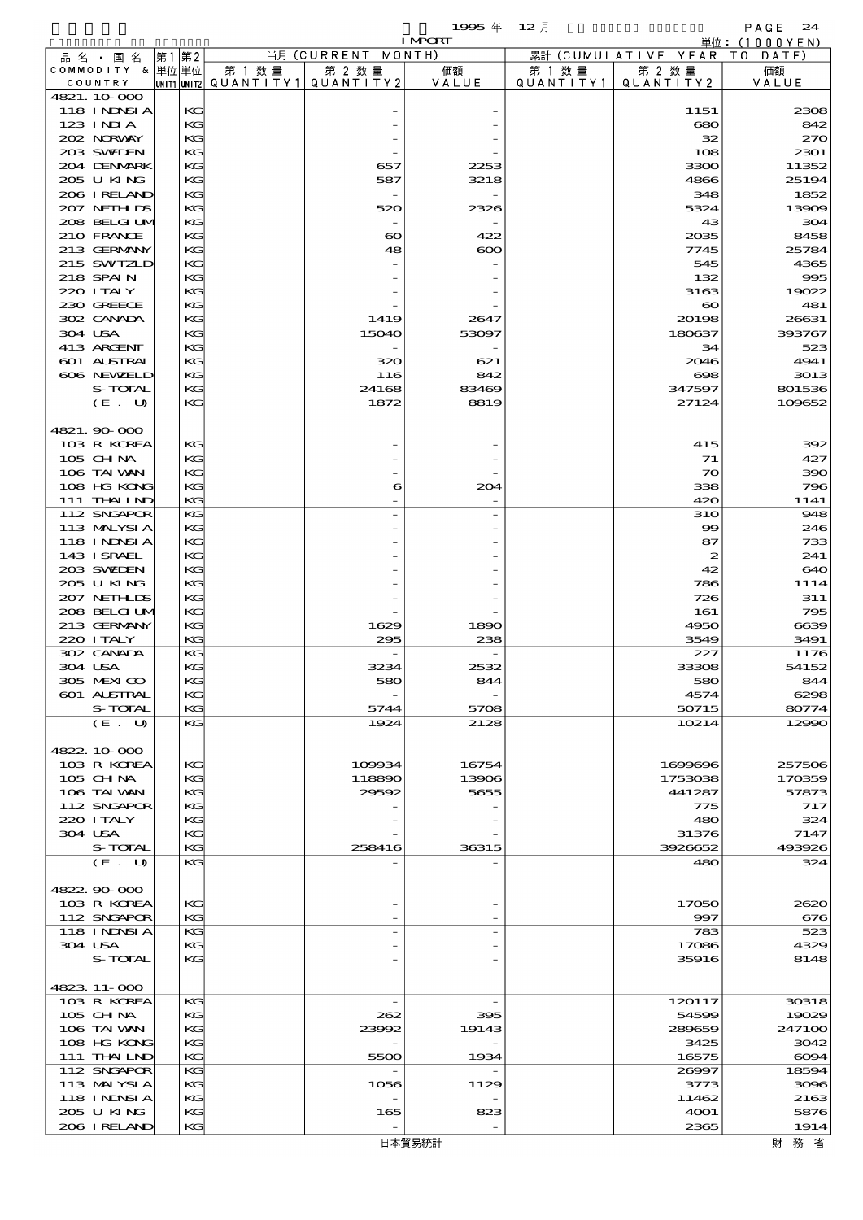| 品名・国名 COMMODITY & COUNTRY | 第1単位 UNIT1 | 第2単位 UNIT2 | 当月 (CURRENT MONTH) 第1数量 QUANTITY1 | 第2数量 QUANTITY2 | 価額 VALUE | 累計 (CUMULATIVE YEAR TO DATE) 第1数量 QUANTITY1 | 第2数量 QUANTITY2 | 価額 VALUE |
|---|---|---|---|---|---|---|---|---|
| 4821.10-000 | | | | | | | | |
| 118 INDNSIA | | KG | | - | - | | 1151 | 2308 |
| 123 INDIA | | KG | | - | - | | 680 | 842 |
| 202 NORWAY | | KG | | - | - | | 32 | 270 |
| 203 SWEDEN | | KG | | - | - | | 108 | 2301 |
| 204 DENMARK | | KG | | 657 | 2253 | | 3300 | 11352 |
| 205 U KING | | KG | | 587 | 3218 | | 4866 | 25194 |
| 206 IRELAND | | KG | | - | - | | 348 | 1852 |
| 207 NETHLDS | | KG | | 520 | 2326 | | 5324 | 13909 |
| 208 BELGIUM | | KG | | - | - | | 43 | 304 |
| 210 FRANCE | | KG | | 60 | 422 | | 2035 | 8458 |
| 213 GERMANY | | KG | | 48 | 600 | | 7745 | 25784 |
| 215 SWITZLD | | KG | | - | - | | 545 | 4365 |
| 218 SPAIN | | KG | | - | - | | 132 | 995 |
| 220 ITALY | | KG | | - | - | | 3163 | 19022 |
| 230 GREECE | | KG | | - | - | | 60 | 481 |
| 302 CANADA | | KG | | 1419 | 2647 | | 20198 | 26631 |
| 304 USA | | KG | | 15040 | 53097 | | 180637 | 393767 |
| 413 ARGENT | | KG | | - | - | | 34 | 523 |
| 601 AUSTRAL | | KG | | 320 | 621 | | 2046 | 4941 |
| 606 NEWZELD | | KG | | 116 | 842 | | 698 | 3013 |
| S-TOTAL | | KG | | 24168 | 83469 | | 347597 | 801536 |
| (E. U) | | KG | | 1872 | 8819 | | 27124 | 109652 |
| 4821.90-000 | | | | | | | | |
| 103 R KOREA | | KG | | - | - | | 415 | 392 |
| 105 CHINA | | KG | | - | - | | 71 | 427 |
| 106 TAIWAN | | KG | | - | - | | 70 | 390 |
| 108 HG KONG | | KG | | 6 | 204 | | 338 | 796 |
| 111 THAILND | | KG | | - | - | | 420 | 1141 |
| 112 SNGAPOR | | KG | | - | - | | 310 | 948 |
| 113 MALYSIA | | KG | | - | - | | 99 | 246 |
| 118 INDNSIA | | KG | | - | - | | 87 | 733 |
| 143 ISRAEL | | KG | | - | - | | 2 | 241 |
| 203 SWEDEN | | KG | | - | - | | 42 | 640 |
| 205 U KING | | KG | | - | - | | 786 | 1114 |
| 207 NETHLDS | | KG | | - | - | | 726 | 311 |
| 208 BELGIUM | | KG | | - | - | | 161 | 795 |
| 213 GERMANY | | KG | | 1629 | 1890 | | 4950 | 6639 |
| 220 ITALY | | KG | | 295 | 238 | | 3549 | 3491 |
| 302 CANADA | | KG | | - | - | | 227 | 1176 |
| 304 USA | | KG | | 3234 | 2532 | | 33308 | 54152 |
| 305 MEXICO | | KG | | 580 | 844 | | 580 | 844 |
| 601 AUSTRAL | | KG | | - | - | | 4574 | 6298 |
| S-TOTAL | | KG | | 5744 | 5708 | | 50715 | 80774 |
| (E. U) | | KG | | 1924 | 2128 | | 10214 | 12990 |
| 4822.10-000 | | | | | | | | |
| 103 R KOREA | | KG | | 109934 | 16754 | | 1699696 | 257506 |
| 105 CHINA | | KG | | 118890 | 13906 | | 1753038 | 170359 |
| 106 TAIWAN | | KG | | 29592 | 5655 | | 441287 | 57873 |
| 112 SNGAPOR | | KG | | - | - | | 775 | 717 |
| 220 ITALY | | KG | | - | - | | 480 | 324 |
| 304 USA | | KG | | - | - | | 31376 | 7147 |
| S-TOTAL | | KG | | 258416 | 36315 | | 3926652 | 493926 |
| (E. U) | | KG | | - | - | | 480 | 324 |
| 4822.90-000 | | | | | | | | |
| 103 R KOREA | | KG | | - | - | | 17050 | 2620 |
| 112 SNGAPOR | | KG | | - | - | | 997 | 676 |
| 118 INDNSIA | | KG | | - | - | | 783 | 523 |
| 304 USA | | KG | | - | - | | 17086 | 4329 |
| S-TOTAL | | KG | | - | - | | 35916 | 8148 |
| 4823.11-000 | | | | | | | | |
| 103 R KOREA | | KG | | - | - | | 120117 | 30318 |
| 105 CHINA | | KG | | 262 | 395 | | 54599 | 19029 |
| 106 TAIWAN | | KG | | 23992 | 19143 | | 289659 | 247100 |
| 108 HG KONG | | KG | | - | - | | 3425 | 3042 |
| 111 THAILND | | KG | | 5500 | 1934 | | 16575 | 6094 |
| 112 SNGAPOR | | KG | | - | - | | 26997 | 18594 |
| 113 MALYSIA | | KG | | 1056 | 1129 | | 3773 | 3096 |
| 118 INDNSIA | | KG | | - | - | | 11462 | 2163 |
| 205 U KING | | KG | | 165 | 823 | | 4001 | 5876 |
| 206 IRELAND | | KG | | - | - | | 2365 | 1914 |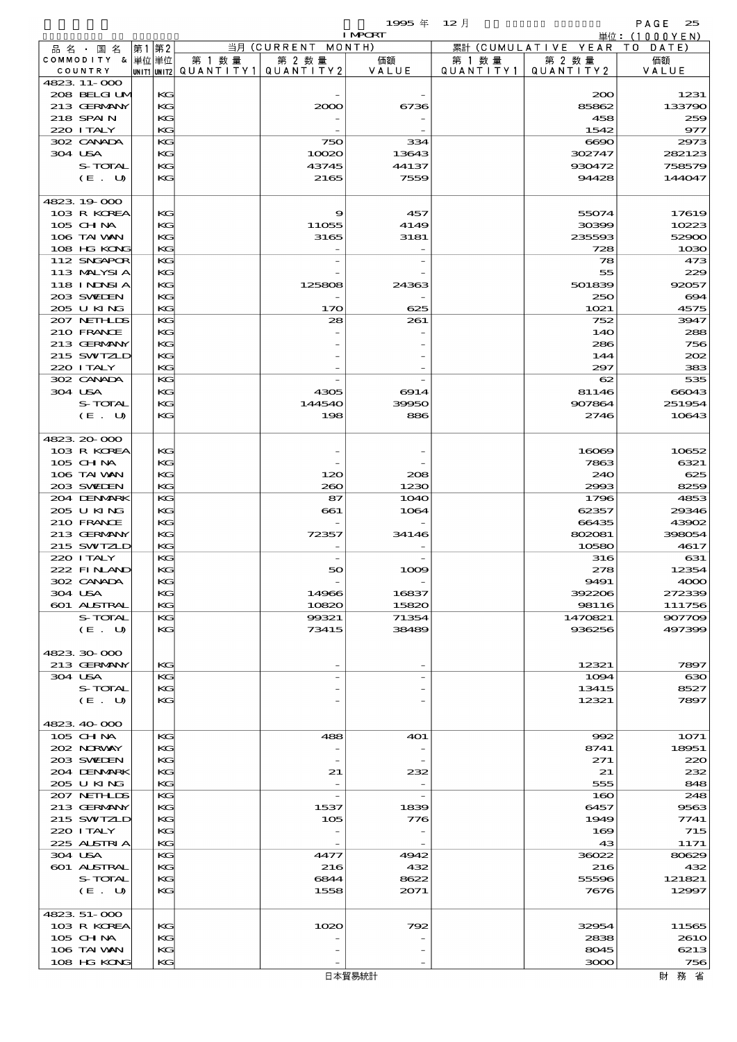1995 年 12 月 IMPORT

単位：(1000YEN)

| 品名・国名 COMMODITY & COUNTRY | 第1 単位 UNIT1 | 第2 単位 UNIT2 | 当月 (CURRENT MONTH) 第1数量 QUANTITY1 | 第2数量 QUANTITY2 | 価額 VALUE | 累計 (CUMULATIVE YEAR TO DATE) 第1数量 QUANTITY1 | 第2数量 QUANTITY2 | 価額 VALUE |
|---|---|---|---|---|---|---|---|---|
| 4823.11-000 | | | | | | | | |
| 208 BELGIUM | | KG | | - | - | | 200 | 1231 |
| 213 GERMANY | | KG | | 2000 | 6736 | | 85862 | 133790 |
| 218 SPAIN | | KG | | - | - | | 458 | 259 |
| 220 ITALY | | KG | | - | - | | 1542 | 977 |
| 302 CANADA | | KG | | 750 | 334 | | 6690 | 2973 |
| 304 USA | | KG | | 10020 | 13643 | | 302747 | 282123 |
| S-TOTAL | | KG | | 43745 | 44137 | | 930472 | 758579 |
| (E. U) | | KG | | 2165 | 7559 | | 94428 | 144047 |
| 4823.19-000 | | | | | | | | |
| 103 R KOREA | | KG | | 9 | 457 | | 55074 | 17619 |
| 105 CHINA | | KG | | 11055 | 4149 | | 30399 | 10223 |
| 106 TAIWAN | | KG | | 3165 | 3181 | | 235593 | 52900 |
| 108 HG KONG | | KG | | - | - | | 728 | 1030 |
| 112 SNGAPOR | | KG | | - | - | | 78 | 473 |
| 113 MALYSIA | | KG | | - | - | | 55 | 229 |
| 118 INDNSIA | | KG | | 125808 | 24363 | | 501839 | 92057 |
| 203 SWEDEN | | KG | | - | - | | 250 | 694 |
| 205 U KING | | KG | | 170 | 625 | | 1021 | 4575 |
| 207 NETHLDS | | KG | | 28 | 261 | | 752 | 3947 |
| 210 FRANCE | | KG | | - | - | | 140 | 288 |
| 213 GERMANY | | KG | | - | - | | 286 | 756 |
| 215 SWTZLD | | KG | | - | - | | 144 | 202 |
| 220 ITALY | | KG | | - | - | | 297 | 383 |
| 302 CANADA | | KG | | - | - | | 62 | 535 |
| 304 USA | | KG | | 4305 | 6914 | | 81146 | 66043 |
| S-TOTAL | | KG | | 144540 | 39950 | | 907864 | 251954 |
| (E. U) | | KG | | 198 | 886 | | 2746 | 10643 |
| 4823.20-000 | | | | | | | | |
| 103 R KOREA | | KG | | - | - | | 16069 | 10652 |
| 105 CHINA | | KG | | - | - | | 7863 | 6321 |
| 106 TAIWAN | | KG | | 120 | 208 | | 240 | 625 |
| 203 SWEDEN | | KG | | 260 | 1230 | | 2993 | 8259 |
| 204 DENMARK | | KG | | 87 | 1040 | | 1796 | 4853 |
| 205 U KING | | KG | | 661 | 1064 | | 62357 | 29346 |
| 210 FRANCE | | KG | | - | - | | 66435 | 43902 |
| 213 GERMANY | | KG | | 72357 | 34146 | | 802081 | 398054 |
| 215 SWTZLD | | KG | | - | - | | 10580 | 4617 |
| 220 ITALY | | KG | | - | - | | 316 | 631 |
| 222 FINLAND | | KG | | 50 | 1009 | | 278 | 12354 |
| 302 CANADA | | KG | | - | - | | 9491 | 4000 |
| 304 USA | | KG | | 14966 | 16837 | | 392206 | 272339 |
| 601 AUSTRAL | | KG | | 10820 | 15820 | | 98116 | 111756 |
| S-TOTAL | | KG | | 99321 | 71354 | | 1470821 | 907709 |
| (E. U) | | KG | | 73415 | 38489 | | 936256 | 497399 |
| 4823.30-000 | | | | | | | | |
| 213 GERMANY | | KG | | - | - | | 12321 | 7897 |
| 304 USA | | KG | | - | - | | 1094 | 630 |
| S-TOTAL | | KG | | - | - | | 13415 | 8527 |
| (E. U) | | KG | | - | - | | 12321 | 7897 |
| 4823.40-000 | | | | | | | | |
| 105 CHINA | | KG | | 488 | 401 | | 992 | 1071 |
| 202 NORWAY | | KG | | - | - | | 8741 | 18951 |
| 203 SWEDEN | | KG | | - | - | | 271 | 220 |
| 204 DENMARK | | KG | | 21 | 232 | | 21 | 232 |
| 205 U KING | | KG | | - | - | | 555 | 848 |
| 207 NETHLDS | | KG | | - | - | | 160 | 248 |
| 213 GERMANY | | KG | | 1537 | 1839 | | 6457 | 9563 |
| 215 SWTZLD | | KG | | 105 | 776 | | 1949 | 7741 |
| 220 ITALY | | KG | | - | - | | 169 | 715 |
| 225 AUSTRIA | | KG | | - | - | | 43 | 1171 |
| 304 USA | | KG | | 4477 | 4942 | | 36022 | 80629 |
| 601 AUSTRAL | | KG | | 216 | 432 | | 216 | 432 |
| S-TOTAL | | KG | | 6844 | 8622 | | 55596 | 121821 |
| (E. U) | | KG | | 1558 | 2071 | | 7676 | 12997 |
| 4823.51-000 | | | | | | | | |
| 103 R KOREA | | KG | | 1020 | 792 | | 32954 | 11565 |
| 105 CHINA | | KG | | - | - | | 2838 | 2610 |
| 106 TAIWAN | | KG | | - | - | | 8045 | 6213 |
| 108 HG KONG | | KG | | - | - | | 3000 | 756 |

日本貿易統計　財務省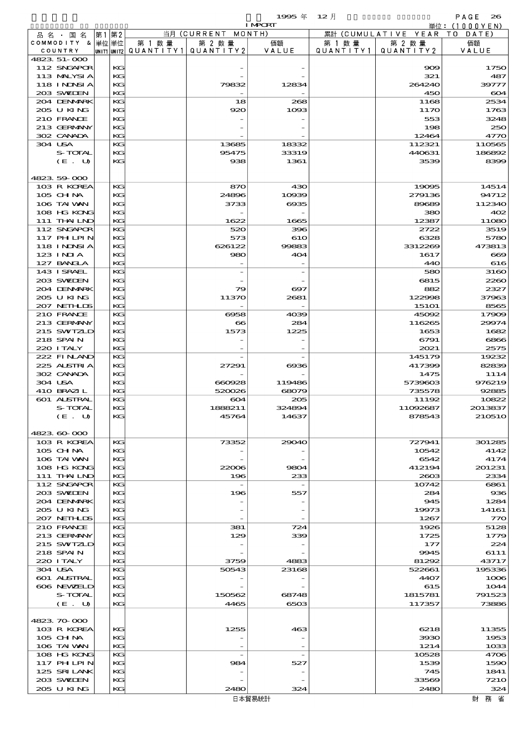1995 年 12 月

IMPORT

単位：(1000YEN)

| 品名・国名 COMMODITY & COUNTRY | 第1 単位 UNIT1 | 第2 単位 UNIT2 | 当月 (CURRENT MONTH) 第1数量 QUANTITY1 | 第2数量 QUANTITY2 | 価額 VALUE | 累計 (CUMULATIVE YEAR TO DATE) 第1数量 QUANTITY1 | 第2数量 QUANTITY2 | 価額 VALUE |
|---|---|---|---|---|---|---|---|---|
| 4823.51-000 | | | | | | | | |
| 112 SNGAPOR | | KG | | - | - | | 909 | 1750 |
| 113 MALYSIA | | KG | | - | - | | 321 | 487 |
| 118 INDNSIA | | KG | | 79832 | 12834 | | 264240 | 39777 |
| 203 SWEDEN | | KG | | - | - | | 450 | 604 |
| 204 DENMARK | | KG | | 18 | 268 | | 1168 | 2534 |
| 205 U KING | | KG | | 920 | 1093 | | 1170 | 1763 |
| 210 FRANCE | | KG | | - | - | | 553 | 3248 |
| 213 GERMANY | | KG | | - | - | | 198 | 250 |
| 302 CANADA | | KG | | - | - | | 12464 | 4770 |
| 304 USA | | KG | | 13685 | 18332 | | 112321 | 110565 |
| S-TOTAL | | KG | | 95475 | 33319 | | 440631 | 186892 |
| (E. U) | | KG | | 938 | 1361 | | 3539 | 8399 |
| 4823.59-000 | | | | | | | | |
| 103 R KOREA | | KG | | 870 | 430 | | 19095 | 14514 |
| 105 CHINA | | KG | | 24896 | 10939 | | 279136 | 94712 |
| 106 TAIWAN | | KG | | 3733 | 6935 | | 89689 | 112340 |
| 108 HG KONG | | KG | | - | - | | 380 | 402 |
| 111 THAILND | | KG | | 1622 | 1665 | | 12387 | 11080 |
| 112 SNGAPOR | | KG | | 520 | 396 | | 2722 | 3519 |
| 117 PHILPIN | | KG | | 573 | 610 | | 6328 | 5780 |
| 118 INDNSIA | | KG | | 626122 | 99883 | | 3312269 | 473813 |
| 123 INDIA | | KG | | 980 | 404 | | 1617 | 669 |
| 127 BANGLA | | KG | | - | - | | 440 | 616 |
| 143 ISRAEL | | KG | | - | - | | 580 | 3160 |
| 203 SWEDEN | | KG | | - | - | | 6815 | 2260 |
| 204 DENMARK | | KG | | 79 | 697 | | 882 | 2327 |
| 205 U KING | | KG | | 11370 | 2681 | | 122998 | 37963 |
| 207 NETHLDS | | KG | | - | - | | 15101 | 8565 |
| 210 FRANCE | | KG | | 6958 | 4039 | | 45092 | 17909 |
| 213 GERMANY | | KG | | 66 | 284 | | 116265 | 29974 |
| 215 SWITZLD | | KG | | 1573 | 1225 | | 1653 | 1682 |
| 218 SPAIN | | KG | | - | - | | 6791 | 6866 |
| 220 ITALY | | KG | | - | - | | 2021 | 2575 |
| 222 FINLAND | | KG | | - | - | | 145179 | 19232 |
| 225 AUSTRIA | | KG | | 27291 | 6936 | | 417399 | 82839 |
| 302 CANADA | | KG | | - | - | | 1475 | 1114 |
| 304 USA | | KG | | 660928 | 119486 | | 5739603 | 976219 |
| 410 BRAZIL | | KG | | 520026 | 68079 | | 735578 | 92885 |
| 601 AUSTRAL | | KG | | 604 | 205 | | 11192 | 10822 |
| S-TOTAL | | KG | | 1888211 | 324894 | | 11092687 | 2013837 |
| (E. U) | | KG | | 45764 | 14637 | | 878543 | 210510 |
| 4823.60-000 | | | | | | | | |
| 103 R KOREA | | KG | | 73352 | 29040 | | 727941 | 301285 |
| 105 CHINA | | KG | | - | - | | 10542 | 4142 |
| 106 TAIWAN | | KG | | - | - | | 6542 | 4174 |
| 108 HG KONG | | KG | | 22006 | 9804 | | 412194 | 201231 |
| 111 THAILND | | KG | | 196 | 233 | | 2603 | 2334 |
| 112 SNGAPOR | | KG | | - | - | | 10742 | 6861 |
| 203 SWEDEN | | KG | | 196 | 557 | | 284 | 936 |
| 204 DENMARK | | KG | | - | - | | 945 | 1284 |
| 205 U KING | | KG | | - | - | | 19973 | 14161 |
| 207 NETHLDS | | KG | | - | - | | 1267 | 770 |
| 210 FRANCE | | KG | | 381 | 724 | | 1926 | 5128 |
| 213 GERMANY | | KG | | 129 | 339 | | 1725 | 1779 |
| 215 SWITZLD | | KG | | - | - | | 177 | 224 |
| 218 SPAIN | | KG | | - | - | | 9945 | 6111 |
| 220 ITALY | | KG | | 3759 | 4883 | | 81292 | 43717 |
| 304 USA | | KG | | 50543 | 23168 | | 522661 | 195336 |
| 601 AUSTRAL | | KG | | - | - | | 4407 | 1006 |
| 606 NEWZELD | | KG | | - | - | | 615 | 1044 |
| S-TOTAL | | KG | | 150562 | 68748 | | 1815781 | 791523 |
| (E. U) | | KG | | 4465 | 6503 | | 117357 | 73886 |
| 4823.70-000 | | | | | | | | |
| 103 R KOREA | | KG | | 1255 | 463 | | 6218 | 11355 |
| 105 CHINA | | KG | | - | - | | 3930 | 1953 |
| 106 TAIWAN | | KG | | - | - | | 1214 | 1033 |
| 108 HG KONG | | KG | | - | - | | 10528 | 4706 |
| 117 PHILPIN | | KG | | 984 | 527 | | 1539 | 1590 |
| 125 SRI LANK | | KG | | - | - | | 745 | 1841 |
| 203 SWEDEN | | KG | | - | - | | 33569 | 7210 |
| 205 U KING | | KG | | 2480 | 324 | | 2480 | 324 |

日本貿易統計　財務省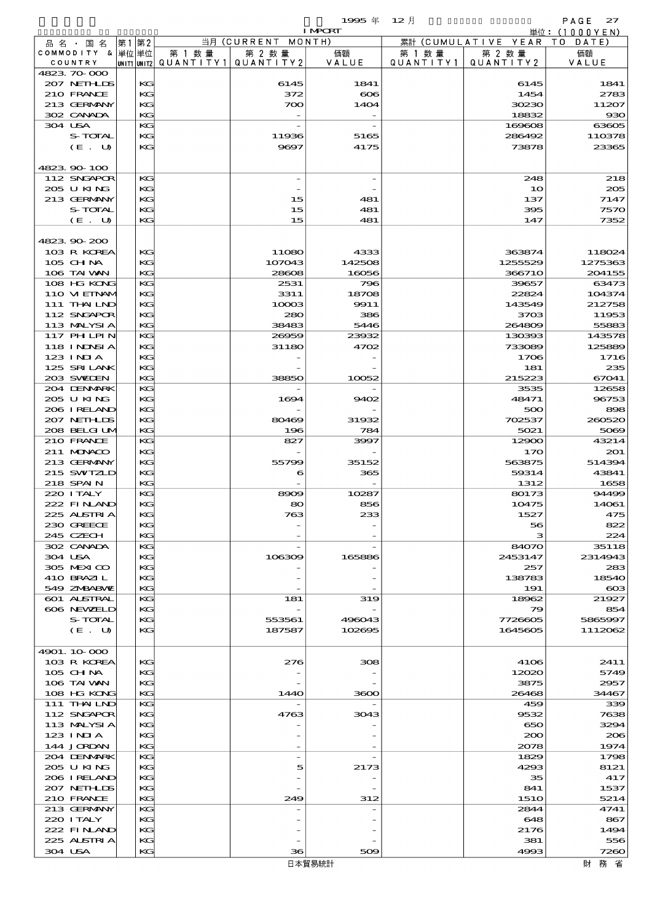1995 年 12 月 IMPORT

単位：(1000YEN)

| 品名・国名 COMMODITY & COUNTRY | 第1 単位 UNIT1 | 第2 単位 UNIT2 | 当月 (CURRENT MONTH) 第1数量 QUANTITY1 | 第2数量 QUANTITY2 | 価額 VALUE | 累計 (CUMULATIVE YEAR TO DATE) 第1数量 QUANTITY1 | 第2数量 QUANTITY2 | 価額 VALUE |
|---|---|---|---|---|---|---|---|---|
| 4823.70-000 | | | | | | | | |
| 207 NETHLDS | | KG | | 6145 | 1841 | | 6145 | 1841 |
| 210 FRANCE | | KG | | 372 | 606 | | 1454 | 2783 |
| 213 GERMANY | | KG | | 700 | 1404 | | 30230 | 11207 |
| 302 CANADA | | KG | | - | - | | 18832 | 930 |
| 304 USA | | KG | | - | - | | 169608 | 63605 |
| S-TOTAL | | KG | | 11936 | 5165 | | 286492 | 110378 |
| (E. U) | | KG | | 9697 | 4175 | | 73878 | 23365 |
| 4823.90-100 | | | | | | | | |
| 112 SNGAPOR | | KG | | - | - | | 248 | 218 |
| 205 U KING | | KG | | - | - | | 10 | 205 |
| 213 GERMANY | | KG | | 15 | 481 | | 137 | 7147 |
| S-TOTAL | | KG | | 15 | 481 | | 395 | 7570 |
| (E. U) | | KG | | 15 | 481 | | 147 | 7352 |
| 4823.90-200 | | | | | | | | |
| 103 R KOREA | | KG | | 11080 | 4333 | | 363874 | 118024 |
| 105 CHINA | | KG | | 107043 | 142508 | | 1255529 | 1275363 |
| 106 TAIWAN | | KG | | 28608 | 16056 | | 366710 | 204155 |
| 108 HG KONG | | KG | | 2531 | 796 | | 39657 | 63473 |
| 110 VIETNAM | | KG | | 3311 | 18708 | | 22824 | 104374 |
| 111 THAILND | | KG | | 10003 | 9911 | | 143549 | 212758 |
| 112 SNGAPOR | | KG | | 280 | 386 | | 3703 | 11953 |
| 113 MALYSIA | | KG | | 38483 | 5446 | | 264809 | 55883 |
| 117 PHLPIN | | KG | | 26959 | 23932 | | 130393 | 143578 |
| 118 INDNSIA | | KG | | 31180 | 4702 | | 733089 | 125889 |
| 123 INDIA | | KG | | - | - | | 1706 | 1716 |
| 125 SRI LANK | | KG | | - | - | | 181 | 235 |
| 203 SWEDEN | | KG | | 38850 | 10052 | | 215223 | 67041 |
| 204 DENMARK | | KG | | - | - | | 3535 | 12658 |
| 205 U KING | | KG | | 1694 | 9402 | | 48471 | 96753 |
| 206 IRELAND | | KG | | - | - | | 500 | 898 |
| 207 NETHLDS | | KG | | 80469 | 31932 | | 702537 | 260520 |
| 208 BELGIUM | | KG | | 196 | 784 | | 5021 | 5069 |
| 210 FRANCE | | KG | | 827 | 3997 | | 12900 | 43214 |
| 211 MONACO | | KG | | - | - | | 170 | 201 |
| 213 GERMANY | | KG | | 55799 | 35152 | | 563875 | 514394 |
| 215 SWITZLD | | KG | | 6 | 365 | | 59314 | 43841 |
| 218 SPAIN | | KG | | - | - | | 1312 | 1658 |
| 220 ITALY | | KG | | 8909 | 10287 | | 80173 | 94499 |
| 222 FINLAND | | KG | | 80 | 856 | | 10475 | 14061 |
| 225 AUSTRIA | | KG | | 763 | 233 | | 1527 | 475 |
| 230 GREECE | | KG | | - | - | | 56 | 822 |
| 245 CZECH | | KG | | - | - | | 3 | 224 |
| 302 CANADA | | KG | | - | - | | 84070 | 35118 |
| 304 USA | | KG | | 106309 | 165886 | | 2453147 | 2314943 |
| 305 MEXICO | | KG | | - | - | | 257 | 283 |
| 410 BRAZIL | | KG | | - | - | | 138783 | 18540 |
| 549 ZMBABWE | | KG | | - | - | | 191 | 603 |
| 601 AUSTRAL | | KG | | 181 | 319 | | 18962 | 21927 |
| 606 NEWZELD | | KG | | - | - | | 79 | 854 |
| S-TOTAL | | KG | | 553561 | 496043 | | 7726605 | 5865997 |
| (E. U) | | KG | | 187587 | 102695 | | 1645605 | 1112062 |
| 4901.10-000 | | | | | | | | |
| 103 R KOREA | | KG | | 276 | 308 | | 4106 | 2411 |
| 105 CHINA | | KG | | - | - | | 12020 | 5749 |
| 106 TAIWAN | | KG | | - | - | | 3875 | 2957 |
| 108 HG KONG | | KG | | 1440 | 3600 | | 26468 | 34467 |
| 111 THAILND | | KG | | - | - | | 459 | 339 |
| 112 SNGAPOR | | KG | | 4763 | 3043 | | 9532 | 7638 |
| 113 MALYSIA | | KG | | - | - | | 650 | 3294 |
| 123 INDIA | | KG | | - | - | | 200 | 206 |
| 144 JORDAN | | KG | | - | - | | 2078 | 1974 |
| 204 DENMARK | | KG | | - | - | | 1829 | 1798 |
| 205 U KING | | KG | | 5 | 2173 | | 4293 | 8121 |
| 206 IRELAND | | KG | | - | - | | 35 | 417 |
| 207 NETHLDS | | KG | | - | - | | 841 | 1537 |
| 210 FRANCE | | KG | | 249 | 312 | | 1510 | 5214 |
| 213 GERMANY | | KG | | - | - | | 2844 | 4741 |
| 220 ITALY | | KG | | - | - | | 648 | 867 |
| 222 FINLAND | | KG | | - | - | | 2176 | 1494 |
| 225 AUSTRIA | | KG | | - | - | | 381 | 556 |
| 304 USA | | KG | | 36 | 509 | | 4993 | 7260 |

日本貿易統計　財務省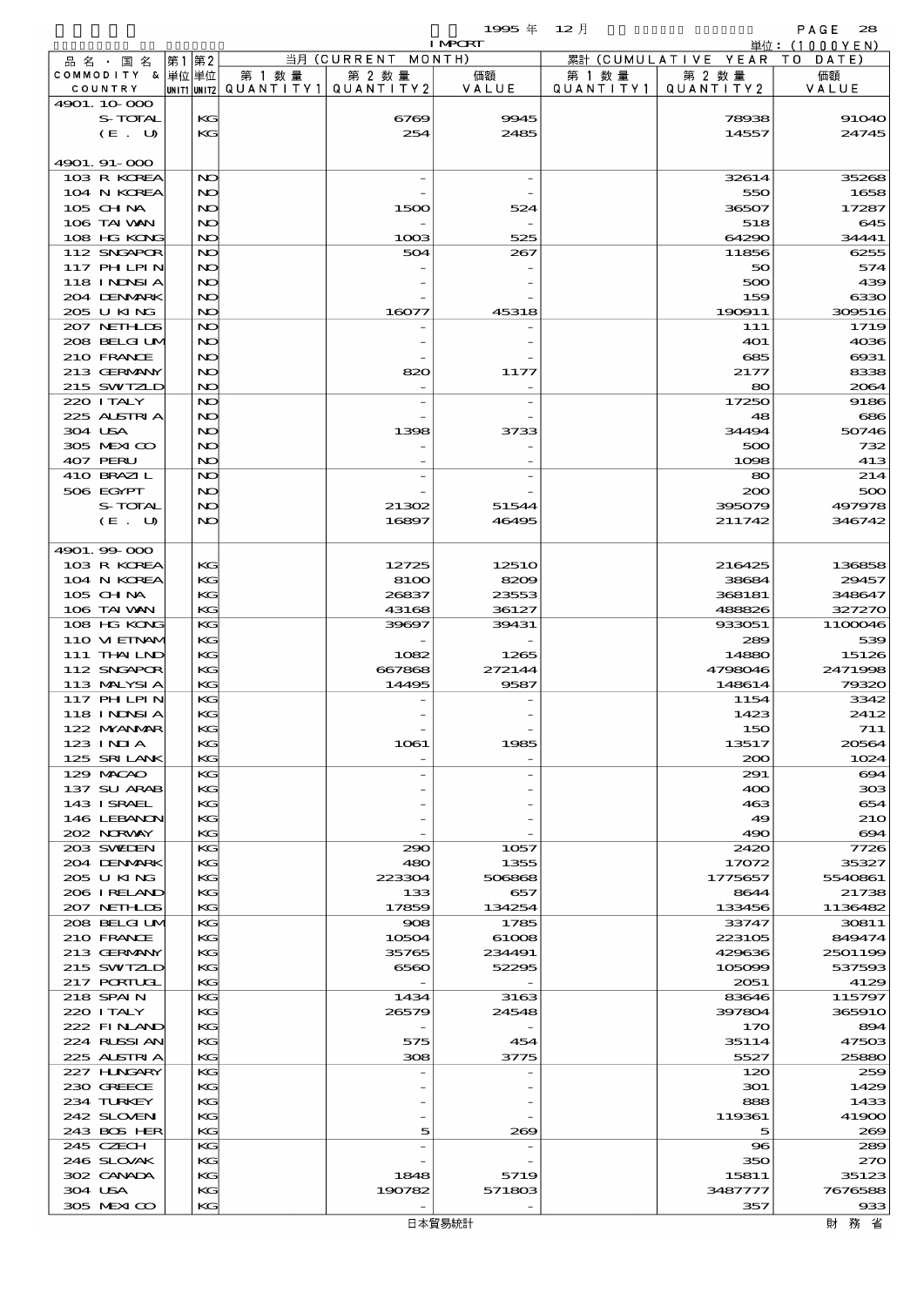1995 年 12 月 IMPORT

単位：(1000YEN)

| 品名・国名 COMMODITY & COUNTRY | 第1 単位 UNIT1 | 第2 単位 UNIT2 | 当月 (CURRENT MONTH) 第1数量 QUANTITY1 | 第2数量 QUANTITY2 | 価額 VALUE | 累計 (CUMULATIVE YEAR TO DATE) 第1数量 QUANTITY1 | 第2数量 QUANTITY2 | 価額 VALUE |
|---|---|---|---|---|---|---|---|---|
| 4901.10-000 | | | | | | | | |
| S-TOTAL | | KG | | 6769 | 9945 | | 78938 | 91040 |
| (E. U) | | KG | | 254 | 2485 | | 14557 | 24745 |
| 4901.91-000 | | | | | | | | |
| 103 R KOREA | | NO | | - | - | | 32614 | 35268 |
| 104 N KOREA | | NO | | - | - | | 550 | 1658 |
| 105 CHINA | | NO | | 1500 | 524 | | 36507 | 17287 |
| 106 TAIWAN | | NO | | - | - | | 518 | 645 |
| 108 HG KONG | | NO | | 1003 | 525 | | 64290 | 34441 |
| 112 SNGAPOR | | NO | | 504 | 267 | | 11856 | 6255 |
| 117 PHILPIN | | NO | | - | - | | 50 | 574 |
| 118 INDNSIA | | NO | | - | - | | 500 | 439 |
| 204 DENMARK | | NO | | - | - | | 159 | 6330 |
| 205 U KING | | NO | | 16077 | 45318 | | 190911 | 309516 |
| 207 NETHLDS | | NO | | - | - | | 111 | 1719 |
| 208 BELGIUM | | NO | | - | - | | 401 | 4036 |
| 210 FRANCE | | NO | | - | - | | 685 | 6931 |
| 213 GERMANY | | NO | | 820 | 1177 | | 2177 | 8338 |
| 215 SWITZLD | | NO | | - | - | | 80 | 2064 |
| 220 ITALY | | NO | | - | - | | 17250 | 9186 |
| 225 AUSTRIA | | NO | | - | - | | 48 | 686 |
| 304 USA | | NO | | 1398 | 3733 | | 34494 | 50746 |
| 305 MEXICO | | NO | | - | - | | 500 | 732 |
| 407 PERU | | NO | | - | - | | 1098 | 413 |
| 410 BRAZIL | | NO | | - | - | | 80 | 214 |
| 506 EGYPT | | NO | | - | - | | 200 | 500 |
| S-TOTAL | | NO | | 21302 | 51544 | | 395079 | 497978 |
| (E. U) | | NO | | 16897 | 46495 | | 211742 | 346742 |
| 4901.99-000 | | | | | | | | |
| 103 R KOREA | | KG | | 12725 | 12510 | | 216425 | 136858 |
| 104 N KOREA | | KG | | 8100 | 8209 | | 38684 | 29457 |
| 105 CHINA | | KG | | 26837 | 23553 | | 368181 | 348647 |
| 106 TAIWAN | | KG | | 43168 | 36127 | | 488826 | 327270 |
| 108 HG KONG | | KG | | 39697 | 39431 | | 933051 | 1100046 |
| 110 VIETNAM | | KG | | - | - | | 289 | 539 |
| 111 THAILND | | KG | | 1082 | 1265 | | 14880 | 15126 |
| 112 SNGAPOR | | KG | | 667868 | 272144 | | 4798046 | 2471998 |
| 113 MALYSIA | | KG | | 14495 | 9587 | | 148614 | 79320 |
| 117 PHILPIN | | KG | | - | - | | 1154 | 3342 |
| 118 INDNSIA | | KG | | - | - | | 1423 | 2412 |
| 122 MYANMAR | | KG | | - | - | | 150 | 711 |
| 123 INDIA | | KG | | 1061 | 1985 | | 13517 | 20564 |
| 125 SRI LANK | | KG | | - | - | | 200 | 1024 |
| 129 MACAO | | KG | | - | - | | 291 | 694 |
| 137 SU ARAB | | KG | | - | - | | 400 | 303 |
| 143 ISRAEL | | KG | | - | - | | 463 | 654 |
| 146 LEBANON | | KG | | - | - | | 49 | 210 |
| 202 NORWAY | | KG | | - | - | | 490 | 694 |
| 203 SWEDEN | | KG | | 290 | 1057 | | 2420 | 7726 |
| 204 DENMARK | | KG | | 480 | 1355 | | 17072 | 35327 |
| 205 U KING | | KG | | 223304 | 506868 | | 1775657 | 5540861 |
| 206 IRELAND | | KG | | 133 | 657 | | 8644 | 21738 |
| 207 NETHLDS | | KG | | 17859 | 134254 | | 133456 | 1136482 |
| 208 BELGIUM | | KG | | 908 | 1785 | | 33747 | 30811 |
| 210 FRANCE | | KG | | 10504 | 61008 | | 223105 | 849474 |
| 213 GERMANY | | KG | | 35765 | 234491 | | 429636 | 2501199 |
| 215 SWITZLD | | KG | | 6560 | 52295 | | 105099 | 537593 |
| 217 PORTUGL | | KG | | - | - | | 2051 | 4129 |
| 218 SPAIN | | KG | | 1434 | 3163 | | 83646 | 115797 |
| 220 ITALY | | KG | | 26579 | 24548 | | 397804 | 365910 |
| 222 FINLAND | | KG | | - | - | | 170 | 894 |
| 224 RUSSIAN | | KG | | 575 | 454 | | 35114 | 47503 |
| 225 AUSTRIA | | KG | | 308 | 3775 | | 5527 | 25880 |
| 227 HUNGARY | | KG | | - | - | | 120 | 259 |
| 230 GREECE | | KG | | - | - | | 301 | 1429 |
| 234 TURKEY | | KG | | - | - | | 888 | 1433 |
| 242 SLOVENI | | KG | | - | - | | 119361 | 41900 |
| 243 BOS HER | | KG | | 5 | 269 | | 5 | 269 |
| 245 CZECH | | KG | | - | - | | 96 | 289 |
| 246 SLOVAK | | KG | | - | - | | 350 | 270 |
| 302 CANADA | | KG | | 1848 | 5719 | | 15811 | 35123 |
| 304 USA | | KG | | 190782 | 571803 | | 3487777 | 7676588 |
| 305 MEXICO | | KG | | - | - | | 357 | 933 |

日本貿易統計　財務省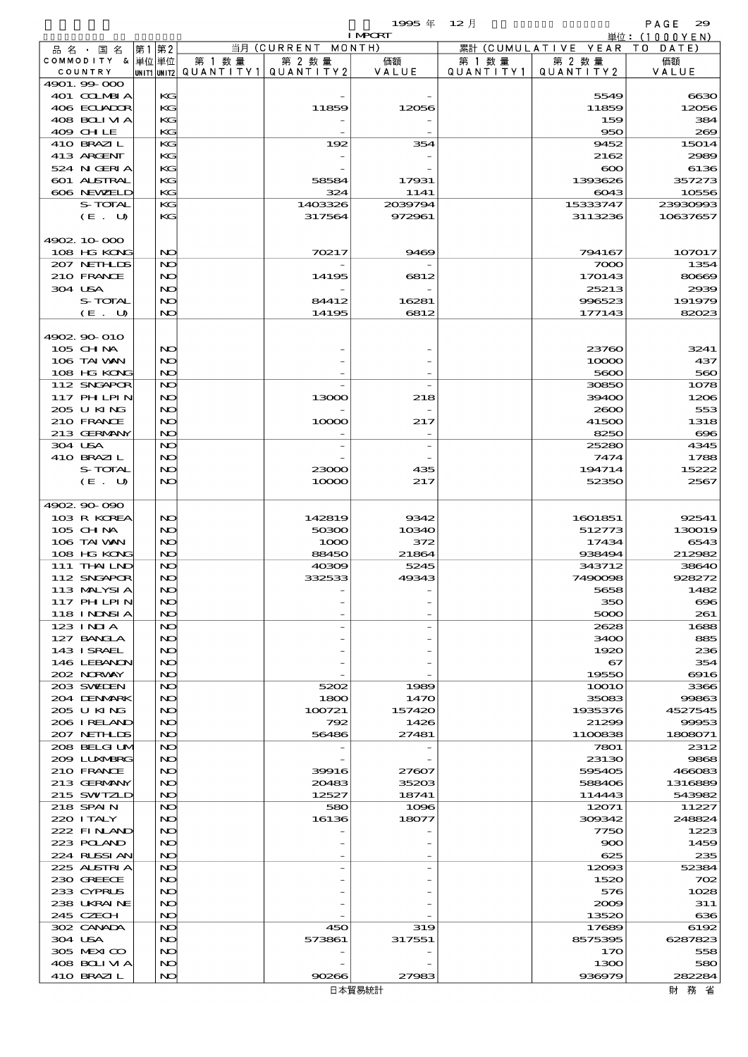1995 年 12 月 IMPORT

単位：(1000YEN)

| 品名・国名 COMMODITY & COUNTRY | 第1 単位 UNIT1 | 第2 単位 UNIT2 | 当月 (CURRENT MONTH) 第1数量 QUANTITY1 | 第2数量 QUANTITY2 | 価額 VALUE | 累計 (CUMULATIVE YEAR TO DATE) 第1数量 QUANTITY1 | 第2数量 QUANTITY2 | 価額 VALUE |
|---|---|---|---|---|---|---|---|---|
| 4901.99-000 | | | | | | | | |
| 401 COLMBIA | | KG | | - | - | | 5549 | 6630 |
| 406 ECUADOR | | KG | | 11859 | 12056 | | 11859 | 12056 |
| 408 BOLIVIA | | KG | | - | - | | 159 | 384 |
| 409 CHILE | | KG | | - | - | | 950 | 269 |
| 410 BRAZIL | | KG | | 192 | 354 | | 9452 | 15014 |
| 413 ARGENT | | KG | | - | - | | 2162 | 2989 |
| 524 NIGERIA | | KG | | - | - | | 600 | 6136 |
| 601 AUSTRAL | | KG | | 58584 | 17931 | | 1393626 | 357273 |
| 606 NEWZELD | | KG | | 324 | 1141 | | 6043 | 10556 |
| S-TOTAL | | KG | | 1403326 | 2039794 | | 15333747 | 23930993 |
| (E. U) | | KG | | 317564 | 972961 | | 3113236 | 10637657 |
| 4902.10-000 | | | | | | | | |
| 108 HG KONG | | NO | | 70217 | 9469 | | 794167 | 107017 |
| 207 NETHLDS | | NO | | - | - | | 7000 | 1354 |
| 210 FRANCE | | NO | | 14195 | 6812 | | 170143 | 80669 |
| 304 USA | | NO | | - | - | | 25213 | 2939 |
| S-TOTAL | | NO | | 84412 | 16281 | | 996523 | 191979 |
| (E. U) | | NO | | 14195 | 6812 | | 177143 | 82023 |
| 4902.90-010 | | | | | | | | |
| 105 CHINA | | NO | | - | - | | 23760 | 3241 |
| 106 TAIWAN | | NO | | - | - | | 10000 | 437 |
| 108 HG KONG | | NO | | - | - | | 5600 | 560 |
| 112 SNGAPOR | | NO | | - | - | | 30850 | 1078 |
| 117 PHILPIN | | NO | | 13000 | 218 | | 39400 | 1206 |
| 205 U KING | | NO | | - | - | | 2600 | 553 |
| 210 FRANCE | | NO | | 10000 | 217 | | 41500 | 1318 |
| 213 GERMANY | | NO | | - | - | | 8250 | 696 |
| 304 USA | | NO | | - | - | | 25280 | 4345 |
| 410 BRAZIL | | NO | | - | - | | 7474 | 1788 |
| S-TOTAL | | NO | | 23000 | 435 | | 194714 | 15222 |
| (E. U) | | NO | | 10000 | 217 | | 52350 | 2567 |
| 4902.90-090 | | | | | | | | |
| 103 R KOREA | | NO | | 142819 | 9342 | | 1601851 | 92541 |
| 105 CHINA | | NO | | 50300 | 10340 | | 512773 | 130019 |
| 106 TAIWAN | | NO | | 1000 | 372 | | 17434 | 6543 |
| 108 HG KONG | | NO | | 88450 | 21864 | | 938494 | 212982 |
| 111 THAILND | | NO | | 40309 | 5245 | | 343712 | 38640 |
| 112 SNGAPOR | | NO | | 332533 | 49343 | | 7490098 | 928272 |
| 113 MALYSIA | | NO | | - | - | | 5658 | 1482 |
| 117 PHILPIN | | NO | | - | - | | 350 | 696 |
| 118 INDNSIA | | NO | | - | - | | 5000 | 261 |
| 123 INDIA | | NO | | - | - | | 2628 | 1688 |
| 127 BANGLA | | NO | | - | - | | 3400 | 885 |
| 143 ISRAEL | | NO | | - | - | | 1920 | 236 |
| 146 LEBANON | | NO | | - | - | | 67 | 354 |
| 202 NORWAY | | NO | | - | - | | 19550 | 6916 |
| 203 SWEDEN | | NO | | 5202 | 1989 | | 10010 | 3366 |
| 204 DENMARK | | NO | | 1800 | 1470 | | 35083 | 99863 |
| 205 U KING | | NO | | 100721 | 157420 | | 1935376 | 4527545 |
| 206 IRELAND | | NO | | 792 | 1426 | | 21299 | 99953 |
| 207 NETHLDS | | NO | | 56486 | 27481 | | 1100838 | 1808071 |
| 208 BELGIUM | | NO | | - | - | | 7801 | 2312 |
| 209 LUXMBRG | | NO | | - | - | | 23130 | 9868 |
| 210 FRANCE | | NO | | 39916 | 27607 | | 595405 | 466083 |
| 213 GERMANY | | NO | | 20483 | 35203 | | 588406 | 1316889 |
| 215 SWITZLD | | NO | | 12527 | 18741 | | 114443 | 543982 |
| 218 SPAIN | | NO | | 580 | 1096 | | 12071 | 11227 |
| 220 ITALY | | NO | | 16136 | 18077 | | 309342 | 248824 |
| 222 FINLAND | | NO | | - | - | | 7750 | 1223 |
| 223 POLAND | | NO | | - | - | | 900 | 1459 |
| 224 RUSSIAN | | NO | | - | - | | 625 | 235 |
| 225 AUSTRIA | | NO | | - | - | | 12093 | 52384 |
| 230 GREECE | | NO | | - | - | | 1520 | 702 |
| 233 CYPRUS | | NO | | - | - | | 576 | 1028 |
| 238 UKRAINE | | NO | | - | - | | 2009 | 311 |
| 245 CZECH | | NO | | - | - | | 13520 | 636 |
| 302 CANADA | | NO | | 450 | 319 | | 17689 | 6192 |
| 304 USA | | NO | | 573861 | 317551 | | 8575395 | 6287823 |
| 305 MEXICO | | NO | | - | - | | 170 | 558 |
| 408 BOLIVIA | | NO | | - | - | | 1300 | 580 |
| 410 BRAZIL | | NO | | 90266 | 27983 | | 936979 | 282284 |

日本貿易統計　財務省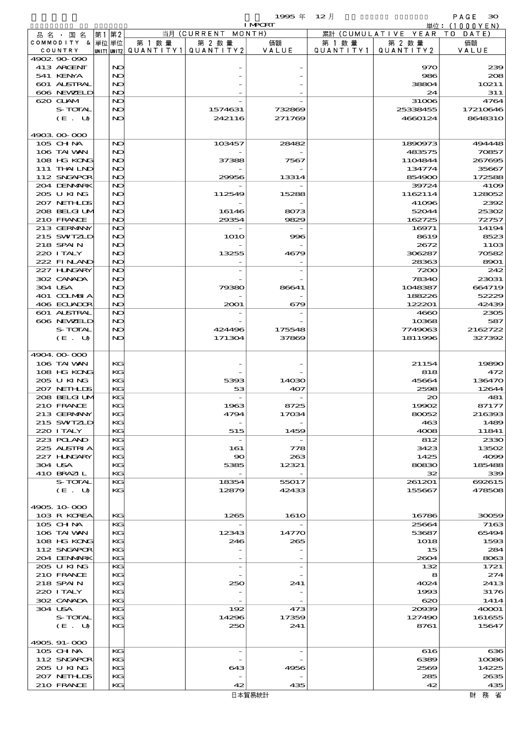1995 年 12 月 IMPORT

単位：(1000YEN)

| 品名・国名 COMMODITY & COUNTRY | 第1 単位 UNIT1 | 第2 単位 UNIT2 | 当月 (CURRENT MONTH) 第1数量 QUANTITY1 | 第2数量 QUANTITY2 | 価額 VALUE | 累計 (CUMULATIVE YEAR TO DATE) 第1数量 QUANTITY1 | 第2数量 QUANTITY2 | 価額 VALUE |
|---|---|---|---|---|---|---|---|---|
| 4902.90-090 | | | | | | | | |
| 413 ARGENT | | NO | | - | - | | 970 | 239 |
| 541 KENYA | | NO | | - | - | | 986 | 208 |
| 601 AUSTRAL | | NO | | - | - | | 38804 | 10211 |
| 606 NEWZELD | | NO | | - | - | | 24 | 311 |
| 620 GUAM | | NO | | - | - | | 31006 | 4764 |
| S-TOTAL | | NO | | 1574631 | 732869 | | 25338455 | 17210646 |
| (E. U) | | NO | | 242116 | 271769 | | 4660124 | 8648310 |
| 4903.00-000 | | | | | | | | |
| 105 CHINA | | NO | | 103457 | 28482 | | 1890973 | 494448 |
| 106 TAIWAN | | NO | | - | - | | 483575 | 70857 |
| 108 HG KONG | | NO | | 37388 | 7567 | | 1104844 | 267695 |
| 111 THAILND | | NO | | - | - | | 134774 | 35667 |
| 112 SNGAPOR | | NO | | 29956 | 13314 | | 854900 | 172588 |
| 204 DENMARK | | NO | | - | - | | 39724 | 4109 |
| 205 U KING | | NO | | 112549 | 15288 | | 1162114 | 128052 |
| 207 NETHLDS | | NO | | - | - | | 41096 | 2392 |
| 208 BELGIUM | | NO | | 16146 | 8073 | | 52044 | 25302 |
| 210 FRANCE | | NO | | 29354 | 9829 | | 162725 | 72757 |
| 213 GERMANY | | NO | | - | - | | 16971 | 14194 |
| 215 SWITZLD | | NO | | 1010 | 996 | | 8619 | 8523 |
| 218 SPAIN | | NO | | - | - | | 2672 | 1103 |
| 220 ITALY | | NO | | 13255 | 4679 | | 306287 | 70582 |
| 222 FINLAND | | NO | | - | - | | 28363 | 8901 |
| 227 HUNGARY | | NO | | - | - | | 7200 | 242 |
| 302 CANADA | | NO | | - | - | | 78340 | 23031 |
| 304 USA | | NO | | 79380 | 86641 | | 1048387 | 664719 |
| 401 COLMBIA | | NO | | - | - | | 188226 | 52229 |
| 406 ECUADOR | | NO | | 2001 | 679 | | 122201 | 42439 |
| 601 AUSTRAL | | NO | | - | - | | 4660 | 2305 |
| 606 NEWZELD | | NO | | - | - | | 10368 | 587 |
| S-TOTAL | | NO | | 424496 | 175548 | | 7749063 | 2162722 |
| (E. U) | | NO | | 171304 | 37869 | | 1811996 | 327392 |
| 4904.00-000 | | | | | | | | |
| 106 TAIWAN | | KG | | - | - | | 21154 | 19890 |
| 108 HG KONG | | KG | | - | - | | 818 | 472 |
| 205 U KING | | KG | | 5393 | 14030 | | 45664 | 136470 |
| 207 NETHLDS | | KG | | 53 | 407 | | 2598 | 12644 |
| 208 BELGIUM | | KG | | - | - | | 20 | 481 |
| 210 FRANCE | | KG | | 1963 | 8725 | | 19902 | 87177 |
| 213 GERMANY | | KG | | 4794 | 17034 | | 80052 | 216393 |
| 215 SWITZLD | | KG | | - | - | | 463 | 1489 |
| 220 ITALY | | KG | | 515 | 1459 | | 4008 | 11841 |
| 223 POLAND | | KG | | - | - | | 812 | 2330 |
| 225 AUSTRIA | | KG | | 161 | 778 | | 3423 | 13502 |
| 227 HUNGARY | | KG | | 90 | 263 | | 1425 | 4099 |
| 304 USA | | KG | | 5385 | 12321 | | 80830 | 185488 |
| 410 BRAZIL | | KG | | - | - | | 32 | 339 |
| S-TOTAL | | KG | | 18354 | 55017 | | 261201 | 692615 |
| (E. U) | | KG | | 12879 | 42433 | | 155667 | 478508 |
| 4905.10-000 | | | | | | | | |
| 103 R KOREA | | KG | | 1265 | 1610 | | 16786 | 30059 |
| 105 CHINA | | KG | | - | - | | 25664 | 7163 |
| 106 TAIWAN | | KG | | 12343 | 14770 | | 53687 | 65494 |
| 108 HG KONG | | KG | | 246 | 265 | | 1018 | 1593 |
| 112 SNGAPOR | | KG | | - | - | | 15 | 284 |
| 204 DENMARK | | KG | | - | - | | 2604 | 8063 |
| 205 U KING | | KG | | - | - | | 132 | 1721 |
| 210 FRANCE | | KG | | - | - | | 8 | 274 |
| 218 SPAIN | | KG | | 250 | 241 | | 4024 | 2413 |
| 220 ITALY | | KG | | - | - | | 1993 | 3176 |
| 302 CANADA | | KG | | - | - | | 620 | 1414 |
| 304 USA | | KG | | 192 | 473 | | 20939 | 40001 |
| S-TOTAL | | KG | | 14296 | 17359 | | 127490 | 161655 |
| (E. U) | | KG | | 250 | 241 | | 8761 | 15647 |
| 4905.91-000 | | | | | | | | |
| 105 CHINA | | KG | | - | - | | 616 | 636 |
| 112 SNGAPOR | | KG | | - | - | | 6389 | 10086 |
| 205 U KING | | KG | | 643 | 4956 | | 2569 | 14225 |
| 207 NETHLDS | | KG | | - | - | | 285 | 2635 |
| 210 FRANCE | | KG | | 42 | 435 | | 42 | 435 |

日本貿易統計　　財務省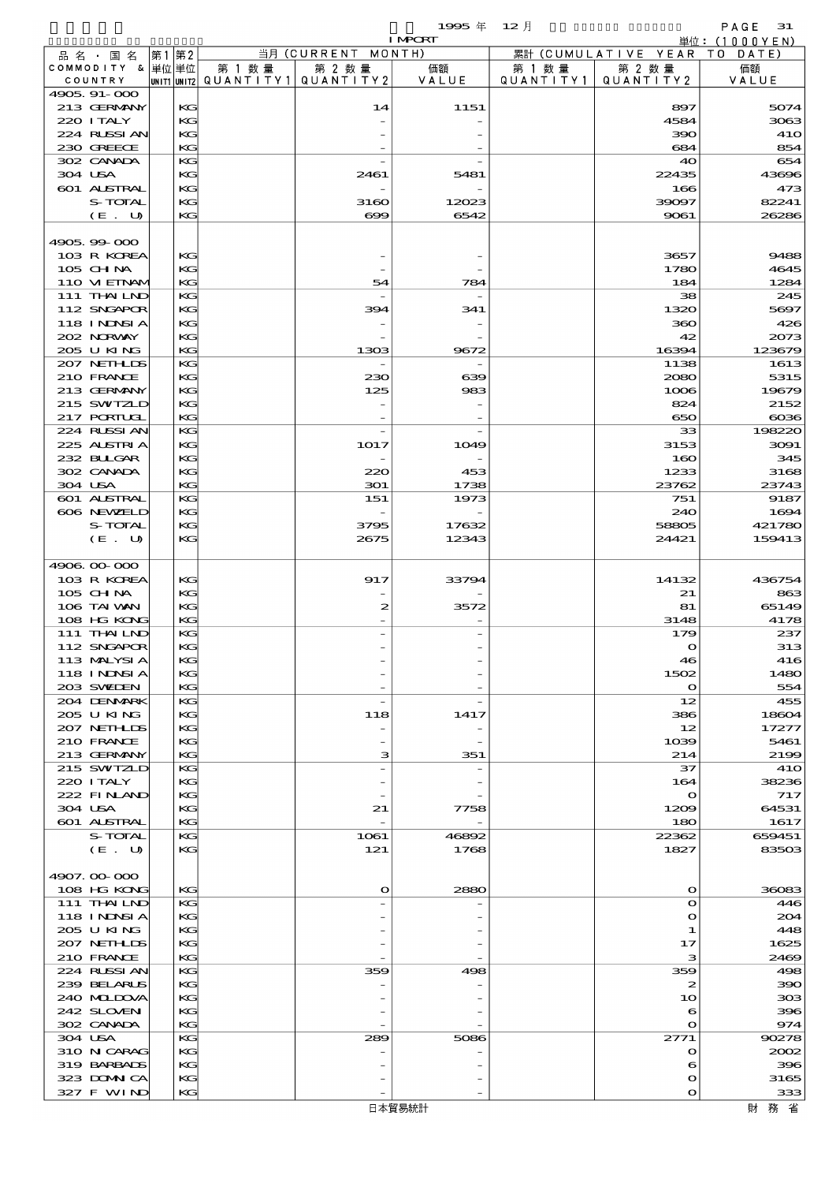1995 年 12 月

I MPORT

単位: (1000YEN)

| 品名・国名 COMMODITY & COUNTRY | 第1 単位 UNIT1 | 第2 単位 UNIT2 | 当月 (CURRENT MONTH) 第1数量 QUANTITY1 | 第2数量 QUANTITY2 | 価額 VALUE | 累計 (CUMULATIVE YEAR TO DATE) 第1数量 QUANTITY1 | 第2数量 QUANTITY2 | 価額 VALUE |
|---|---|---|---|---|---|---|---|---|
| 4905.91-000 | | | | | | | | |
| 213 GERMANY | | KG | | 14 | 1151 | | 897 | 5074 |
| 220 ITALY | | KG | | - | - | | 4584 | 3063 |
| 224 RUSSIAN | | KG | | - | - | | 390 | 410 |
| 230 GREECE | | KG | | - | - | | 684 | 854 |
| 302 CANADA | | KG | | - | - | | 40 | 654 |
| 304 USA | | KG | | 2461 | 5481 | | 22435 | 43696 |
| 601 AUSTRAL | | KG | | - | - | | 166 | 473 |
| S-TOTAL | | KG | | 3160 | 12023 | | 39097 | 82241 |
| (E. U) | | KG | | 699 | 6542 | | 9061 | 26286 |
| 4905.99-000 | | | | | | | | |
| 103 R KOREA | | KG | | - | - | | 3657 | 9488 |
| 105 CHINA | | KG | | - | - | | 1780 | 4645 |
| 110 VIETNAM | | KG | | 54 | 784 | | 184 | 1284 |
| 111 THAILND | | KG | | - | - | | 38 | 245 |
| 112 SNGAPOR | | KG | | 394 | 341 | | 1320 | 5697 |
| 118 INDNSIA | | KG | | - | - | | 360 | 426 |
| 202 NORWAY | | KG | | - | - | | 42 | 2073 |
| 205 U KING | | KG | | 1303 | 9672 | | 16394 | 123679 |
| 207 NETHLDS | | KG | | - | - | | 1138 | 1613 |
| 210 FRANCE | | KG | | 230 | 639 | | 2080 | 5315 |
| 213 GERMANY | | KG | | 125 | 983 | | 1006 | 19679 |
| 215 SWITZLD | | KG | | - | - | | 824 | 2152 |
| 217 PORTUGL | | KG | | - | - | | 650 | 6036 |
| 224 RUSSIAN | | KG | | - | - | | 33 | 198220 |
| 225 AUSTRIA | | KG | | 1017 | 1049 | | 3153 | 3091 |
| 232 BULGAR | | KG | | - | - | | 160 | 345 |
| 302 CANADA | | KG | | 220 | 453 | | 1233 | 3168 |
| 304 USA | | KG | | 301 | 1738 | | 23762 | 23743 |
| 601 AUSTRAL | | KG | | 151 | 1973 | | 751 | 9187 |
| 606 NEWZELD | | KG | | - | - | | 240 | 1694 |
| S-TOTAL | | KG | | 3795 | 17632 | | 58805 | 421780 |
| (E. U) | | KG | | 2675 | 12343 | | 24421 | 159413 |
| 4906.00-000 | | | | | | | | |
| 103 R KOREA | | KG | | 917 | 33794 | | 14132 | 436754 |
| 105 CHINA | | KG | | - | - | | 21 | 863 |
| 106 TAIWAN | | KG | | 2 | 3572 | | 81 | 65149 |
| 108 HG KONG | | KG | | - | - | | 3148 | 4178 |
| 111 THAILND | | KG | | - | - | | 179 | 237 |
| 112 SNGAPOR | | KG | | - | - | | 0 | 313 |
| 113 MALYSIA | | KG | | - | - | | 46 | 416 |
| 118 INDNSIA | | KG | | - | - | | 1502 | 1480 |
| 203 SWEDEN | | KG | | - | - | | 0 | 554 |
| 204 DENMARK | | KG | | - | - | | 12 | 455 |
| 205 U KING | | KG | | 118 | 1417 | | 386 | 18604 |
| 207 NETHLDS | | KG | | - | - | | 12 | 17277 |
| 210 FRANCE | | KG | | - | - | | 1039 | 5461 |
| 213 GERMANY | | KG | | 3 | 351 | | 214 | 2199 |
| 215 SWITZLD | | KG | | - | - | | 37 | 410 |
| 220 ITALY | | KG | | - | - | | 164 | 38236 |
| 222 FINLAND | | KG | | - | - | | 0 | 717 |
| 304 USA | | KG | | 21 | 7758 | | 1209 | 64531 |
| 601 AUSTRAL | | KG | | - | - | | 180 | 1617 |
| S-TOTAL | | KG | | 1061 | 46892 | | 22362 | 659451 |
| (E. U) | | KG | | 121 | 1768 | | 1827 | 83503 |
| 4907.00-000 | | | | | | | | |
| 108 HG KONG | | KG | | 0 | 2880 | | 0 | 36083 |
| 111 THAILND | | KG | | - | - | | 0 | 446 |
| 118 INDNSIA | | KG | | - | - | | 0 | 204 |
| 205 U KING | | KG | | - | - | | 1 | 448 |
| 207 NETHLDS | | KG | | - | - | | 17 | 1625 |
| 210 FRANCE | | KG | | - | - | | 3 | 2469 |
| 224 RUSSIAN | | KG | | 359 | 498 | | 359 | 498 |
| 239 BELARUS | | KG | | - | - | | 2 | 390 |
| 240 MOLDOVA | | KG | | - | - | | 10 | 303 |
| 242 SLOVENI | | KG | | - | - | | 6 | 396 |
| 302 CANADA | | KG | | - | - | | 0 | 974 |
| 304 USA | | KG | | 289 | 5086 | | 2771 | 90278 |
| 310 NICARAG | | KG | | - | - | | 0 | 2002 |
| 319 BARBADS | | KG | | - | - | | 6 | 396 |
| 323 DOMNICA | | KG | | - | - | | 0 | 3165 |
| 327 F WIND | | KG | | - | - | | 0 | 333 |

日本貿易統計　　財務省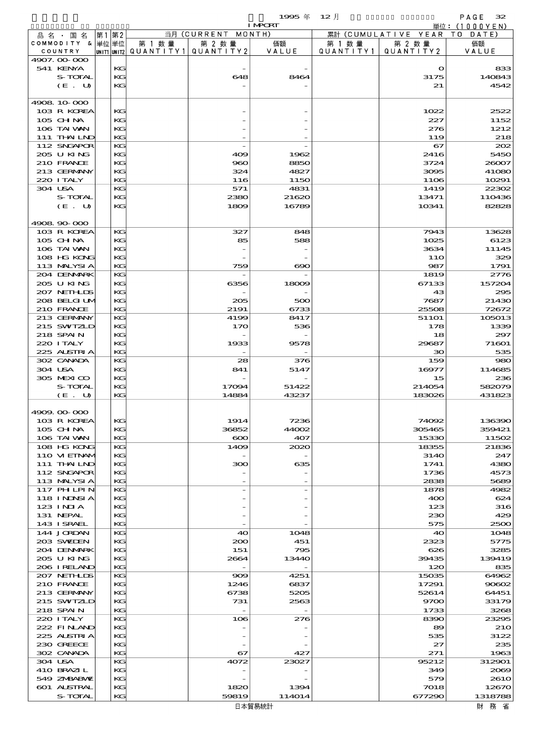| 品名・国名 COMMODITY & COUNTRY | 第1 単位 UNIT1 | 第2 単位 UNIT2 | 当月 (CURRENT MONTH) 第1数量 QUANTITY1 | 第2数量 QUANTITY2 | 価額 VALUE | 累計 (CUMULATIVE YEAR TO DATE) 第1数量 QUANTITY1 | 第2数量 QUANTITY2 | 価額 VALUE |
|---|---|---|---|---|---|---|---|---|
| 4907.00-000 | | | | | | | | |
| 541 KENYA | | KG | | - | - | | 0 | 833 |
| S-TOTAL | | KG | | 648 | 8464 | | 3175 | 140843 |
| (E. U) | | KG | | - | - | | 21 | 4542 |
| | | | | | | | | |
| 4908.10-000 | | | | | | | | |
| 103 R KOREA | | KG | | - | - | | 1022 | 2522 |
| 105 CHINA | | KG | | - | - | | 227 | 1152 |
| 106 TAIWAN | | KG | | - | - | | 276 | 1212 |
| 111 THAILND | | KG | | - | - | | 119 | 218 |
| 112 SNGAPOR | | KG | | - | - | | 67 | 202 |
| 205 U KING | | KG | | 409 | 1962 | | 2416 | 5450 |
| 210 FRANCE | | KG | | 960 | 8850 | | 3724 | 26007 |
| 213 GERMANY | | KG | | 324 | 4827 | | 3095 | 41080 |
| 220 ITALY | | KG | | 116 | 1150 | | 1106 | 10291 |
| 304 USA | | KG | | 571 | 4831 | | 1419 | 22302 |
| S-TOTAL | | KG | | 2380 | 21620 | | 13471 | 110436 |
| (E. U) | | KG | | 1809 | 16789 | | 10341 | 82828 |
| | | | | | | | | |
| 4908.90-000 | | | | | | | | |
| 103 R KOREA | | KG | | 327 | 848 | | 7943 | 13628 |
| 105 CHINA | | KG | | 85 | 588 | | 1025 | 6123 |
| 106 TAIWAN | | KG | | - | - | | 3634 | 11145 |
| 108 HG KONG | | KG | | - | - | | 110 | 329 |
| 113 MALYSIA | | KG | | 759 | 690 | | 987 | 1791 |
| 204 DENMARK | | KG | | - | - | | 1819 | 2776 |
| 205 U KING | | KG | | 6356 | 18009 | | 67133 | 157204 |
| 207 NETHLDS | | KG | | - | - | | 43 | 295 |
| 208 BELGIUM | | KG | | 205 | 500 | | 7687 | 21430 |
| 210 FRANCE | | KG | | 2191 | 6733 | | 25508 | 72672 |
| 213 GERMANY | | KG | | 4199 | 8417 | | 51101 | 105013 |
| 215 SWITZLD | | KG | | 170 | 536 | | 178 | 1339 |
| 218 SPAIN | | KG | | - | - | | 18 | 297 |
| 220 ITALY | | KG | | 1933 | 9578 | | 29687 | 71601 |
| 225 AUSTRIA | | KG | | - | - | | 30 | 535 |
| 302 CANADA | | KG | | 28 | 376 | | 159 | 980 |
| 304 USA | | KG | | 841 | 5147 | | 16977 | 114685 |
| 305 MEXICO | | KG | | - | - | | 15 | 236 |
| S-TOTAL | | KG | | 17094 | 51422 | | 214054 | 582079 |
| (E. U) | | KG | | 14884 | 43237 | | 183026 | 431823 |
| | | | | | | | | |
| 4909.00-000 | | | | | | | | |
| 103 R KOREA | | KG | | 1914 | 7236 | | 74092 | 136390 |
| 105 CHINA | | KG | | 36852 | 44002 | | 305465 | 359421 |
| 106 TAIWAN | | KG | | 600 | 407 | | 15330 | 11502 |
| 108 HG KONG | | KG | | 1409 | 2020 | | 18355 | 21836 |
| 110 VIETNAM | | KG | | - | - | | 3140 | 247 |
| 111 THAILND | | KG | | 300 | 635 | | 1741 | 4380 |
| 112 SNGAPOR | | KG | | - | - | | 1736 | 4573 |
| 113 MALYSIA | | KG | | - | - | | 2838 | 5689 |
| 117 PHLPIN | | KG | | - | - | | 1878 | 4982 |
| 118 INDNSIA | | KG | | - | - | | 400 | 624 |
| 123 INDIA | | KG | | - | - | | 123 | 316 |
| 131 NEPAL | | KG | | - | - | | 230 | 429 |
| 143 ISRAEL | | KG | | - | - | | 575 | 2500 |
| 144 JORDAN | | KG | | 40 | 1048 | | 40 | 1048 |
| 203 SWEDEN | | KG | | 200 | 451 | | 2323 | 5775 |
| 204 DENMARK | | KG | | 151 | 795 | | 626 | 3285 |
| 205 U KING | | KG | | 2664 | 13440 | | 39435 | 139419 |
| 206 IRELAND | | KG | | - | - | | 120 | 835 |
| 207 NETHLDS | | KG | | 909 | 4251 | | 15035 | 64962 |
| 210 FRANCE | | KG | | 1246 | 6837 | | 17291 | 90602 |
| 213 GERMANY | | KG | | 6738 | 5205 | | 52614 | 64451 |
| 215 SWITZLD | | KG | | 731 | 2563 | | 9700 | 33179 |
| 218 SPAIN | | KG | | - | - | | 1733 | 3268 |
| 220 ITALY | | KG | | 106 | 276 | | 8390 | 23295 |
| 222 FINLAND | | KG | | - | - | | 89 | 210 |
| 225 AUSTRIA | | KG | | - | - | | 535 | 3122 |
| 230 GREECE | | KG | | - | - | | 27 | 235 |
| 302 CANADA | | KG | | 67 | 427 | | 271 | 1963 |
| 304 USA | | KG | | 4072 | 23027 | | 95212 | 312901 |
| 410 BRAZIL | | KG | | - | - | | 349 | 2069 |
| 549 ZMBABWE | | KG | | - | - | | 579 | 2610 |
| 601 AUSTRAL | | KG | | 1820 | 1394 | | 7018 | 12670 |
| S-TOTAL | | KG | | 59819 | 114014 | | 677290 | 1318788 |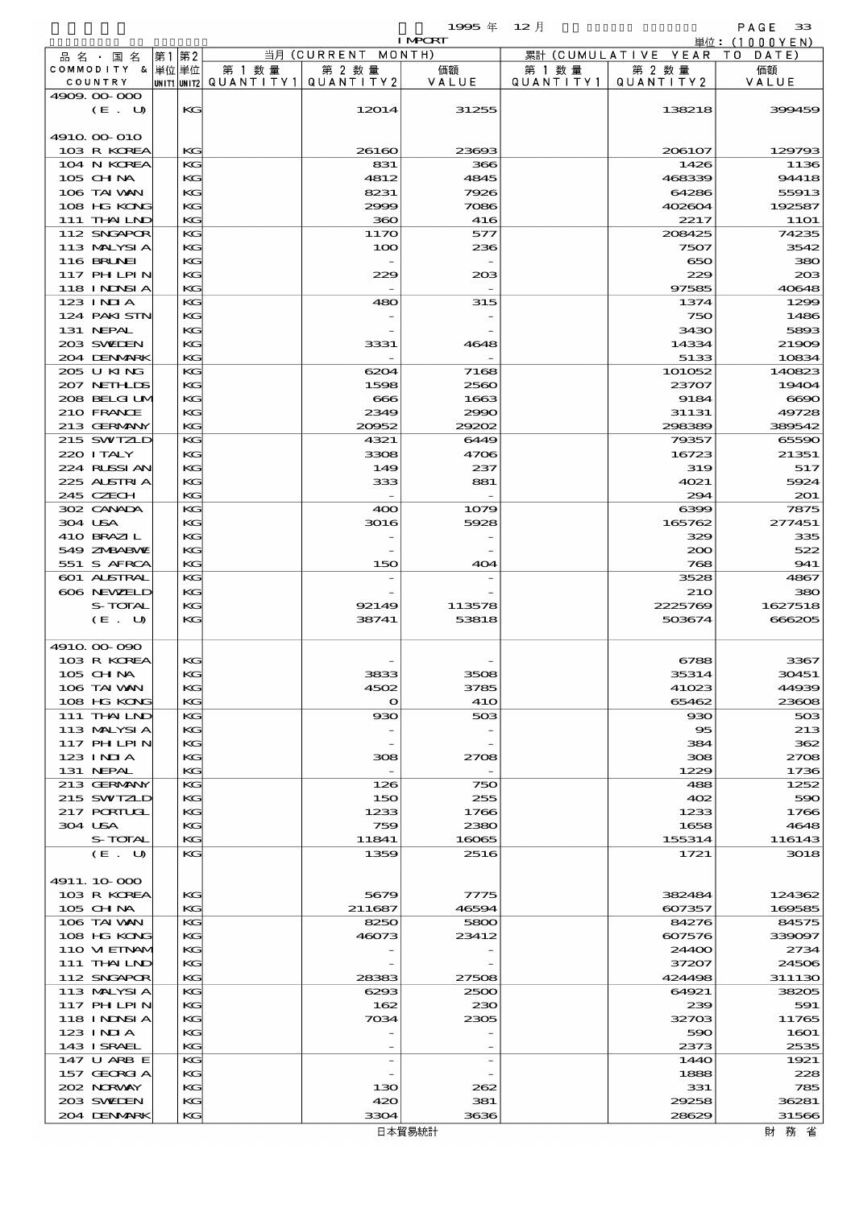1995 年 12 月 IMPORT 単位：(1000YEN)

| 品名・国名 COMMODITY & COUNTRY | 第1 単位 UNIT1 | 第2 単位 UNIT2 | 当月 (CURRENT MONTH) 第1数量 QUANTITY1 | 第2数量 QUANTITY2 | 価額 VALUE | 累計 (CUMULATIVE YEAR TO DATE) 第1数量 QUANTITY1 | 第2数量 QUANTITY2 | 価額 VALUE |
|---|---|---|---|---|---|---|---|---|
| 4909.00-000 | | | | | | | | |
| (E. U) | | KG | | 12014 | 31255 | | 138218 | 399459 |
| 4910.00-010 | | | | | | | | |
| 103 R KOREA | | KG | | 26160 | 23693 | | 206107 | 129793 |
| 104 N KOREA | | KG | | 831 | 366 | | 1426 | 1136 |
| 105 CHINA | | KG | | 4812 | 4845 | | 468339 | 94418 |
| 106 TAIWAN | | KG | | 8231 | 7926 | | 64286 | 55913 |
| 108 HG KONG | | KG | | 2999 | 7086 | | 402604 | 192587 |
| 111 THAILND | | KG | | 360 | 416 | | 2217 | 1101 |
| 112 SNGAPOR | | KG | | 1170 | 577 | | 208425 | 74235 |
| 113 MALYSIA | | KG | | 100 | 236 | | 7507 | 3542 |
| 116 BRUNEI | | KG | | - | - | | 650 | 380 |
| 117 PHILPIN | | KG | | 229 | 203 | | 229 | 203 |
| 118 INDNSIA | | KG | | - | - | | 97585 | 40648 |
| 123 INDIA | | KG | | 480 | 315 | | 1374 | 1299 |
| 124 PAKISTN | | KG | | - | - | | 750 | 1486 |
| 131 NEPAL | | KG | | - | - | | 3430 | 5893 |
| 203 SWEDEN | | KG | | 3331 | 4648 | | 14334 | 21909 |
| 204 DENMARK | | KG | | - | - | | 5133 | 10834 |
| 205 U KING | | KG | | 6204 | 7168 | | 101052 | 140823 |
| 207 NETHLDS | | KG | | 1598 | 2560 | | 23707 | 19404 |
| 208 BELGIUM | | KG | | 666 | 1663 | | 9184 | 6690 |
| 210 FRANCE | | KG | | 2349 | 2990 | | 31131 | 49728 |
| 213 GERMANY | | KG | | 20952 | 29202 | | 298389 | 389542 |
| 215 SWITZLD | | KG | | 4321 | 6449 | | 79357 | 65590 |
| 220 ITALY | | KG | | 3308 | 4706 | | 16723 | 21351 |
| 224 RUSSIAN | | KG | | 149 | 237 | | 319 | 517 |
| 225 AUSTRIA | | KG | | 333 | 881 | | 4021 | 5924 |
| 245 CZECH | | KG | | - | - | | 294 | 201 |
| 302 CANADA | | KG | | 400 | 1079 | | 6399 | 7875 |
| 304 USA | | KG | | 3016 | 5928 | | 165762 | 277451 |
| 410 BRAZIL | | KG | | - | - | | 329 | 335 |
| 549 ZMBABWE | | KG | | - | - | | 200 | 522 |
| 551 S AFRCA | | KG | | 150 | 404 | | 768 | 941 |
| 601 AUSTRAL | | KG | | - | - | | 3528 | 4867 |
| 606 NEWZELD | | KG | | - | - | | 210 | 380 |
| S-TOTAL | | KG | | 92149 | 113578 | | 2225769 | 1627518 |
| (E. U) | | KG | | 38741 | 53818 | | 503674 | 666205 |
| 4910.00-090 | | | | | | | | |
| 103 R KOREA | | KG | | - | - | | 6788 | 3367 |
| 105 CHINA | | KG | | 3833 | 3508 | | 35314 | 30451 |
| 106 TAIWAN | | KG | | 4502 | 3785 | | 41023 | 44939 |
| 108 HG KONG | | KG | | 0 | 410 | | 65462 | 23608 |
| 111 THAILND | | KG | | 930 | 503 | | 930 | 503 |
| 113 MALYSIA | | KG | | - | - | | 95 | 213 |
| 117 PHILPIN | | KG | | - | - | | 384 | 362 |
| 123 INDIA | | KG | | 308 | 2708 | | 308 | 2708 |
| 131 NEPAL | | KG | | - | - | | 1229 | 1736 |
| 213 GERMANY | | KG | | 126 | 750 | | 488 | 1252 |
| 215 SWITZLD | | KG | | 150 | 255 | | 402 | 590 |
| 217 PORTUGL | | KG | | 1233 | 1766 | | 1233 | 1766 |
| 304 USA | | KG | | 759 | 2380 | | 1658 | 4648 |
| S-TOTAL | | KG | | 11841 | 16065 | | 155314 | 116143 |
| (E. U) | | KG | | 1359 | 2516 | | 1721 | 3018 |
| 4911.10-000 | | | | | | | | |
| 103 R KOREA | | KG | | 5679 | 7775 | | 382484 | 124362 |
| 105 CHINA | | KG | | 211687 | 46594 | | 607357 | 169585 |
| 106 TAIWAN | | KG | | 8250 | 5800 | | 84276 | 84575 |
| 108 HG KONG | | KG | | 46073 | 23412 | | 607576 | 339097 |
| 110 VIETNAM | | KG | | - | - | | 24400 | 2734 |
| 111 THAILND | | KG | | - | - | | 37207 | 24506 |
| 112 SNGAPOR | | KG | | 28383 | 27508 | | 424498 | 311130 |
| 113 MALYSIA | | KG | | 6293 | 2500 | | 64921 | 38205 |
| 117 PHILPIN | | KG | | 162 | 230 | | 239 | 591 |
| 118 INDNSIA | | KG | | 7034 | 2305 | | 32703 | 11765 |
| 123 INDIA | | KG | | - | - | | 590 | 1601 |
| 143 ISRAEL | | KG | | - | - | | 2373 | 2535 |
| 147 U ARB E | | KG | | - | - | | 1440 | 1921 |
| 157 GEORGIA | | KG | | - | - | | 1888 | 228 |
| 202 NORWAY | | KG | | 130 | 262 | | 331 | 785 |
| 203 SWEDEN | | KG | | 420 | 381 | | 29258 | 36281 |
| 204 DENMARK | | KG | | 3304 | 3636 | | 28629 | 31566 |

日本貿易統計　財務省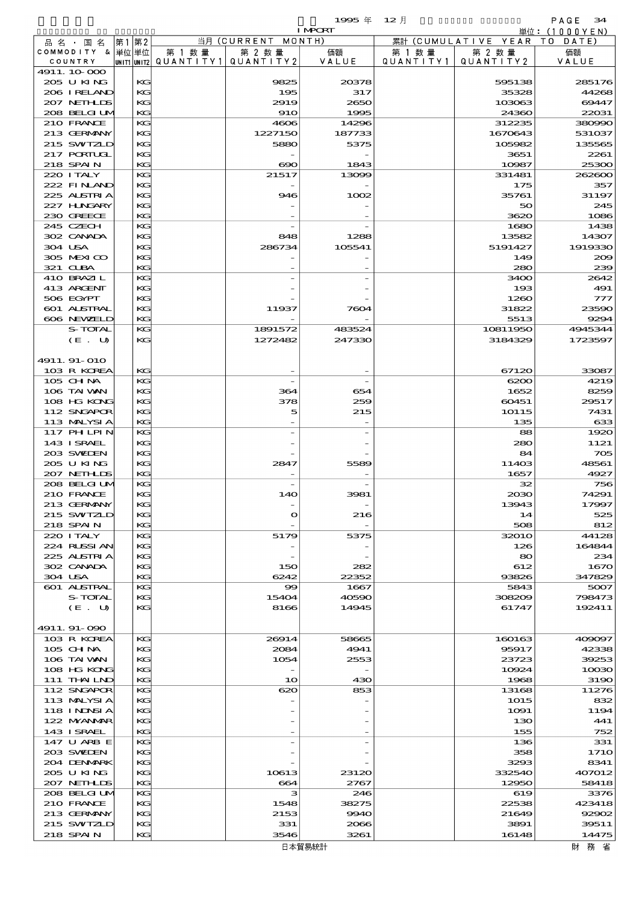1995 年 12 月 IMPORT

単位：(1000YEN)

| 品名・国名 COMMODITY & COUNTRY | 第1 単位 UNIT1 | 第2 単位 UNIT2 | 当月 (CURRENT MONTH) 第1数量 QUANTITY1 | 第2数量 QUANTITY2 | 価額 VALUE | 累計 (CUMULATIVE YEAR TO DATE) 第1数量 QUANTITY1 | 第2数量 QUANTITY2 | 価額 VALUE |
|---|---|---|---|---|---|---|---|---|
| 4911.10-000 | | | | | | | | |
| 205 U KING | | KG | | 9825 | 20378 | | 595138 | 285176 |
| 206 IRELAND | | KG | | 195 | 317 | | 35328 | 44268 |
| 207 NETHLDS | | KG | | 2919 | 2650 | | 103063 | 69447 |
| 208 BELGIUM | | KG | | 910 | 1995 | | 24360 | 22031 |
| 210 FRANCE | | KG | | 4606 | 14296 | | 312235 | 380990 |
| 213 GERMANY | | KG | | 1227150 | 187733 | | 1670643 | 531037 |
| 215 SWITZLD | | KG | | 5880 | 5375 | | 105982 | 135565 |
| 217 PORTUGL | | KG | | - | - | | 3651 | 2261 |
| 218 SPAIN | | KG | | 690 | 1843 | | 10987 | 25300 |
| 220 ITALY | | KG | | 21517 | 13099 | | 331481 | 262600 |
| 222 FINLAND | | KG | | - | - | | 175 | 357 |
| 225 AUSTRIA | | KG | | 946 | 1002 | | 35761 | 31197 |
| 227 HUNGARY | | KG | | - | - | | 50 | 245 |
| 230 GREECE | | KG | | - | - | | 3620 | 1086 |
| 245 CZECH | | KG | | - | - | | 1680 | 1438 |
| 302 CANADA | | KG | | 848 | 1288 | | 13582 | 14307 |
| 304 USA | | KG | | 286734 | 105541 | | 5191427 | 1919330 |
| 305 MEXICO | | KG | | - | - | | 149 | 209 |
| 321 CUBA | | KG | | - | - | | 280 | 239 |
| 410 BRAZIL | | KG | | - | - | | 3400 | 2642 |
| 413 ARGENT | | KG | | - | - | | 193 | 491 |
| 506 EGYPT | | KG | | - | - | | 1260 | 777 |
| 601 AUSTRAL | | KG | | 11937 | 7604 | | 31822 | 23590 |
| 606 NEWZELD | | KG | | - | - | | 5513 | 9294 |
| S-TOTAL | | KG | | 1891572 | 483524 | | 10811950 | 4945344 |
| (E. U) | | KG | | 1272482 | 247330 | | 3184329 | 1723597 |
| 4911.91-010 | | | | | | | | |
| 103 R KOREA | | KG | | - | - | | 67120 | 33087 |
| 105 CHINA | | KG | | - | - | | 6200 | 4219 |
| 106 TAIWAN | | KG | | 364 | 654 | | 1652 | 8259 |
| 108 HG KONG | | KG | | 378 | 259 | | 60451 | 29517 |
| 112 SNGAPOR | | KG | | 5 | 215 | | 10115 | 7431 |
| 113 MALYSIA | | KG | | - | - | | 135 | 633 |
| 117 PHILPIN | | KG | | - | - | | 88 | 1920 |
| 143 ISRAEL | | KG | | - | - | | 280 | 1121 |
| 203 SWEDEN | | KG | | - | - | | 84 | 705 |
| 205 U KING | | KG | | 2847 | 5589 | | 11403 | 48561 |
| 207 NETHLDS | | KG | | - | - | | 1657 | 4927 |
| 208 BELGIUM | | KG | | - | - | | 32 | 756 |
| 210 FRANCE | | KG | | 140 | 3981 | | 2030 | 74291 |
| 213 GERMANY | | KG | | - | - | | 13943 | 17997 |
| 215 SWITZLD | | KG | | 0 | 216 | | 14 | 525 |
| 218 SPAIN | | KG | | - | - | | 508 | 812 |
| 220 ITALY | | KG | | 5179 | 5375 | | 32010 | 44128 |
| 224 RUSSIAN | | KG | | - | - | | 126 | 164844 |
| 225 AUSTRIA | | KG | | - | - | | 80 | 234 |
| 302 CANADA | | KG | | 150 | 282 | | 612 | 1670 |
| 304 USA | | KG | | 6242 | 22352 | | 93826 | 347829 |
| 601 AUSTRAL | | KG | | 99 | 1667 | | 5843 | 5007 |
| S-TOTAL | | KG | | 15404 | 40590 | | 308209 | 798473 |
| (E. U) | | KG | | 8166 | 14945 | | 61747 | 192411 |
| 4911.91-090 | | | | | | | | |
| 103 R KOREA | | KG | | 26914 | 58665 | | 160163 | 409097 |
| 105 CHINA | | KG | | 2084 | 4941 | | 95917 | 42338 |
| 106 TAIWAN | | KG | | 1054 | 2553 | | 23723 | 39253 |
| 108 HG KONG | | KG | | - | - | | 10924 | 10030 |
| 111 THAILND | | KG | | 10 | 430 | | 1968 | 3190 |
| 112 SNGAPOR | | KG | | 620 | 853 | | 13168 | 11276 |
| 113 MALYSIA | | KG | | - | - | | 1015 | 832 |
| 118 INDNSIA | | KG | | - | - | | 1091 | 1194 |
| 122 MYANMAR | | KG | | - | - | | 130 | 441 |
| 143 ISRAEL | | KG | | - | - | | 155 | 752 |
| 147 U ARB E | | KG | | - | - | | 136 | 331 |
| 203 SWEDEN | | KG | | - | - | | 358 | 1710 |
| 204 DENMARK | | KG | | - | - | | 3293 | 8341 |
| 205 U KING | | KG | | 10613 | 23120 | | 332540 | 407012 |
| 207 NETHLDS | | KG | | 664 | 2767 | | 12950 | 58418 |
| 208 BELGIUM | | KG | | 3 | 246 | | 619 | 3376 |
| 210 FRANCE | | KG | | 1548 | 38275 | | 22538 | 423418 |
| 213 GERMANY | | KG | | 2153 | 9940 | | 21649 | 92902 |
| 215 SWITZLD | | KG | | 331 | 2066 | | 3891 | 39511 |
| 218 SPAIN | | KG | | 3546 | 3261 | | 16148 | 14475 |

日本貿易統計　財務省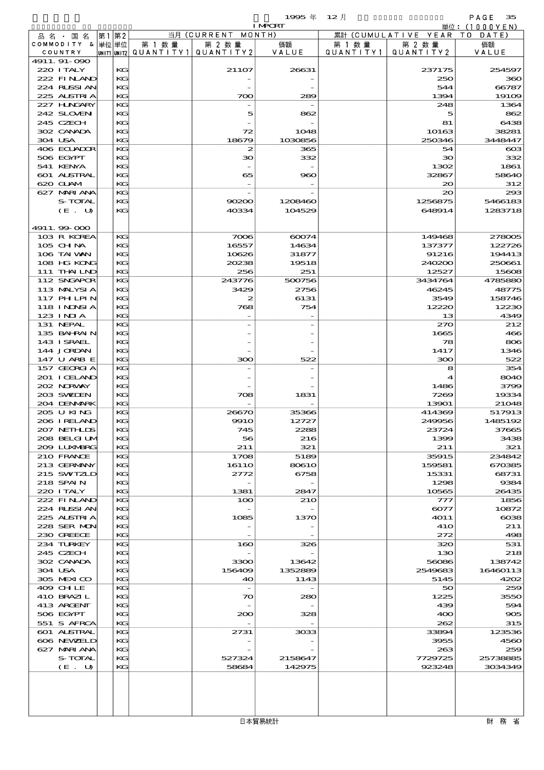1995 年 12 月 IMPORT

単位：(1000YEN)

| 品名・国名 COMMODITY & COUNTRY | 第1 単位 UNIT1 | 第2 単位 UNIT2 | 当月 (CURRENT MONTH) 第1数量 QUANTITY1 | 第2数量 QUANTITY2 | 価額 VALUE | 累計 (CUMULATIVE YEAR TO DATE) 第1数量 QUANTITY1 | 第2数量 QUANTITY2 | 価額 VALUE |
|---|---|---|---|---|---|---|---|---|
| 4911.91-090 | | | | | | | | |
| 220 ITALY | | KG | | 21107 | 26631 | | 237175 | 254597 |
| 222 FINLAND | | KG | | - | - | | 250 | 360 |
| 224 RUSSIAN | | KG | | - | - | | 544 | 66787 |
| 225 AUSTRIA | | KG | | 700 | 289 | | 1394 | 19109 |
| 227 HUNGARY | | KG | | - | - | | 248 | 1364 |
| 242 SLOVENI | | KG | | 5 | 862 | | 5 | 862 |
| 245 CZECH | | KG | | - | - | | 81 | 6438 |
| 302 CANADA | | KG | | 72 | 1048 | | 10163 | 38281 |
| 304 USA | | KG | | 18679 | 1030856 | | 250346 | 3448447 |
| 406 ECUADOR | | KG | | 2 | 365 | | 54 | 603 |
| 506 EGYPT | | KG | | 30 | 332 | | 30 | 332 |
| 541 KENYA | | KG | | - | - | | 1302 | 1861 |
| 601 AUSTRAL | | KG | | 65 | 960 | | 32867 | 58640 |
| 620 GUAM | | KG | | - | - | | 20 | 312 |
| 627 MARIANA | | KG | | - | - | | 20 | 293 |
| S-TOTAL | | KG | | 90200 | 1208460 | | 1256875 | 5466183 |
| (E. U) | | KG | | 40334 | 104529 | | 648914 | 1283718 |
| 4911.99-000 | | | | | | | | |
| 103 R KOREA | | KG | | 7006 | 60074 | | 149468 | 278005 |
| 105 CHINA | | KG | | 16557 | 14634 | | 137377 | 122726 |
| 106 TAIWAN | | KG | | 10626 | 31877 | | 91216 | 194413 |
| 108 HG KONG | | KG | | 20238 | 19518 | | 240200 | 250661 |
| 111 THAILND | | KG | | 256 | 251 | | 12527 | 15608 |
| 112 SNGAPOR | | KG | | 243776 | 500756 | | 3434764 | 4785880 |
| 113 MALYSIA | | KG | | 3429 | 2756 | | 46245 | 48775 |
| 117 PHLPIN | | KG | | 2 | 6131 | | 3549 | 158746 |
| 118 INDNSIA | | KG | | 768 | 754 | | 12220 | 12230 |
| 123 INDIA | | KG | | - | - | | 13 | 4349 |
| 131 NEPAL | | KG | | - | - | | 270 | 212 |
| 135 BAHRAIN | | KG | | - | - | | 1665 | 466 |
| 143 ISRAEL | | KG | | - | - | | 78 | 806 |
| 144 JORDAN | | KG | | - | - | | 1417 | 1346 |
| 147 U ARB E | | KG | | 300 | 522 | | 300 | 522 |
| 157 GEORGIA | | KG | | - | - | | 8 | 354 |
| 201 ICELAND | | KG | | - | - | | 4 | 8040 |
| 202 NORWAY | | KG | | - | - | | 1486 | 3799 |
| 203 SWEDEN | | KG | | 708 | 1831 | | 7269 | 19334 |
| 204 DENMARK | | KG | | - | - | | 13901 | 21048 |
| 205 U KING | | KG | | 26670 | 35366 | | 414369 | 517913 |
| 206 IRELAND | | KG | | 9910 | 12727 | | 249956 | 1485192 |
| 207 NETHLDS | | KG | | 745 | 2288 | | 23724 | 37665 |
| 208 BELGIUM | | KG | | 56 | 216 | | 1399 | 3438 |
| 209 LUXMBRG | | KG | | 211 | 321 | | 211 | 321 |
| 210 FRANCE | | KG | | 1708 | 5189 | | 35915 | 234842 |
| 213 GERMANY | | KG | | 16110 | 80610 | | 159581 | 670385 |
| 215 SWITZLD | | KG | | 2772 | 6758 | | 15331 | 68731 |
| 218 SPAIN | | KG | | - | - | | 1298 | 9384 |
| 220 ITALY | | KG | | 1381 | 2847 | | 10565 | 26435 |
| 222 FINLAND | | KG | | 100 | 210 | | 777 | 1856 |
| 224 RUSSIAN | | KG | | - | - | | 6077 | 10872 |
| 225 AUSTRIA | | KG | | 1085 | 1370 | | 4011 | 6038 |
| 228 SER MON | | KG | | - | - | | 410 | 211 |
| 230 GREECE | | KG | | - | - | | 272 | 498 |
| 234 TURKEY | | KG | | 160 | 326 | | 320 | 531 |
| 245 CZECH | | KG | | - | - | | 130 | 218 |
| 302 CANADA | | KG | | 3300 | 13642 | | 56086 | 138742 |
| 304 USA | | KG | | 156409 | 1352889 | | 2549683 | 16460113 |
| 305 MEXICO | | KG | | 40 | 1143 | | 5145 | 4202 |
| 409 CHILE | | KG | | - | - | | 50 | 259 |
| 410 BRAZIL | | KG | | 70 | 280 | | 1225 | 3550 |
| 413 ARGENT | | KG | | - | - | | 439 | 594 |
| 506 EGYPT | | KG | | 200 | 328 | | 400 | 905 |
| 551 S AFRCA | | KG | | - | - | | 262 | 315 |
| 601 AUSTRAL | | KG | | 2731 | 3033 | | 33894 | 123536 |
| 606 NEWZELD | | KG | | - | - | | 3955 | 4560 |
| 627 MARIANA | | KG | | - | - | | 263 | 259 |
| S-TOTAL | | KG | | 527324 | 2158647 | | 7729725 | 25738885 |
| (E. U) | | KG | | 58684 | 142975 | | 923248 | 3034349 |

日本貿易統計　　財務省